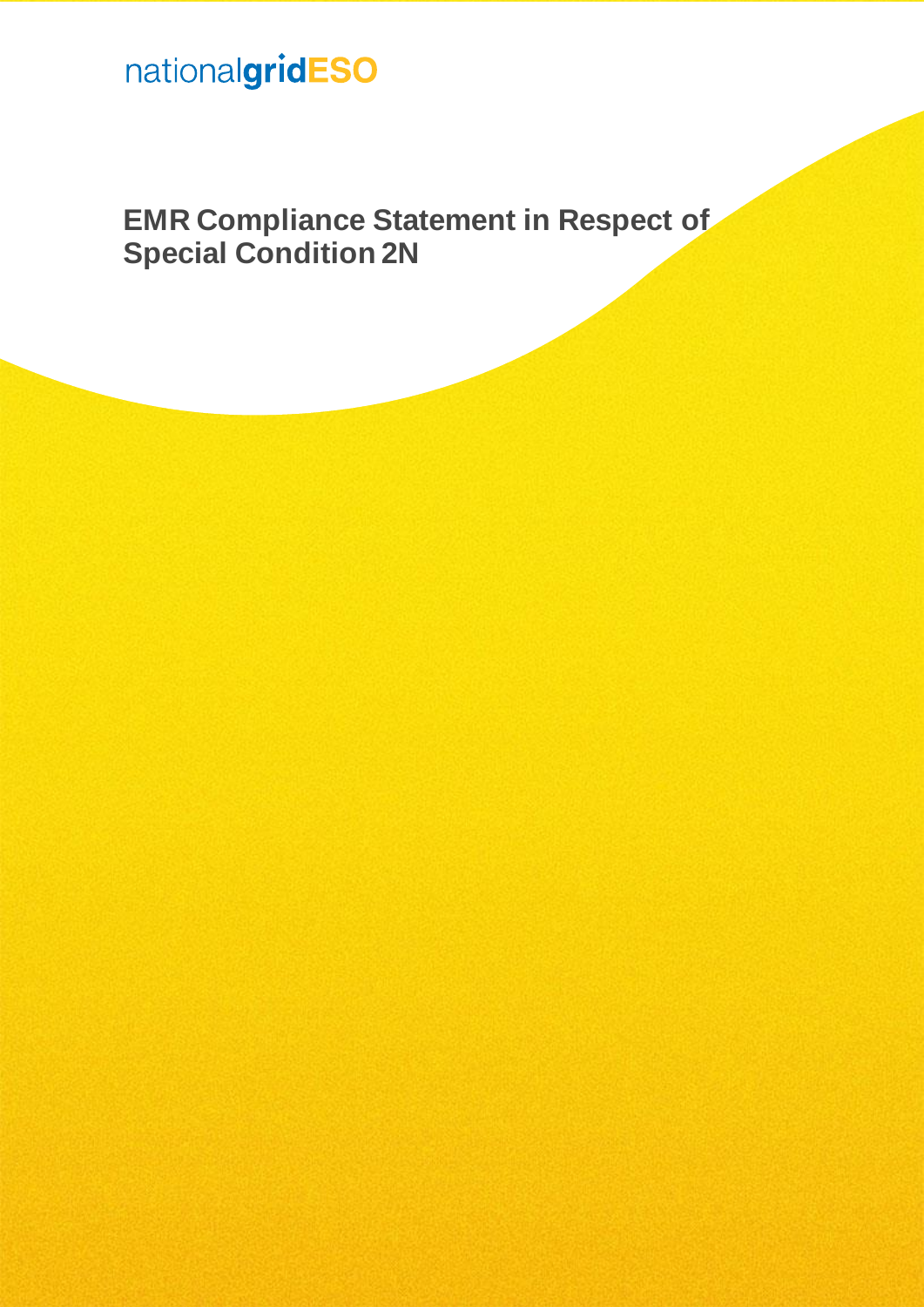nationalgridESO

# EMR Compliance Statement in Respect of Special Condition 2N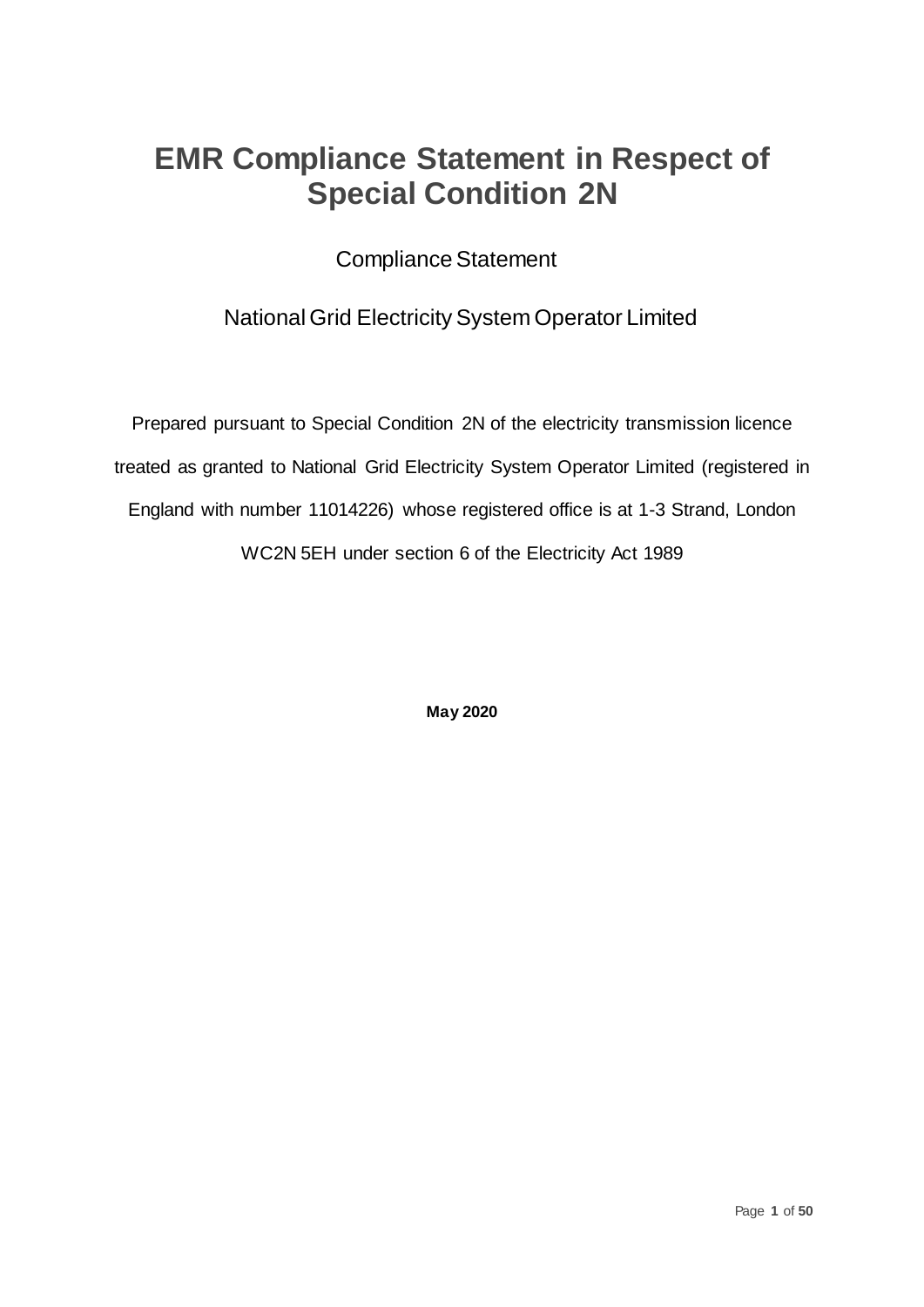# EMR Compliance Statement in Respect of Special Condition 2N

Compliance Statement

National Grid Electricity System Operator Limited

Prepared pursuant to Special Condition 2N of the electricity transmission licence treated as granted to National Grid Electricity System Operator Limited (registered in England with number 11014226) whose registered office is at 1-3 Strand, London WC2N 5EH under section 6 of the Electricity Act 1989

**May 2020**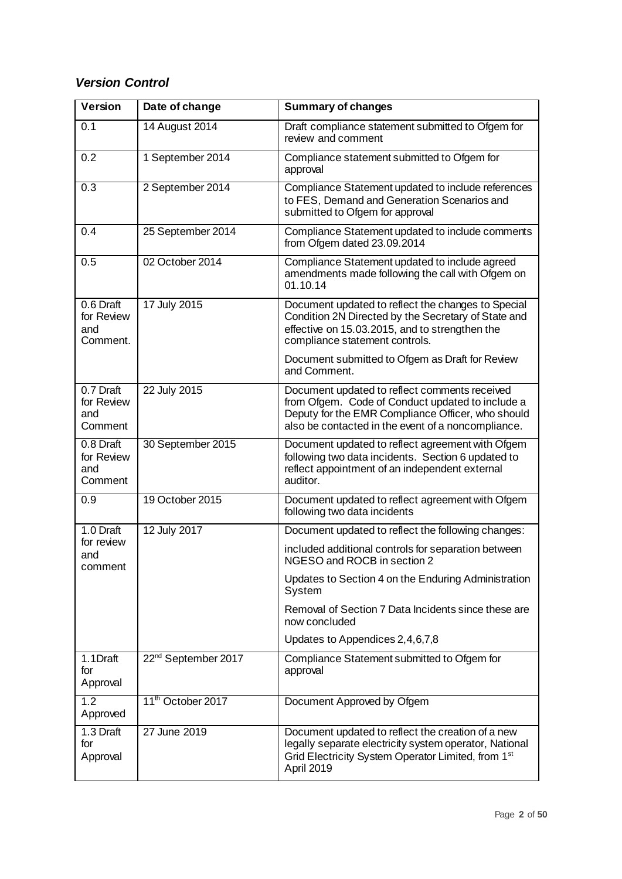## *Version Control*

| Version | Date of change | Summary of changes |
|---|---|---|
| 0.1 | 14 August 2014 | Draft compliance statement submitted to Ofgem for review and comment |
| 0.2 | 1 September 2014 | Compliance statement submitted to Ofgem for approval |
| 0.3 | 2 September 2014 | Compliance Statement updated to include references to FES, Demand and Generation Scenarios and submitted to Ofgem for approval |
| 0.4 | 25 September 2014 | Compliance Statement updated to include comments from Ofgem dated 23.09.2014 |
| 0.5 | 02 October 2014 | Compliance Statement updated to include agreed amendments made following the call with Ofgem on 01.10.14 |
| 0.6 Draft for Review and Comment. | 17 July 2015 | Document updated to reflect the changes to Special Condition 2N Directed by the Secretary of State and effective on 15.03.2015, and to strengthen the compliance statement controls.<br><br>Document submitted to Ofgem as Draft for Review and Comment. |
| 0.7 Draft for Review and Comment | 22 July 2015 | Document updated to reflect comments received from Ofgem. Code of Conduct updated to include a Deputy for the EMR Compliance Officer, who should also be contacted in the event of a noncompliance. |
| 0.8 Draft for Review and Comment | 30 September 2015 | Document updated to reflect agreement with Ofgem following two data incidents. Section 6 updated to reflect appointment of an independent external auditor. |
| 0.9 | 19 October 2015 | Document updated to reflect agreement with Ofgem following two data incidents |
| 1.0 Draft for review and comment | 12 July 2017 | Document updated to reflect the following changes:<br><br>included additional controls for separation between NGESO and ROCB in section 2<br><br>Updates to Section 4 on the Enduring Administration System<br><br>Removal of Section 7 Data Incidents since these are now concluded<br><br>Updates to Appendices 2,4,6,7,8 |
| 1.1Draft for Approval | 22nd September 2017 | Compliance Statement submitted to Ofgem for approval |
| 1.2 Approved | 11th October 2017 | Document Approved by Ofgem |
| 1.3 Draft for Approval | 27 June 2019 | Document updated to reflect the creation of a new legally separate electricity system operator, National Grid Electricity System Operator Limited, from 1st April 2019 |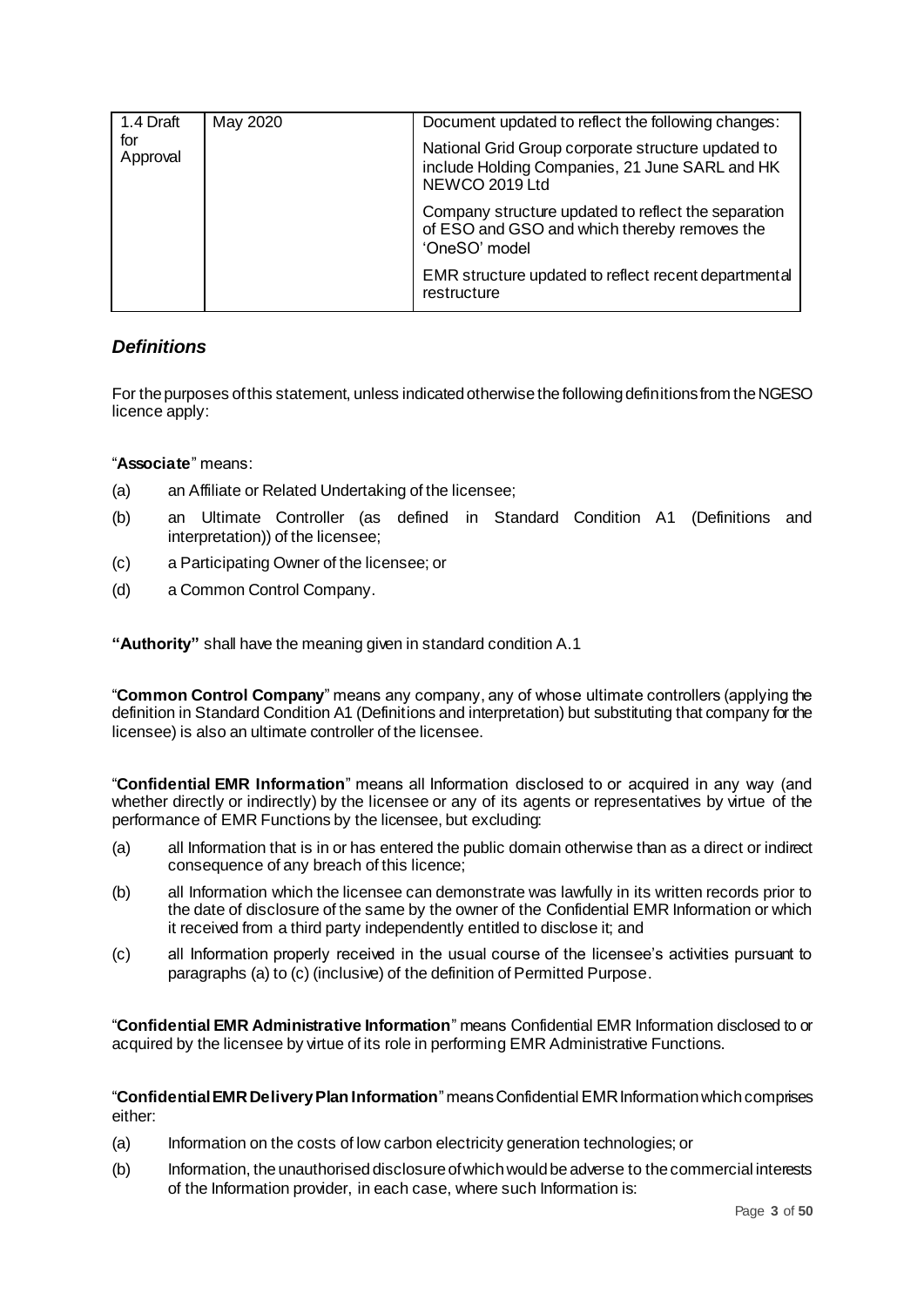| 1.4 Draft for Approval | May 2020 | Document updated to reflect the following changes:<br><br>National Grid Group corporate structure updated to include Holding Companies, 21 June SARL and HK NEWCO 2019 Ltd<br><br>Company structure updated to reflect the separation of ESO and GSO and which thereby removes the 'OneSO' model<br><br>EMR structure updated to reflect recent departmental restructure |
|---|---|---|

## *Definitions*

For the purposes of this statement, unless indicated otherwise the following definitions from the NGESO licence apply:

"**Associate**" means:

(a) an Affiliate or Related Undertaking of the licensee;

(b) an Ultimate Controller (as defined in Standard Condition A1 (Definitions and interpretation)) of the licensee;

(c) a Participating Owner of the licensee; or

(d) a Common Control Company.

**"Authority"** shall have the meaning given in standard condition A.1

"**Common Control Company**" means any company, any of whose ultimate controllers (applying the definition in Standard Condition A1 (Definitions and interpretation) but substituting that company for the licensee) is also an ultimate controller of the licensee.

"**Confidential EMR Information**" means all Information disclosed to or acquired in any way (and whether directly or indirectly) by the licensee or any of its agents or representatives by virtue of the performance of EMR Functions by the licensee, but excluding:

(a) all Information that is in or has entered the public domain otherwise than as a direct or indirect consequence of any breach of this licence;

(b) all Information which the licensee can demonstrate was lawfully in its written records prior to the date of disclosure of the same by the owner of the Confidential EMR Information or which it received from a third party independently entitled to disclose it; and

(c) all Information properly received in the usual course of the licensee's activities pursuant to paragraphs (a) to (c) (inclusive) of the definition of Permitted Purpose.

"**Confidential EMR Administrative Information**" means Confidential EMR Information disclosed to or acquired by the licensee by virtue of its role in performing EMR Administrative Functions.

"**Confidential EMR Delivery Plan Information**" means Confidential EMR Information which comprises either:

(a) Information on the costs of low carbon electricity generation technologies; or

(b) Information, the unauthorised disclosure of which would be adverse to the commercial interests of the Information provider, in each case, where such Information is: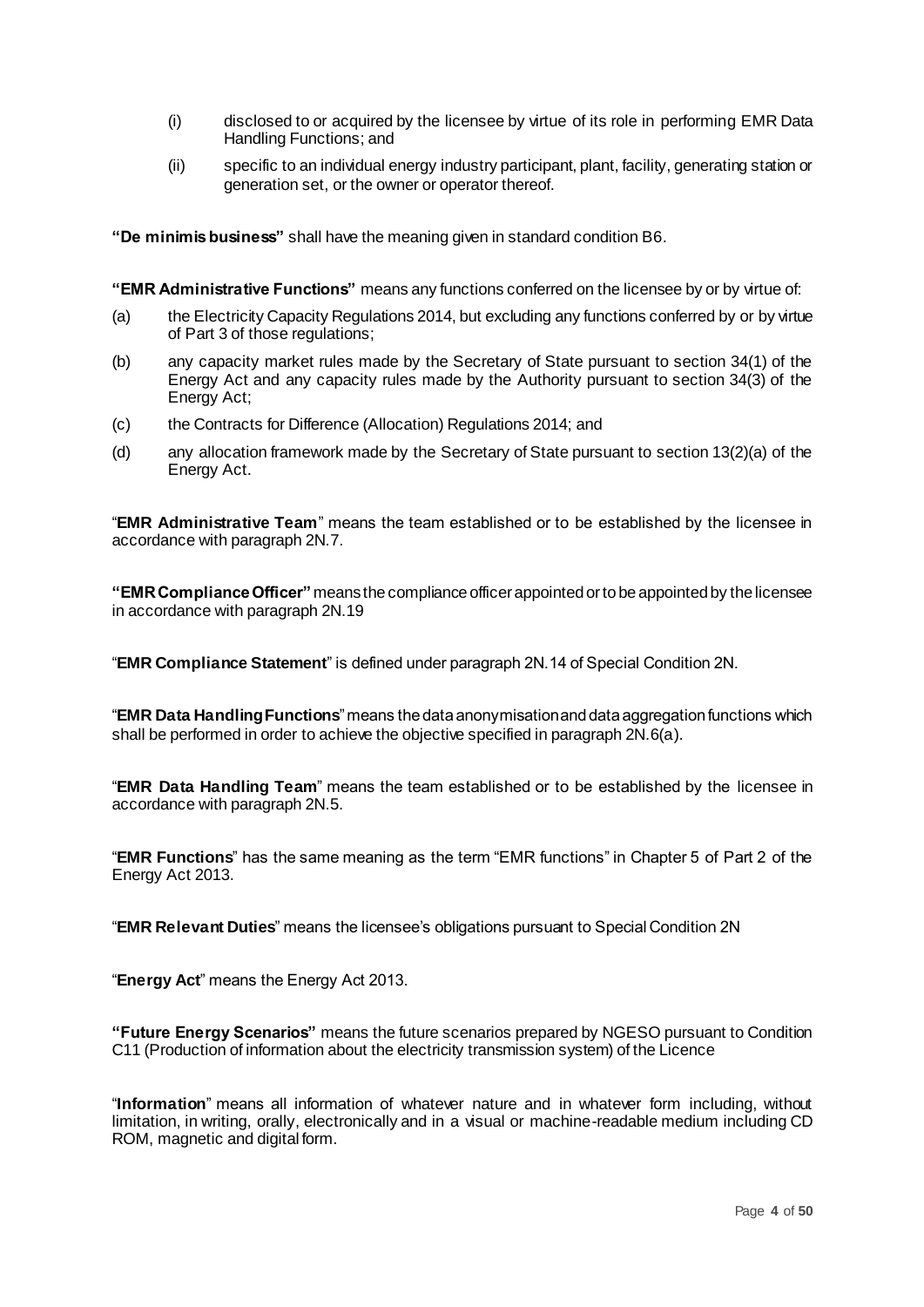(i) disclosed to or acquired by the licensee by virtue of its role in performing EMR Data Handling Functions; and

(ii) specific to an individual energy industry participant, plant, facility, generating station or generation set, or the owner or operator thereof.

**"De minimis business"** shall have the meaning given in standard condition B6.

**"EMR Administrative Functions"** means any functions conferred on the licensee by or by virtue of:

(a) the Electricity Capacity Regulations 2014, but excluding any functions conferred by or by virtue of Part 3 of those regulations;

(b) any capacity market rules made by the Secretary of State pursuant to section 34(1) of the Energy Act and any capacity rules made by the Authority pursuant to section 34(3) of the Energy Act;

(c) the Contracts for Difference (Allocation) Regulations 2014; and

(d) any allocation framework made by the Secretary of State pursuant to section 13(2)(a) of the Energy Act.

"**EMR Administrative Team**" means the team established or to be established by the licensee in accordance with paragraph 2N.7.

**"EMR Compliance Officer"** means the compliance officer appointed or to be appointed by the licensee in accordance with paragraph 2N.19

"**EMR Compliance Statement**" is defined under paragraph 2N.14 of Special Condition 2N.

"**EMR Data Handling Functions**" means the data anonymisation and data aggregation functions which shall be performed in order to achieve the objective specified in paragraph 2N.6(a).

"**EMR Data Handling Team**" means the team established or to be established by the licensee in accordance with paragraph 2N.5.

"**EMR Functions**" has the same meaning as the term "EMR functions" in Chapter 5 of Part 2 of the Energy Act 2013.

"**EMR Relevant Duties**" means the licensee's obligations pursuant to Special Condition 2N

"**Energy Act**" means the Energy Act 2013.

**"Future Energy Scenarios"** means the future scenarios prepared by NGESO pursuant to Condition C11 (Production of information about the electricity transmission system) of the Licence

"**Information**" means all information of whatever nature and in whatever form including, without limitation, in writing, orally, electronically and in a visual or machine-readable medium including CD ROM, magnetic and digital form.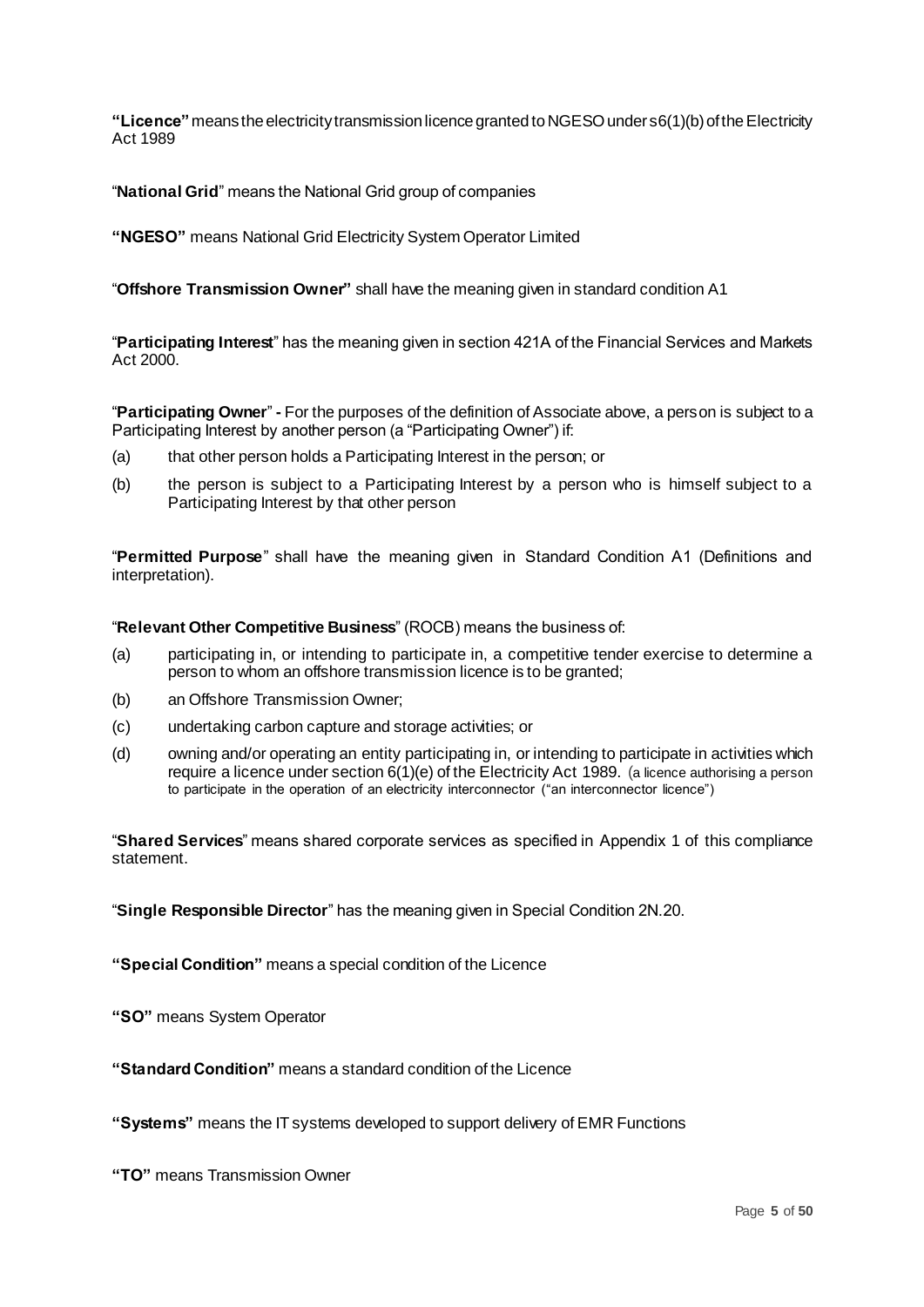**"Licence"** means the electricity transmission licence granted to NGESO under s6(1)(b) of the Electricity Act 1989

"**National Grid**" means the National Grid group of companies

**"NGESO"** means National Grid Electricity System Operator Limited

"**Offshore Transmission Owner"** shall have the meaning given in standard condition A1

"**Participating Interest**" has the meaning given in section 421A of the Financial Services and Markets Act 2000.

"**Participating Owner**" **-** For the purposes of the definition of Associate above, a person is subject to a Participating Interest by another person (a "Participating Owner") if:

(a) that other person holds a Participating Interest in the person; or

(b) the person is subject to a Participating Interest by a person who is himself subject to a Participating Interest by that other person

"**Permitted Purpose**" shall have the meaning given in Standard Condition A1 (Definitions and interpretation).

"**Relevant Other Competitive Business**" (ROCB) means the business of:

(a) participating in, or intending to participate in, a competitive tender exercise to determine a person to whom an offshore transmission licence is to be granted;

(b) an Offshore Transmission Owner;

(c) undertaking carbon capture and storage activities; or

(d) owning and/or operating an entity participating in, or intending to participate in activities which require a licence under section 6(1)(e) of the Electricity Act 1989. (a licence authorising a person to participate in the operation of an electricity interconnector ("an interconnector licence")

"**Shared Services**" means shared corporate services as specified in Appendix 1 of this compliance statement.

"**Single Responsible Director**" has the meaning given in Special Condition 2N.20.

**"Special Condition"** means a special condition of the Licence

**"SO"** means System Operator

**"Standard Condition"** means a standard condition of the Licence

**"Systems"** means the IT systems developed to support delivery of EMR Functions

**"TO"** means Transmission Owner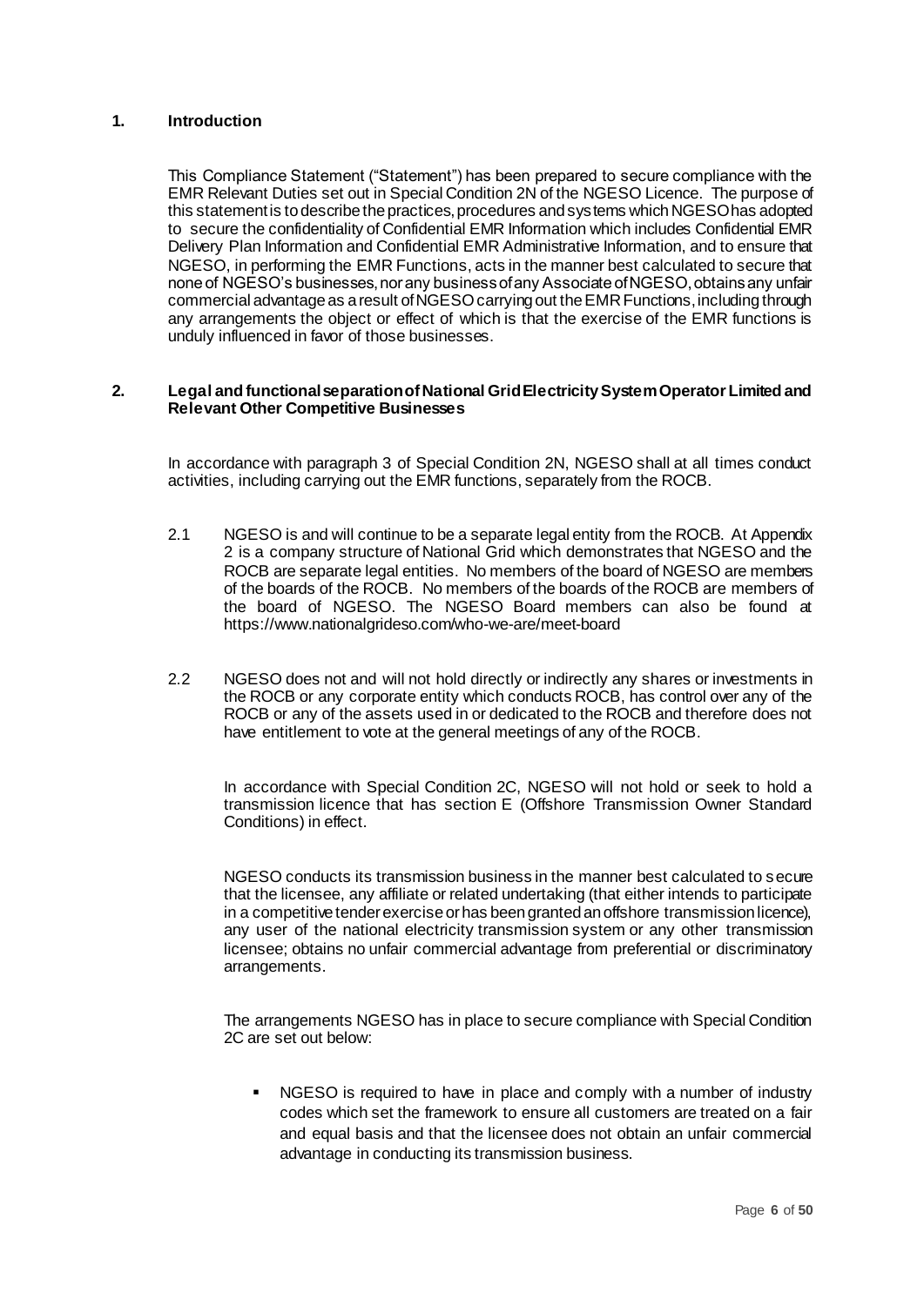## 1. Introduction

This Compliance Statement ("Statement") has been prepared to secure compliance with the EMR Relevant Duties set out in Special Condition 2N of the NGESO Licence. The purpose of this statement is to describe the practices, procedures and systems which NGESO has adopted to secure the confidentiality of Confidential EMR Information which includes Confidential EMR Delivery Plan Information and Confidential EMR Administrative Information, and to ensure that NGESO, in performing the EMR Functions, acts in the manner best calculated to secure that none of NGESO's businesses, nor any business of any Associate of NGESO, obtains any unfair commercial advantage as a result of NGESO carrying out the EMR Functions, including through any arrangements the object or effect of which is that the exercise of the EMR functions is unduly influenced in favor of those businesses.

## 2. Legal and functional separation of National Grid Electricity System Operator Limited and Relevant Other Competitive Businesses

In accordance with paragraph 3 of Special Condition 2N, NGESO shall at all times conduct activities, including carrying out the EMR functions, separately from the ROCB.

2.1 NGESO is and will continue to be a separate legal entity from the ROCB. At Appendix 2 is a company structure of National Grid which demonstrates that NGESO and the ROCB are separate legal entities. No members of the board of NGESO are members of the boards of the ROCB. No members of the boards of the ROCB are members of the board of NGESO. The NGESO Board members can also be found at https://www.nationalgrideso.com/who-we-are/meet-board

2.2 NGESO does not and will not hold directly or indirectly any shares or investments in the ROCB or any corporate entity which conducts ROCB, has control over any of the ROCB or any of the assets used in or dedicated to the ROCB and therefore does not have entitlement to vote at the general meetings of any of the ROCB.

In accordance with Special Condition 2C, NGESO will not hold or seek to hold a transmission licence that has section E (Offshore Transmission Owner Standard Conditions) in effect.

NGESO conducts its transmission business in the manner best calculated to secure that the licensee, any affiliate or related undertaking (that either intends to participate in a competitive tender exercise or has been granted an offshore transmission licence), any user of the national electricity transmission system or any other transmission licensee; obtains no unfair commercial advantage from preferential or discriminatory arrangements.

The arrangements NGESO has in place to secure compliance with Special Condition 2C are set out below:

- NGESO is required to have in place and comply with a number of industry codes which set the framework to ensure all customers are treated on a fair and equal basis and that the licensee does not obtain an unfair commercial advantage in conducting its transmission business.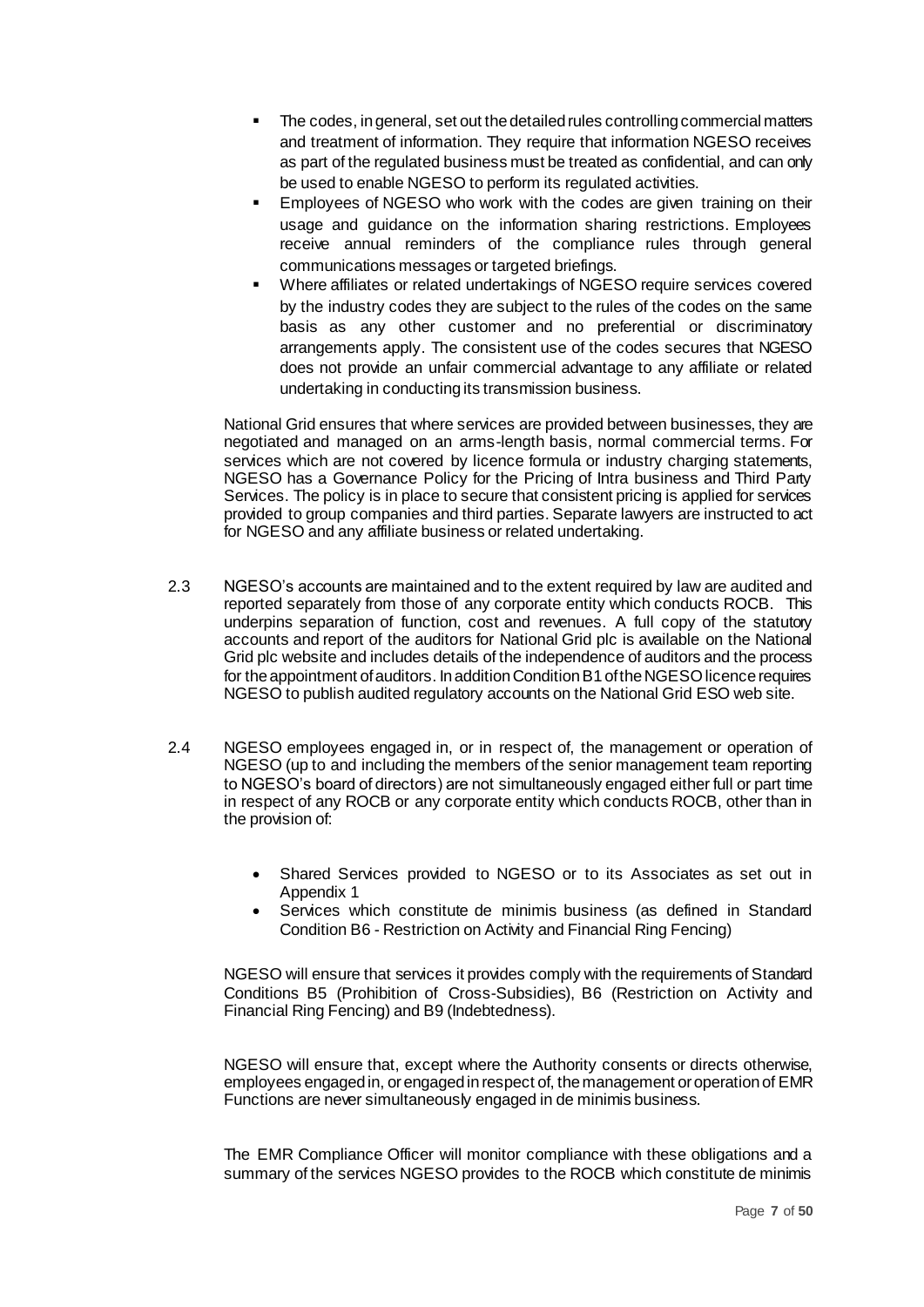- The codes, in general, set out the detailed rules controlling commercial matters and treatment of information. They require that information NGESO receives as part of the regulated business must be treated as confidential, and can only be used to enable NGESO to perform its regulated activities.
- Employees of NGESO who work with the codes are given training on their usage and guidance on the information sharing restrictions. Employees receive annual reminders of the compliance rules through general communications messages or targeted briefings.
- Where affiliates or related undertakings of NGESO require services covered by the industry codes they are subject to the rules of the codes on the same basis as any other customer and no preferential or discriminatory arrangements apply. The consistent use of the codes secures that NGESO does not provide an unfair commercial advantage to any affiliate or related undertaking in conducting its transmission business.

National Grid ensures that where services are provided between businesses, they are negotiated and managed on an arms-length basis, normal commercial terms. For services which are not covered by licence formula or industry charging statements, NGESO has a Governance Policy for the Pricing of Intra business and Third Party Services. The policy is in place to secure that consistent pricing is applied for services provided to group companies and third parties. Separate lawyers are instructed to act for NGESO and any affiliate business or related undertaking.

2.3 NGESO's accounts are maintained and to the extent required by law are audited and reported separately from those of any corporate entity which conducts ROCB. This underpins separation of function, cost and revenues. A full copy of the statutory accounts and report of the auditors for National Grid plc is available on the National Grid plc website and includes details of the independence of auditors and the process for the appointment of auditors. In addition Condition B1 of the NGESO licence requires NGESO to publish audited regulatory accounts on the National Grid ESO web site.

2.4 NGESO employees engaged in, or in respect of, the management or operation of NGESO (up to and including the members of the senior management team reporting to NGESO's board of directors) are not simultaneously engaged either full or part time in respect of any ROCB or any corporate entity which conducts ROCB, other than in the provision of:

- Shared Services provided to NGESO or to its Associates as set out in Appendix 1
- Services which constitute de minimis business (as defined in Standard Condition B6 - Restriction on Activity and Financial Ring Fencing)

NGESO will ensure that services it provides comply with the requirements of Standard Conditions B5 (Prohibition of Cross-Subsidies), B6 (Restriction on Activity and Financial Ring Fencing) and B9 (Indebtedness).

NGESO will ensure that, except where the Authority consents or directs otherwise, employees engaged in, or engaged in respect of, the management or operation of EMR Functions are never simultaneously engaged in de minimis business.

The EMR Compliance Officer will monitor compliance with these obligations and a summary of the services NGESO provides to the ROCB which constitute de minimis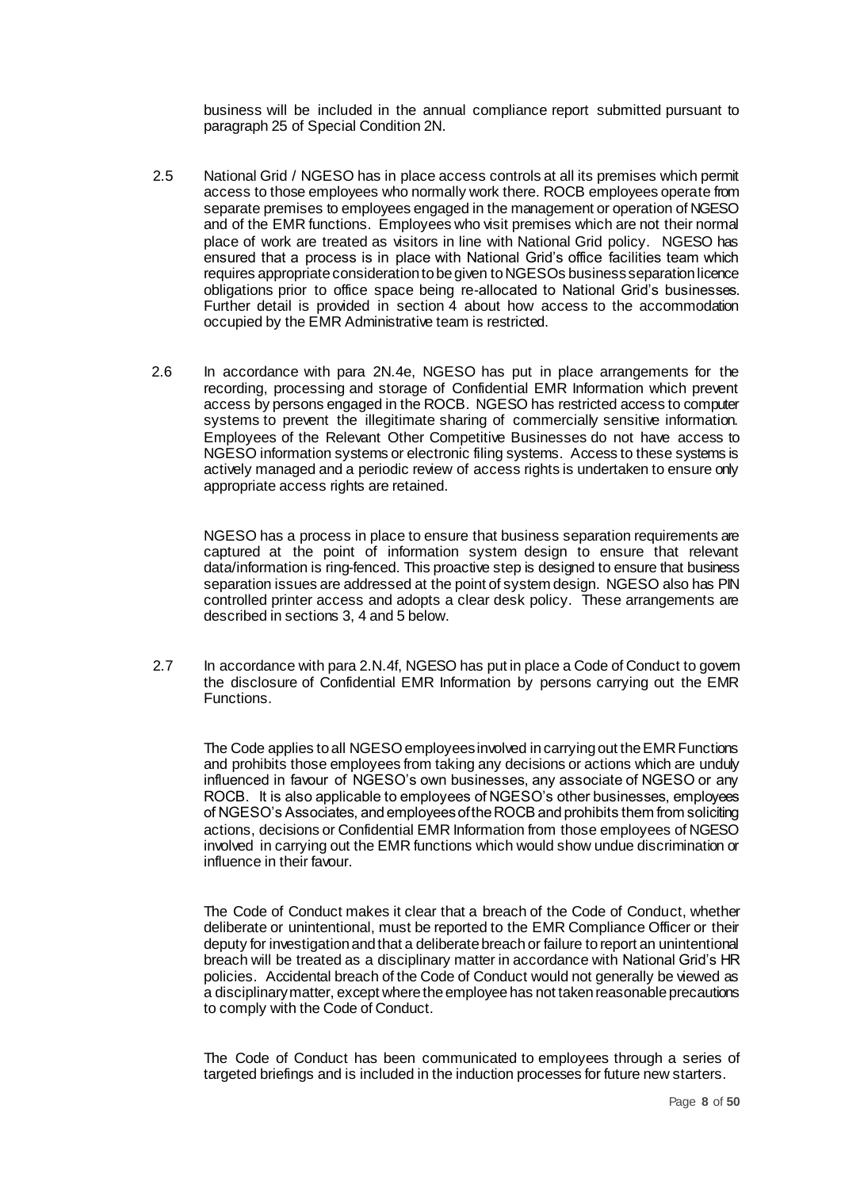business will be included in the annual compliance report submitted pursuant to paragraph 25 of Special Condition 2N.

2.5 National Grid / NGESO has in place access controls at all its premises which permit access to those employees who normally work there. ROCB employees operate from separate premises to employees engaged in the management or operation of NGESO and of the EMR functions. Employees who visit premises which are not their normal place of work are treated as visitors in line with National Grid policy. NGESO has ensured that a process is in place with National Grid's office facilities team which requires appropriate consideration to be given to NGESOs business separation licence obligations prior to office space being re-allocated to National Grid's businesses. Further detail is provided in section 4 about how access to the accommodation occupied by the EMR Administrative team is restricted.

2.6 In accordance with para 2N.4e, NGESO has put in place arrangements for the recording, processing and storage of Confidential EMR Information which prevent access by persons engaged in the ROCB. NGESO has restricted access to computer systems to prevent the illegitimate sharing of commercially sensitive information. Employees of the Relevant Other Competitive Businesses do not have access to NGESO information systems or electronic filing systems. Access to these systems is actively managed and a periodic review of access rights is undertaken to ensure only appropriate access rights are retained.

NGESO has a process in place to ensure that business separation requirements are captured at the point of information system design to ensure that relevant data/information is ring-fenced. This proactive step is designed to ensure that business separation issues are addressed at the point of system design. NGESO also has PIN controlled printer access and adopts a clear desk policy. These arrangements are described in sections 3, 4 and 5 below.

2.7 In accordance with para 2.N.4f, NGESO has put in place a Code of Conduct to govern the disclosure of Confidential EMR Information by persons carrying out the EMR Functions.

The Code applies to all NGESO employees involved in carrying out the EMR Functions and prohibits those employees from taking any decisions or actions which are unduly influenced in favour of NGESO's own businesses, any associate of NGESO or any ROCB. It is also applicable to employees of NGESO's other businesses, employees of NGESO's Associates, and employees of the ROCB and prohibits them from soliciting actions, decisions or Confidential EMR Information from those employees of NGESO involved in carrying out the EMR functions which would show undue discrimination or influence in their favour.

The Code of Conduct makes it clear that a breach of the Code of Conduct, whether deliberate or unintentional, must be reported to the EMR Compliance Officer or their deputy for investigation and that a deliberate breach or failure to report an unintentional breach will be treated as a disciplinary matter in accordance with National Grid's HR policies. Accidental breach of the Code of Conduct would not generally be viewed as a disciplinary matter, except where the employee has not taken reasonable precautions to comply with the Code of Conduct.

The Code of Conduct has been communicated to employees through a series of targeted briefings and is included in the induction processes for future new starters.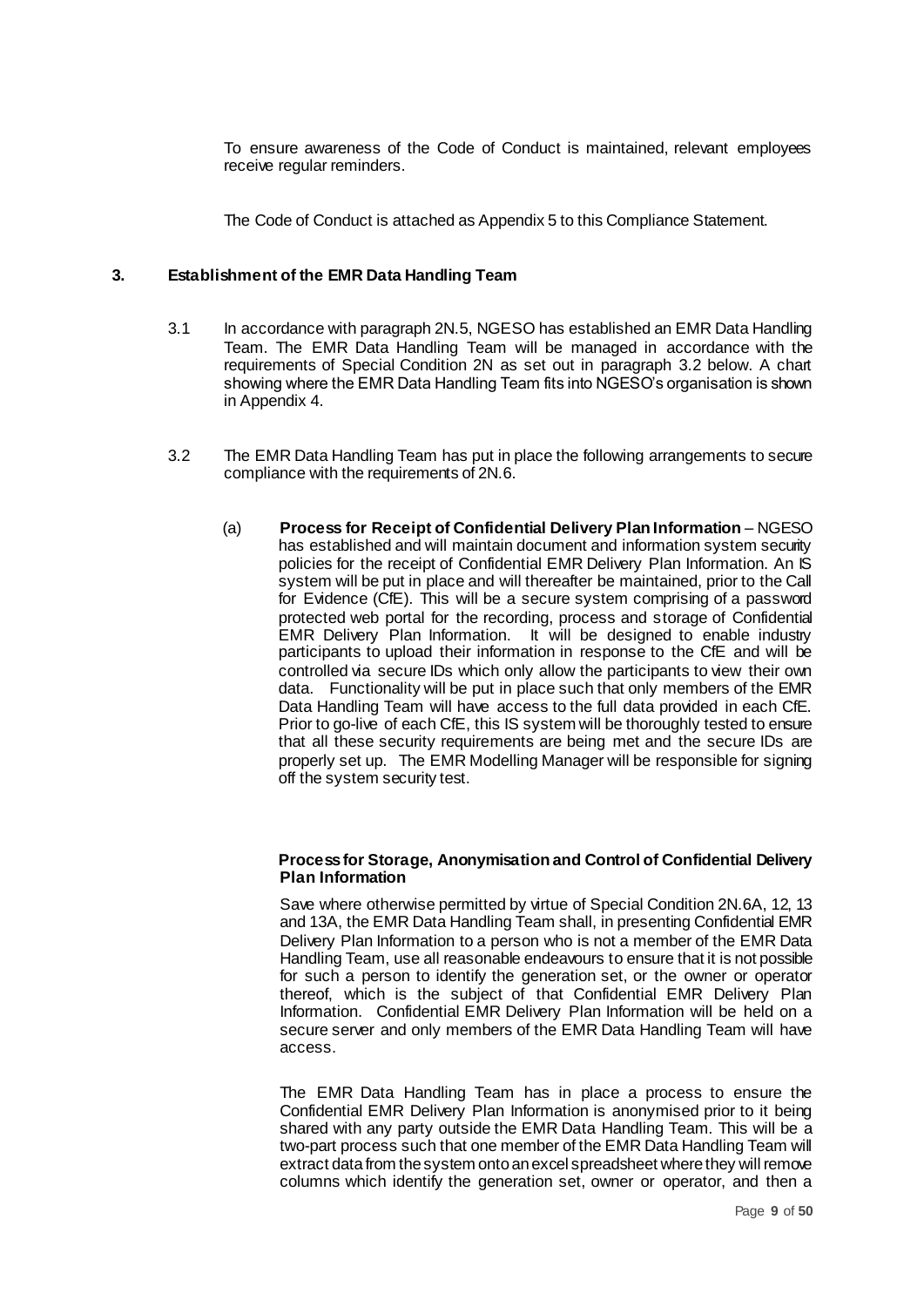To ensure awareness of the Code of Conduct is maintained, relevant employees receive regular reminders.

The Code of Conduct is attached as Appendix 5 to this Compliance Statement.

## 3. Establishment of the EMR Data Handling Team

3.1 In accordance with paragraph 2N.5, NGESO has established an EMR Data Handling Team. The EMR Data Handling Team will be managed in accordance with the requirements of Special Condition 2N as set out in paragraph 3.2 below. A chart showing where the EMR Data Handling Team fits into NGESO's organisation is shown in Appendix 4.

3.2 The EMR Data Handling Team has put in place the following arrangements to secure compliance with the requirements of 2N.6.

(a) **Process for Receipt of Confidential Delivery Plan Information** – NGESO has established and will maintain document and information system security policies for the receipt of Confidential EMR Delivery Plan Information. An IS system will be put in place and will thereafter be maintained, prior to the Call for Evidence (CfE). This will be a secure system comprising of a password protected web portal for the recording, process and storage of Confidential EMR Delivery Plan Information. It will be designed to enable industry participants to upload their information in response to the CfE and will be controlled via secure IDs which only allow the participants to view their own data. Functionality will be put in place such that only members of the EMR Data Handling Team will have access to the full data provided in each CfE. Prior to go-live of each CfE, this IS system will be thoroughly tested to ensure that all these security requirements are being met and the secure IDs are properly set up. The EMR Modelling Manager will be responsible for signing off the system security test.

**Process for Storage, Anonymisation and Control of Confidential Delivery Plan Information**

Save where otherwise permitted by virtue of Special Condition 2N.6A, 12, 13 and 13A, the EMR Data Handling Team shall, in presenting Confidential EMR Delivery Plan Information to a person who is not a member of the EMR Data Handling Team, use all reasonable endeavours to ensure that it is not possible for such a person to identify the generation set, or the owner or operator thereof, which is the subject of that Confidential EMR Delivery Plan Information. Confidential EMR Delivery Plan Information will be held on a secure server and only members of the EMR Data Handling Team will have access.

The EMR Data Handling Team has in place a process to ensure the Confidential EMR Delivery Plan Information is anonymised prior to it being shared with any party outside the EMR Data Handling Team. This will be a two-part process such that one member of the EMR Data Handling Team will extract data from the system onto an excel spreadsheet where they will remove columns which identify the generation set, owner or operator, and then a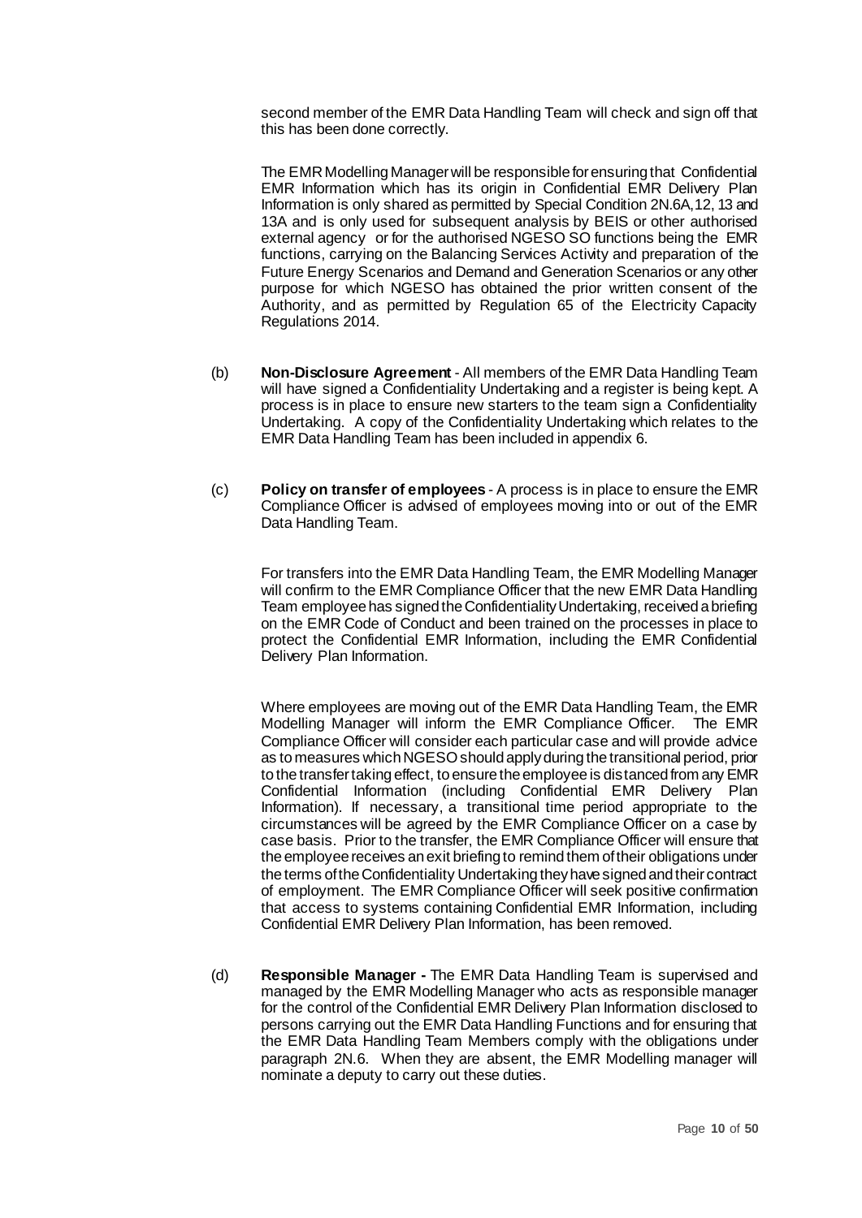second member of the EMR Data Handling Team will check and sign off that this has been done correctly.

The EMR Modelling Manager will be responsible for ensuring that Confidential EMR Information which has its origin in Confidential EMR Delivery Plan Information is only shared as permitted by Special Condition 2N.6A,12, 13 and 13A and is only used for subsequent analysis by BEIS or other authorised external agency or for the authorised NGESO SO functions being the EMR functions, carrying on the Balancing Services Activity and preparation of the Future Energy Scenarios and Demand and Generation Scenarios or any other purpose for which NGESO has obtained the prior written consent of the Authority, and as permitted by Regulation 65 of the Electricity Capacity Regulations 2014.

(b) **Non-Disclosure Agreement** - All members of the EMR Data Handling Team will have signed a Confidentiality Undertaking and a register is being kept. A process is in place to ensure new starters to the team sign a Confidentiality Undertaking. A copy of the Confidentiality Undertaking which relates to the EMR Data Handling Team has been included in appendix 6.

(c) **Policy on transfer of employees** - A process is in place to ensure the EMR Compliance Officer is advised of employees moving into or out of the EMR Data Handling Team.

For transfers into the EMR Data Handling Team, the EMR Modelling Manager will confirm to the EMR Compliance Officer that the new EMR Data Handling Team employee has signed the Confidentiality Undertaking, received a briefing on the EMR Code of Conduct and been trained on the processes in place to protect the Confidential EMR Information, including the EMR Confidential Delivery Plan Information.

Where employees are moving out of the EMR Data Handling Team, the EMR Modelling Manager will inform the EMR Compliance Officer. The EMR Compliance Officer will consider each particular case and will provide advice as to measures which NGESO should apply during the transitional period, prior to the transfer taking effect, to ensure the employee is distanced from any EMR Confidential Information (including Confidential EMR Delivery Plan Information). If necessary, a transitional time period appropriate to the circumstances will be agreed by the EMR Compliance Officer on a case by case basis. Prior to the transfer, the EMR Compliance Officer will ensure that the employee receives an exit briefing to remind them of their obligations under the terms of the Confidentiality Undertaking they have signed and their contract of employment. The EMR Compliance Officer will seek positive confirmation that access to systems containing Confidential EMR Information, including Confidential EMR Delivery Plan Information, has been removed.

(d) **Responsible Manager -** The EMR Data Handling Team is supervised and managed by the EMR Modelling Manager who acts as responsible manager for the control of the Confidential EMR Delivery Plan Information disclosed to persons carrying out the EMR Data Handling Functions and for ensuring that the EMR Data Handling Team Members comply with the obligations under paragraph 2N.6. When they are absent, the EMR Modelling manager will nominate a deputy to carry out these duties.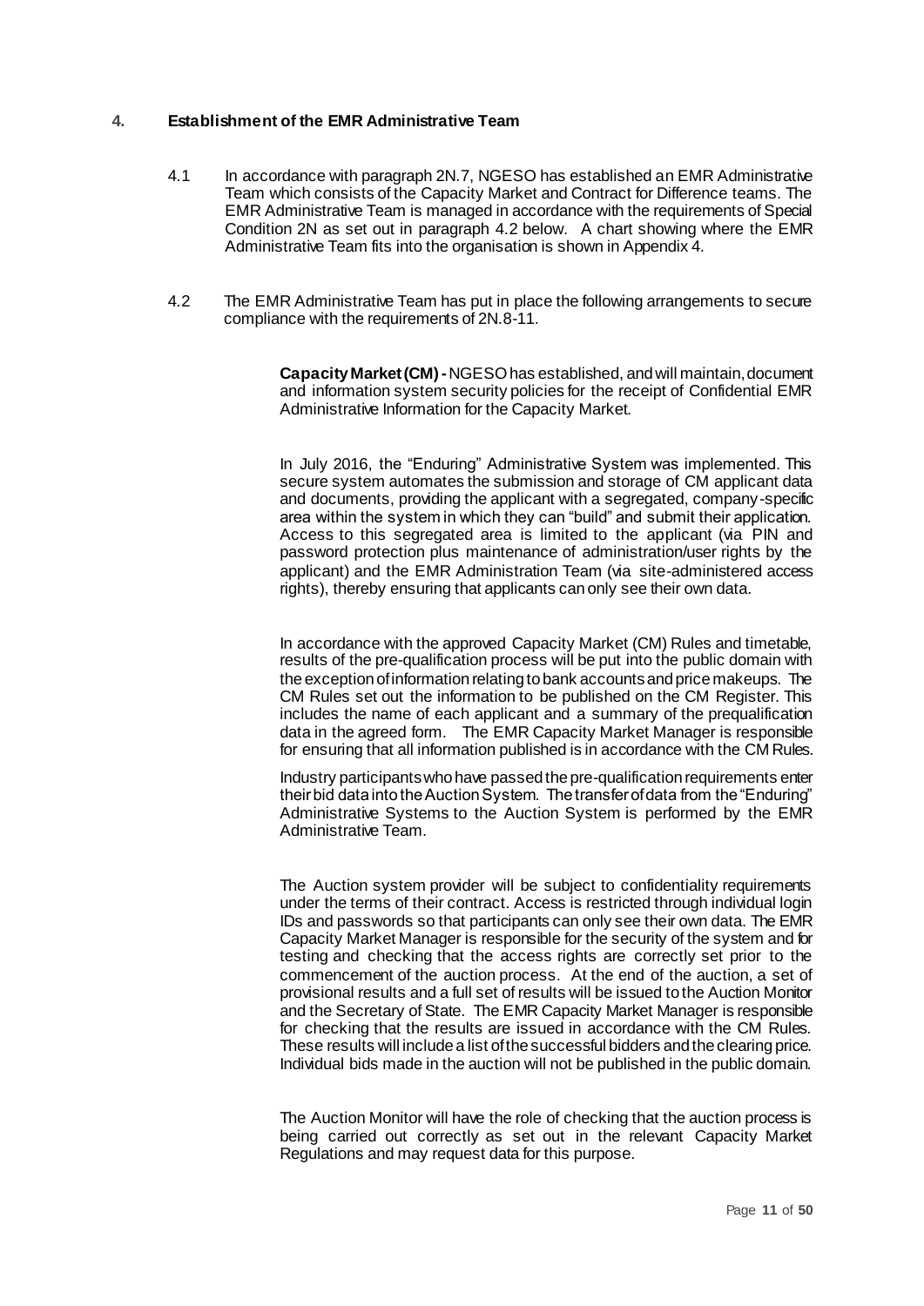## 4. Establishment of the EMR Administrative Team

4.1 In accordance with paragraph 2N.7, NGESO has established an EMR Administrative Team which consists of the Capacity Market and Contract for Difference teams. The EMR Administrative Team is managed in accordance with the requirements of Special Condition 2N as set out in paragraph 4.2 below. A chart showing where the EMR Administrative Team fits into the organisation is shown in Appendix 4.

4.2 The EMR Administrative Team has put in place the following arrangements to secure compliance with the requirements of 2N.8-11.

**Capacity Market (CM) -** NGESO has established, and will maintain, document and information system security policies for the receipt of Confidential EMR Administrative Information for the Capacity Market.

In July 2016, the "Enduring" Administrative System was implemented. This secure system automates the submission and storage of CM applicant data and documents, providing the applicant with a segregated, company-specific area within the system in which they can "build" and submit their application. Access to this segregated area is limited to the applicant (via PIN and password protection plus maintenance of administration/user rights by the applicant) and the EMR Administration Team (via site-administered access rights), thereby ensuring that applicants can only see their own data.

In accordance with the approved Capacity Market (CM) Rules and timetable, results of the pre-qualification process will be put into the public domain with the exception of information relating to bank accounts and price makeups. The CM Rules set out the information to be published on the CM Register. This includes the name of each applicant and a summary of the prequalification data in the agreed form. The EMR Capacity Market Manager is responsible for ensuring that all information published is in accordance with the CM Rules.

Industry participants who have passed the pre-qualification requirements enter their bid data into the Auction System. The transfer of data from the "Enduring" Administrative Systems to the Auction System is performed by the EMR Administrative Team.

The Auction system provider will be subject to confidentiality requirements under the terms of their contract. Access is restricted through individual login IDs and passwords so that participants can only see their own data. The EMR Capacity Market Manager is responsible for the security of the system and for testing and checking that the access rights are correctly set prior to the commencement of the auction process. At the end of the auction, a set of provisional results and a full set of results will be issued to the Auction Monitor and the Secretary of State. The EMR Capacity Market Manager is responsible for checking that the results are issued in accordance with the CM Rules. These results will include a list of the successful bidders and the clearing price. Individual bids made in the auction will not be published in the public domain.

The Auction Monitor will have the role of checking that the auction process is being carried out correctly as set out in the relevant Capacity Market Regulations and may request data for this purpose.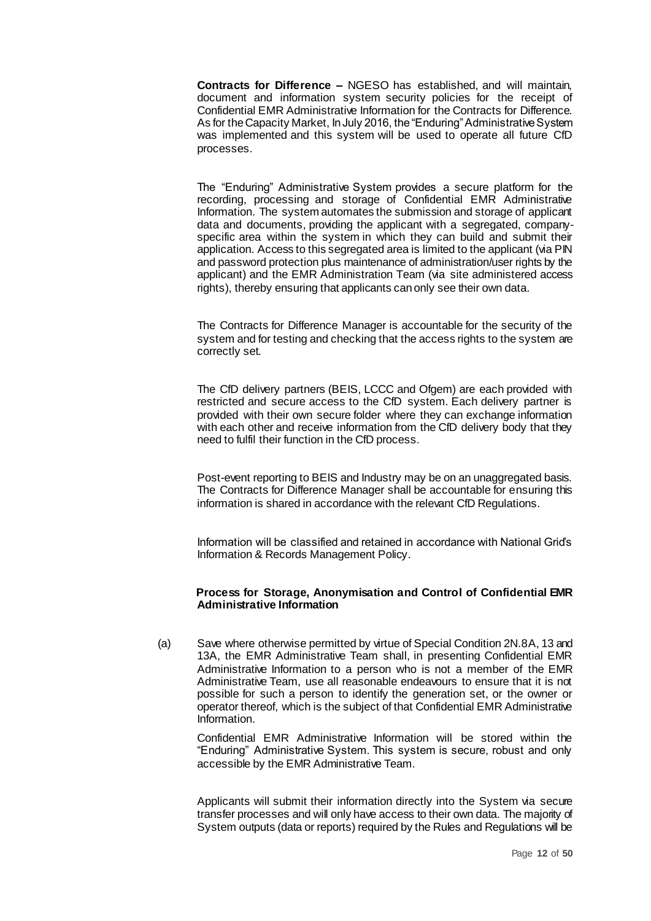**Contracts for Difference –** NGESO has established, and will maintain, document and information system security policies for the receipt of Confidential EMR Administrative Information for the Contracts for Difference. As for the Capacity Market, In July 2016, the "Enduring" Administrative System was implemented and this system will be used to operate all future CfD processes.

The "Enduring" Administrative System provides a secure platform for the recording, processing and storage of Confidential EMR Administrative Information. The system automates the submission and storage of applicant data and documents, providing the applicant with a segregated, company-specific area within the system in which they can build and submit their application. Access to this segregated area is limited to the applicant (via PIN and password protection plus maintenance of administration/user rights by the applicant) and the EMR Administration Team (via site administered access rights), thereby ensuring that applicants can only see their own data.

The Contracts for Difference Manager is accountable for the security of the system and for testing and checking that the access rights to the system are correctly set.

The CfD delivery partners (BEIS, LCCC and Ofgem) are each provided with restricted and secure access to the CfD system. Each delivery partner is provided with their own secure folder where they can exchange information with each other and receive information from the CfD delivery body that they need to fulfil their function in the CfD process.

Post-event reporting to BEIS and Industry may be on an unaggregated basis. The Contracts for Difference Manager shall be accountable for ensuring this information is shared in accordance with the relevant CfD Regulations.

Information will be classified and retained in accordance with National Grid's Information & Records Management Policy.

**Process for Storage, Anonymisation and Control of Confidential EMR Administrative Information**

(a) Save where otherwise permitted by virtue of Special Condition 2N.8A, 13 and 13A, the EMR Administrative Team shall, in presenting Confidential EMR Administrative Information to a person who is not a member of the EMR Administrative Team, use all reasonable endeavours to ensure that it is not possible for such a person to identify the generation set, or the owner or operator thereof, which is the subject of that Confidential EMR Administrative Information.

Confidential EMR Administrative Information will be stored within the "Enduring" Administrative System. This system is secure, robust and only accessible by the EMR Administrative Team.

Applicants will submit their information directly into the System via secure transfer processes and will only have access to their own data. The majority of System outputs (data or reports) required by the Rules and Regulations will be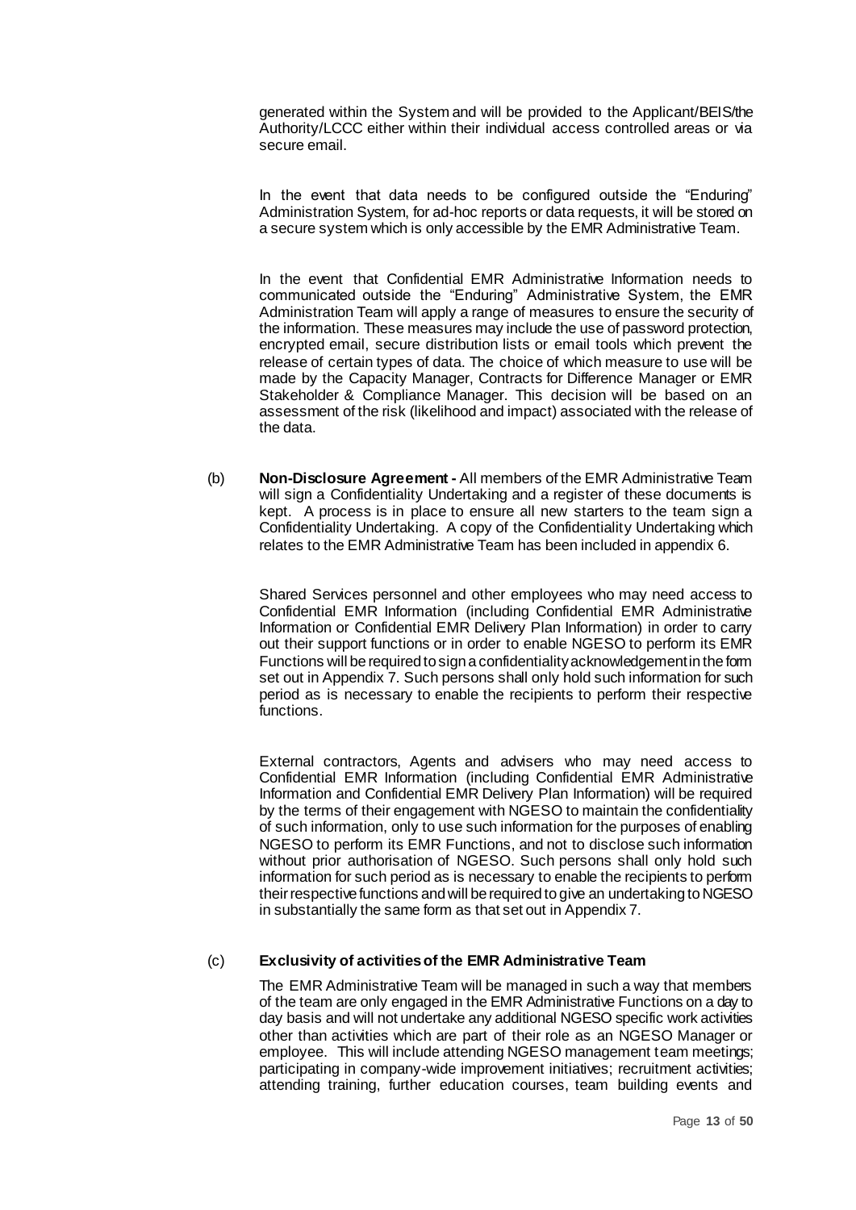generated within the System and will be provided to the Applicant/BEIS/the Authority/LCCC either within their individual access controlled areas or via secure email.

In the event that data needs to be configured outside the "Enduring" Administration System, for ad-hoc reports or data requests, it will be stored on a secure system which is only accessible by the EMR Administrative Team.

In the event that Confidential EMR Administrative Information needs to communicated outside the "Enduring" Administrative System, the EMR Administration Team will apply a range of measures to ensure the security of the information. These measures may include the use of password protection, encrypted email, secure distribution lists or email tools which prevent the release of certain types of data. The choice of which measure to use will be made by the Capacity Manager, Contracts for Difference Manager or EMR Stakeholder & Compliance Manager. This decision will be based on an assessment of the risk (likelihood and impact) associated with the release of the data.

(b) **Non-Disclosure Agreement -** All members of the EMR Administrative Team will sign a Confidentiality Undertaking and a register of these documents is kept. A process is in place to ensure all new starters to the team sign a Confidentiality Undertaking. A copy of the Confidentiality Undertaking which relates to the EMR Administrative Team has been included in appendix 6.

Shared Services personnel and other employees who may need access to Confidential EMR Information (including Confidential EMR Administrative Information or Confidential EMR Delivery Plan Information) in order to carry out their support functions or in order to enable NGESO to perform its EMR Functions will be required to sign a confidentiality acknowledgement in the form set out in Appendix 7. Such persons shall only hold such information for such period as is necessary to enable the recipients to perform their respective functions.

External contractors, Agents and advisers who may need access to Confidential EMR Information (including Confidential EMR Administrative Information and Confidential EMR Delivery Plan Information) will be required by the terms of their engagement with NGESO to maintain the confidentiality of such information, only to use such information for the purposes of enabling NGESO to perform its EMR Functions, and not to disclose such information without prior authorisation of NGESO. Such persons shall only hold such information for such period as is necessary to enable the recipients to perform their respective functions and will be required to give an undertaking to NGESO in substantially the same form as that set out in Appendix 7.

(c) **Exclusivity of activities of the EMR Administrative Team**

The EMR Administrative Team will be managed in such a way that members of the team are only engaged in the EMR Administrative Functions on a day to day basis and will not undertake any additional NGESO specific work activities other than activities which are part of their role as an NGESO Manager or employee. This will include attending NGESO management team meetings; participating in company-wide improvement initiatives; recruitment activities; attending training, further education courses, team building events and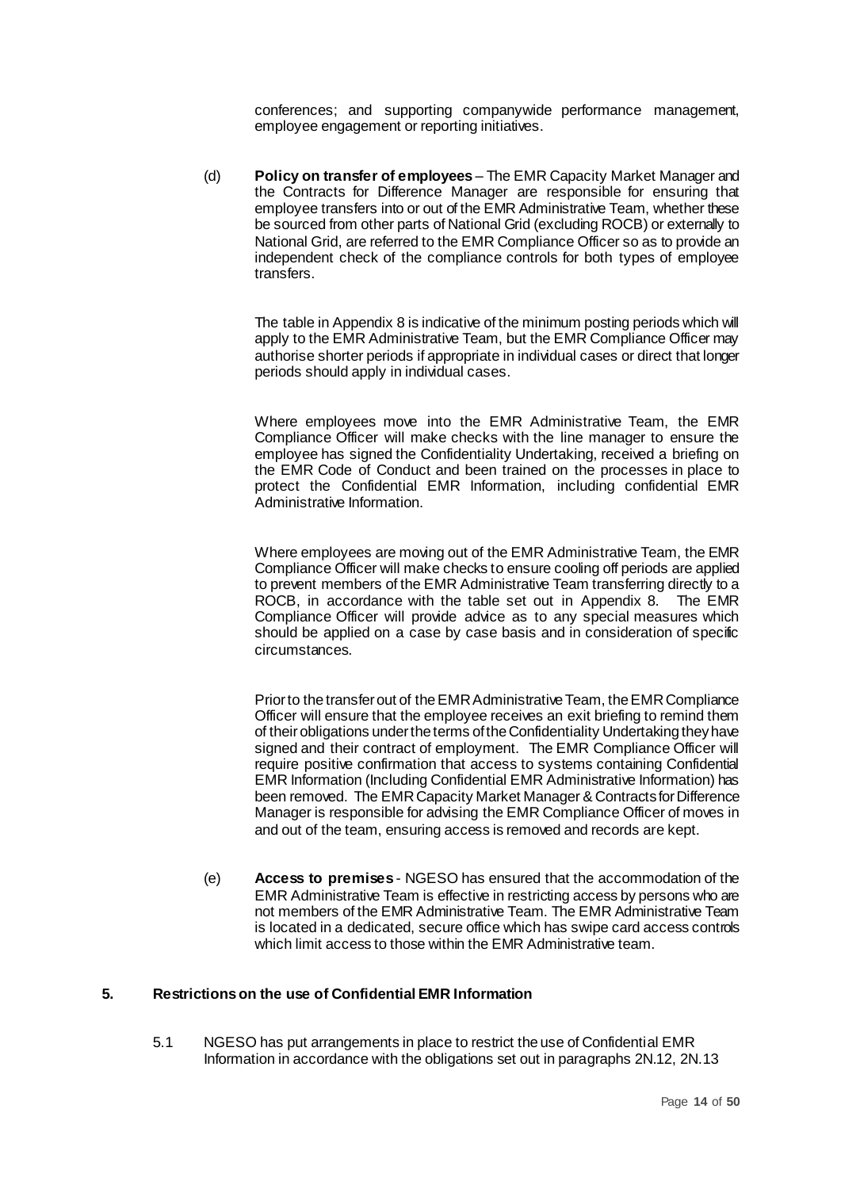conferences; and supporting companywide performance management, employee engagement or reporting initiatives.

(d) **Policy on transfer of employees** – The EMR Capacity Market Manager and the Contracts for Difference Manager are responsible for ensuring that employee transfers into or out of the EMR Administrative Team, whether these be sourced from other parts of National Grid (excluding ROCB) or externally to National Grid, are referred to the EMR Compliance Officer so as to provide an independent check of the compliance controls for both types of employee transfers.

The table in Appendix 8 is indicative of the minimum posting periods which will apply to the EMR Administrative Team, but the EMR Compliance Officer may authorise shorter periods if appropriate in individual cases or direct that longer periods should apply in individual cases.

Where employees move into the EMR Administrative Team, the EMR Compliance Officer will make checks with the line manager to ensure the employee has signed the Confidentiality Undertaking, received a briefing on the EMR Code of Conduct and been trained on the processes in place to protect the Confidential EMR Information, including confidential EMR Administrative Information.

Where employees are moving out of the EMR Administrative Team, the EMR Compliance Officer will make checks to ensure cooling off periods are applied to prevent members of the EMR Administrative Team transferring directly to a ROCB, in accordance with the table set out in Appendix 8. The EMR Compliance Officer will provide advice as to any special measures which should be applied on a case by case basis and in consideration of specific circumstances.

Prior to the transfer out of the EMR Administrative Team, the EMR Compliance Officer will ensure that the employee receives an exit briefing to remind them of their obligations under the terms of the Confidentiality Undertaking they have signed and their contract of employment. The EMR Compliance Officer will require positive confirmation that access to systems containing Confidential EMR Information (Including Confidential EMR Administrative Information) has been removed. The EMR Capacity Market Manager & Contracts for Difference Manager is responsible for advising the EMR Compliance Officer of moves in and out of the team, ensuring access is removed and records are kept.

(e) **Access to premises** - NGESO has ensured that the accommodation of the EMR Administrative Team is effective in restricting access by persons who are not members of the EMR Administrative Team. The EMR Administrative Team is located in a dedicated, secure office which has swipe card access controls which limit access to those within the EMR Administrative team.

## 5. Restrictions on the use of Confidential EMR Information

5.1 NGESO has put arrangements in place to restrict the use of Confidential EMR Information in accordance with the obligations set out in paragraphs 2N.12, 2N.13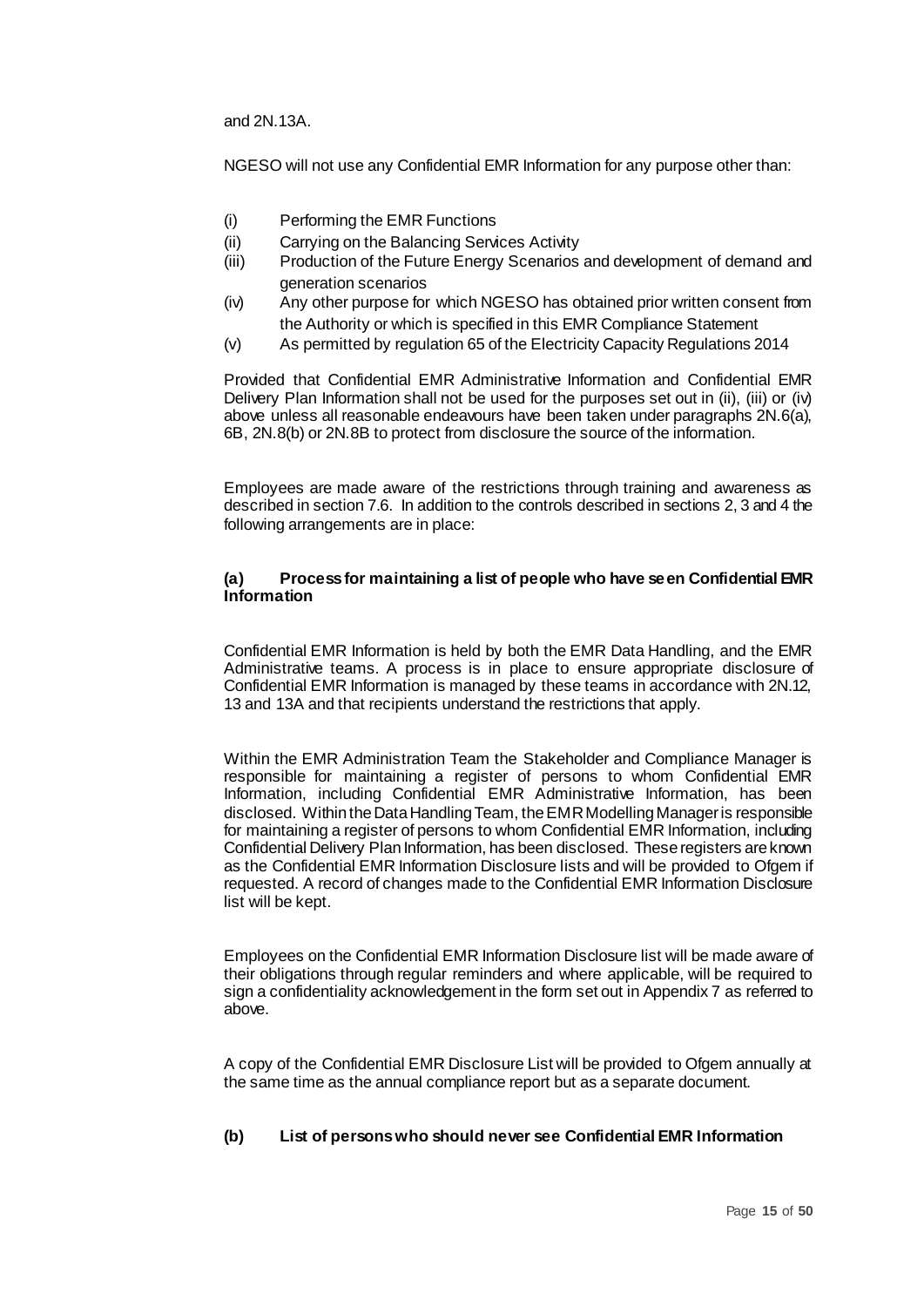and 2N.13A.

NGESO will not use any Confidential EMR Information for any purpose other than:

(i) Performing the EMR Functions
(ii) Carrying on the Balancing Services Activity
(iii) Production of the Future Energy Scenarios and development of demand and generation scenarios
(iv) Any other purpose for which NGESO has obtained prior written consent from the Authority or which is specified in this EMR Compliance Statement
(v) As permitted by regulation 65 of the Electricity Capacity Regulations 2014

Provided that Confidential EMR Administrative Information and Confidential EMR Delivery Plan Information shall not be used for the purposes set out in (ii), (iii) or (iv) above unless all reasonable endeavours have been taken under paragraphs 2N.6(a), 6B, 2N.8(b) or 2N.8B to protect from disclosure the source of the information.

Employees are made aware of the restrictions through training and awareness as described in section 7.6. In addition to the controls described in sections 2, 3 and 4 the following arrangements are in place:

#### (a) Process for maintaining a list of people who have seen Confidential EMR Information

Confidential EMR Information is held by both the EMR Data Handling, and the EMR Administrative teams. A process is in place to ensure appropriate disclosure of Confidential EMR Information is managed by these teams in accordance with 2N.12, 13 and 13A and that recipients understand the restrictions that apply.

Within the EMR Administration Team the Stakeholder and Compliance Manager is responsible for maintaining a register of persons to whom Confidential EMR Information, including Confidential EMR Administrative Information, has been disclosed. Within the Data Handling Team, the EMR Modelling Manager is responsible for maintaining a register of persons to whom Confidential EMR Information, including Confidential Delivery Plan Information, has been disclosed. These registers are known as the Confidential EMR Information Disclosure lists and will be provided to Ofgem if requested. A record of changes made to the Confidential EMR Information Disclosure list will be kept.

Employees on the Confidential EMR Information Disclosure list will be made aware of their obligations through regular reminders and where applicable, will be required to sign a confidentiality acknowledgement in the form set out in Appendix 7 as referred to above.

A copy of the Confidential EMR Disclosure List will be provided to Ofgem annually at the same time as the annual compliance report but as a separate document.

#### (b) List of persons who should never see Confidential EMR Information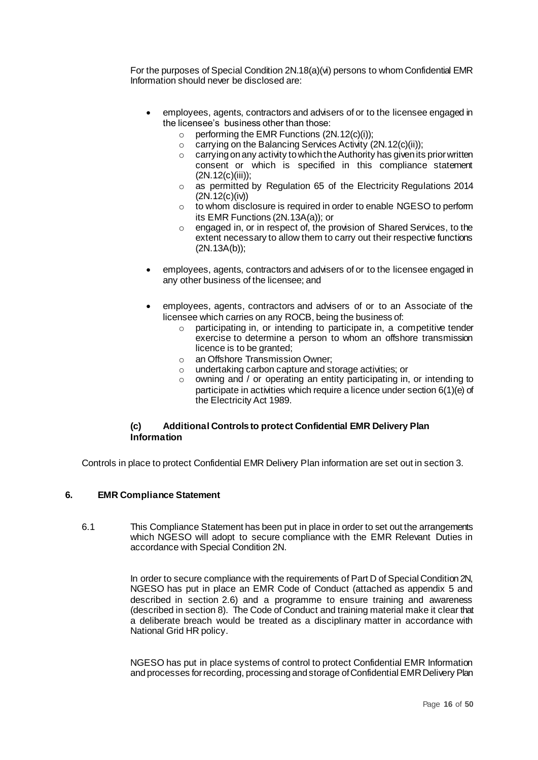For the purposes of Special Condition 2N.18(a)(vi) persons to whom Confidential EMR Information should never be disclosed are:

- employees, agents, contractors and advisers of or to the licensee engaged in the licensee's business other than those:
  - performing the EMR Functions (2N.12(c)(i));
  - carrying on the Balancing Services Activity (2N.12(c)(ii));
  - carrying on any activity to which the Authority has given its prior written consent or which is specified in this compliance statement (2N.12(c)(iii));
  - as permitted by Regulation 65 of the Electricity Regulations 2014 (2N.12(c)(iv))
  - to whom disclosure is required in order to enable NGESO to perform its EMR Functions (2N.13A(a)); or
  - engaged in, or in respect of, the provision of Shared Services, to the extent necessary to allow them to carry out their respective functions (2N.13A(b));
- employees, agents, contractors and advisers of or to the licensee engaged in any other business of the licensee; and
- employees, agents, contractors and advisers of or to an Associate of the licensee which carries on any ROCB, being the business of:
  - participating in, or intending to participate in, a competitive tender exercise to determine a person to whom an offshore transmission licence is to be granted;
  - an Offshore Transmission Owner;
  - undertaking carbon capture and storage activities; or
  - owning and / or operating an entity participating in, or intending to participate in activities which require a licence under section 6(1)(e) of the Electricity Act 1989.

### (c) Additional Controls to protect Confidential EMR Delivery Plan Information

Controls in place to protect Confidential EMR Delivery Plan information are set out in section 3.

## 6. EMR Compliance Statement

6.1 This Compliance Statement has been put in place in order to set out the arrangements which NGESO will adopt to secure compliance with the EMR Relevant Duties in accordance with Special Condition 2N.

In order to secure compliance with the requirements of Part D of Special Condition 2N, NGESO has put in place an EMR Code of Conduct (attached as appendix 5 and described in section 2.6) and a programme to ensure training and awareness (described in section 8). The Code of Conduct and training material make it clear that a deliberate breach would be treated as a disciplinary matter in accordance with National Grid HR policy.

NGESO has put in place systems of control to protect Confidential EMR Information and processes for recording, processing and storage of Confidential EMR Delivery Plan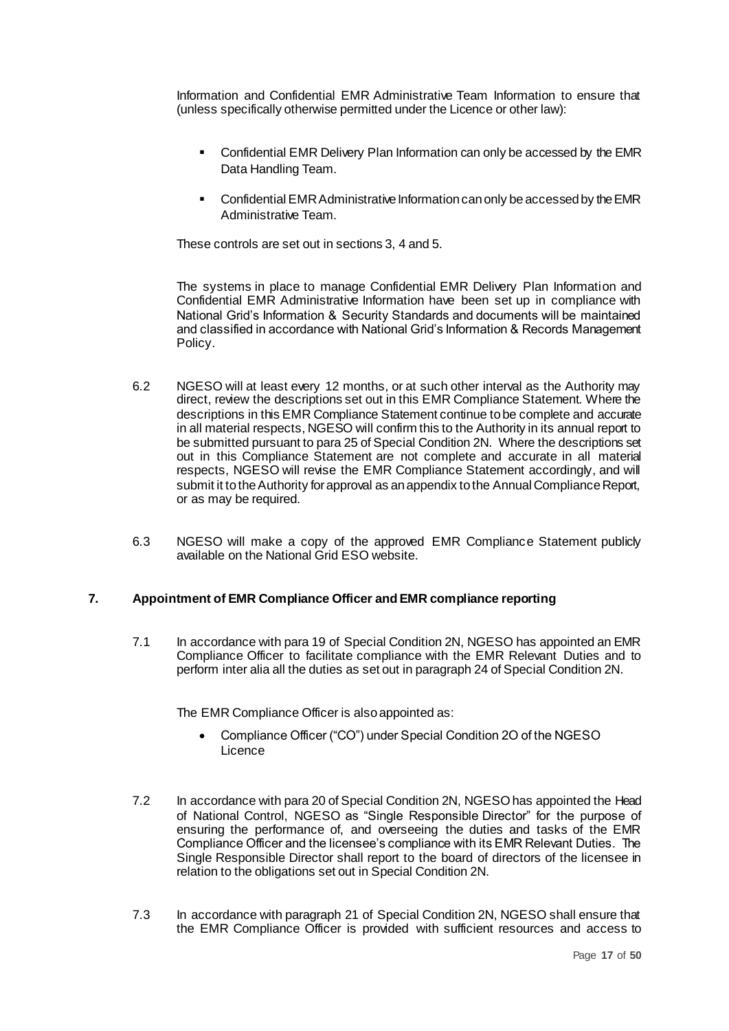Information and Confidential EMR Administrative Team Information to ensure that (unless specifically otherwise permitted under the Licence or other law):

- Confidential EMR Delivery Plan Information can only be accessed by the EMR Data Handling Team.
- Confidential EMR Administrative Information can only be accessed by the EMR Administrative Team.

These controls are set out in sections 3, 4 and 5.

The systems in place to manage Confidential EMR Delivery Plan Information and Confidential EMR Administrative Information have been set up in compliance with National Grid's Information & Security Standards and documents will be maintained and classified in accordance with National Grid's Information & Records Management Policy.

6.2 NGESO will at least every 12 months, or at such other interval as the Authority may direct, review the descriptions set out in this EMR Compliance Statement. Where the descriptions in this EMR Compliance Statement continue to be complete and accurate in all material respects, NGESO will confirm this to the Authority in its annual report to be submitted pursuant to para 25 of Special Condition 2N. Where the descriptions set out in this Compliance Statement are not complete and accurate in all material respects, NGESO will revise the EMR Compliance Statement accordingly, and will submit it to the Authority for approval as an appendix to the Annual Compliance Report, or as may be required.

6.3 NGESO will make a copy of the approved EMR Compliance Statement publicly available on the National Grid ESO website.

## 7. Appointment of EMR Compliance Officer and EMR compliance reporting

7.1 In accordance with para 19 of Special Condition 2N, NGESO has appointed an EMR Compliance Officer to facilitate compliance with the EMR Relevant Duties and to perform inter alia all the duties as set out in paragraph 24 of Special Condition 2N.

The EMR Compliance Officer is also appointed as:

- Compliance Officer ("CO") under Special Condition 2O of the NGESO Licence

7.2 In accordance with para 20 of Special Condition 2N, NGESO has appointed the Head of National Control, NGESO as "Single Responsible Director" for the purpose of ensuring the performance of, and overseeing the duties and tasks of the EMR Compliance Officer and the licensee's compliance with its EMR Relevant Duties. The Single Responsible Director shall report to the board of directors of the licensee in relation to the obligations set out in Special Condition 2N.

7.3 In accordance with paragraph 21 of Special Condition 2N, NGESO shall ensure that the EMR Compliance Officer is provided with sufficient resources and access to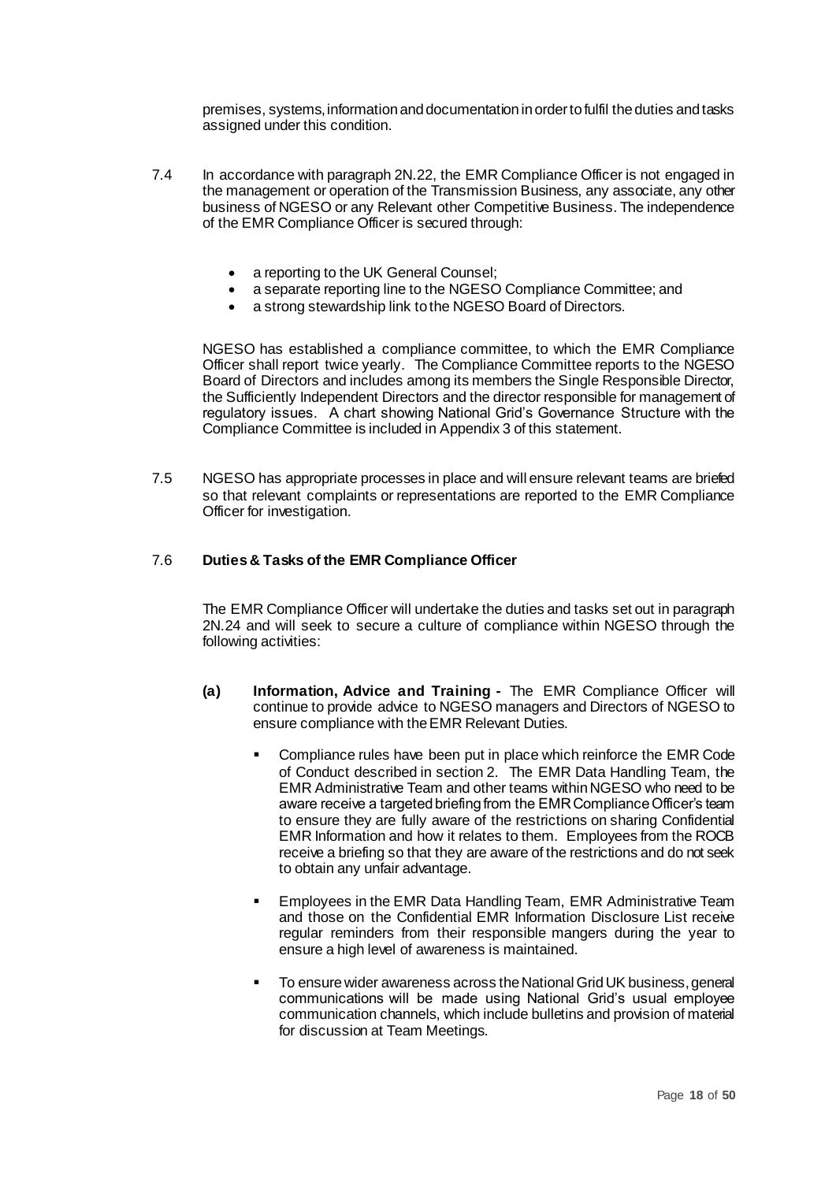premises, systems, information and documentation in order to fulfil the duties and tasks assigned under this condition.

7.4 In accordance with paragraph 2N.22, the EMR Compliance Officer is not engaged in the management or operation of the Transmission Business, any associate, any other business of NGESO or any Relevant other Competitive Business. The independence of the EMR Compliance Officer is secured through:

- a reporting to the UK General Counsel;
- a separate reporting line to the NGESO Compliance Committee; and
- a strong stewardship link to the NGESO Board of Directors.

NGESO has established a compliance committee, to which the EMR Compliance Officer shall report twice yearly. The Compliance Committee reports to the NGESO Board of Directors and includes among its members the Single Responsible Director, the Sufficiently Independent Directors and the director responsible for management of regulatory issues. A chart showing National Grid's Governance Structure with the Compliance Committee is included in Appendix 3 of this statement.

7.5 NGESO has appropriate processes in place and will ensure relevant teams are briefed so that relevant complaints or representations are reported to the EMR Compliance Officer for investigation.

7.6 **Duties & Tasks of the EMR Compliance Officer**

The EMR Compliance Officer will undertake the duties and tasks set out in paragraph 2N.24 and will seek to secure a culture of compliance within NGESO through the following activities:

**(a) Information, Advice and Training -** The EMR Compliance Officer will continue to provide advice to NGESO managers and Directors of NGESO to ensure compliance with the EMR Relevant Duties.

- Compliance rules have been put in place which reinforce the EMR Code of Conduct described in section 2. The EMR Data Handling Team, the EMR Administrative Team and other teams within NGESO who need to be aware receive a targeted briefing from the EMR Compliance Officer's team to ensure they are fully aware of the restrictions on sharing Confidential EMR Information and how it relates to them. Employees from the ROCB receive a briefing so that they are aware of the restrictions and do not seek to obtain any unfair advantage.
- Employees in the EMR Data Handling Team, EMR Administrative Team and those on the Confidential EMR Information Disclosure List receive regular reminders from their responsible mangers during the year to ensure a high level of awareness is maintained.
- To ensure wider awareness across the National Grid UK business, general communications will be made using National Grid's usual employee communication channels, which include bulletins and provision of material for discussion at Team Meetings.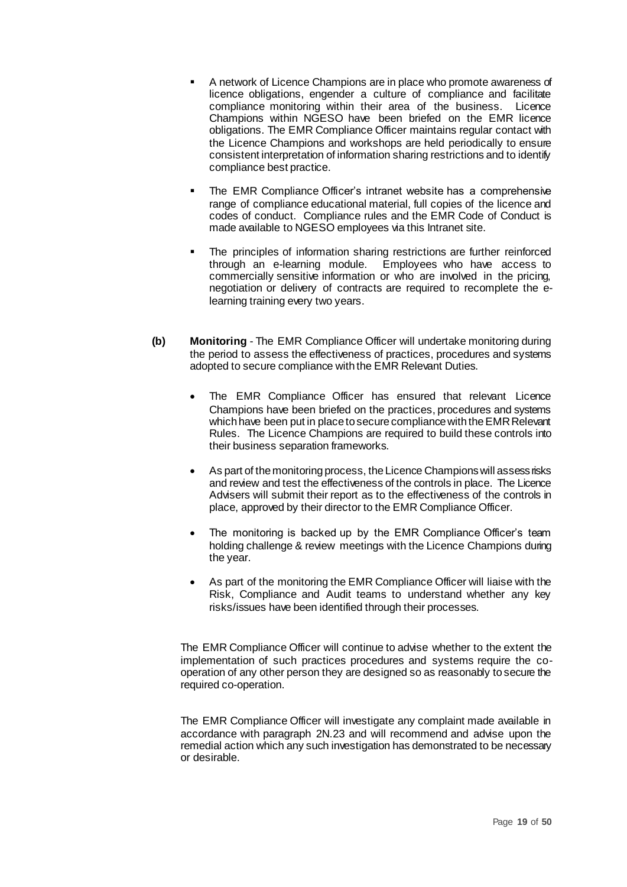- A network of Licence Champions are in place who promote awareness of licence obligations, engender a culture of compliance and facilitate compliance monitoring within their area of the business. Licence Champions within NGESO have been briefed on the EMR licence obligations. The EMR Compliance Officer maintains regular contact with the Licence Champions and workshops are held periodically to ensure consistent interpretation of information sharing restrictions and to identify compliance best practice.
- The EMR Compliance Officer's intranet website has a comprehensive range of compliance educational material, full copies of the licence and codes of conduct. Compliance rules and the EMR Code of Conduct is made available to NGESO employees via this Intranet site.
- The principles of information sharing restrictions are further reinforced through an e-learning module. Employees who have access to commercially sensitive information or who are involved in the pricing, negotiation or delivery of contracts are required to recomplete the e-learning training every two years.

**(b) Monitoring** - The EMR Compliance Officer will undertake monitoring during the period to assess the effectiveness of practices, procedures and systems adopted to secure compliance with the EMR Relevant Duties.

- The EMR Compliance Officer has ensured that relevant Licence Champions have been briefed on the practices, procedures and systems which have been put in place to secure compliance with the EMR Relevant Rules. The Licence Champions are required to build these controls into their business separation frameworks.
- As part of the monitoring process, the Licence Champions will assess risks and review and test the effectiveness of the controls in place. The Licence Advisers will submit their report as to the effectiveness of the controls in place, approved by their director to the EMR Compliance Officer.
- The monitoring is backed up by the EMR Compliance Officer's team holding challenge & review meetings with the Licence Champions during the year.
- As part of the monitoring the EMR Compliance Officer will liaise with the Risk, Compliance and Audit teams to understand whether any key risks/issues have been identified through their processes.

The EMR Compliance Officer will continue to advise whether to the extent the implementation of such practices procedures and systems require the co-operation of any other person they are designed so as reasonably to secure the required co-operation.

The EMR Compliance Officer will investigate any complaint made available in accordance with paragraph 2N.23 and will recommend and advise upon the remedial action which any such investigation has demonstrated to be necessary or desirable.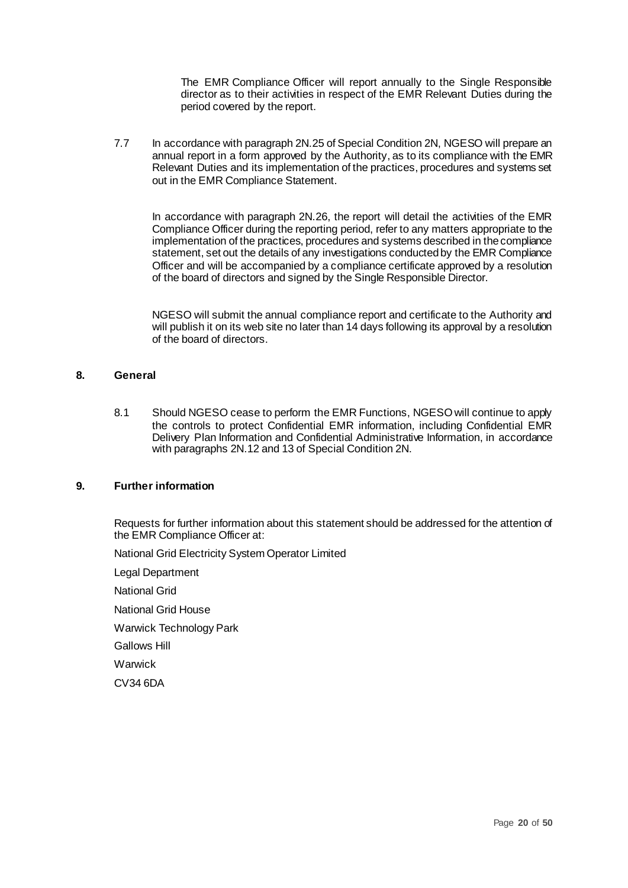The EMR Compliance Officer will report annually to the Single Responsible director as to their activities in respect of the EMR Relevant Duties during the period covered by the report.

7.7 In accordance with paragraph 2N.25 of Special Condition 2N, NGESO will prepare an annual report in a form approved by the Authority, as to its compliance with the EMR Relevant Duties and its implementation of the practices, procedures and systems set out in the EMR Compliance Statement.

In accordance with paragraph 2N.26, the report will detail the activities of the EMR Compliance Officer during the reporting period, refer to any matters appropriate to the implementation of the practices, procedures and systems described in the compliance statement, set out the details of any investigations conducted by the EMR Compliance Officer and will be accompanied by a compliance certificate approved by a resolution of the board of directors and signed by the Single Responsible Director.

NGESO will submit the annual compliance report and certificate to the Authority and will publish it on its web site no later than 14 days following its approval by a resolution of the board of directors.

## 8. General

8.1 Should NGESO cease to perform the EMR Functions, NGESO will continue to apply the controls to protect Confidential EMR information, including Confidential EMR Delivery Plan Information and Confidential Administrative Information, in accordance with paragraphs 2N.12 and 13 of Special Condition 2N.

## 9. Further information

Requests for further information about this statement should be addressed for the attention of the EMR Compliance Officer at:

National Grid Electricity System Operator Limited

Legal Department

National Grid

National Grid House

Warwick Technology Park

Gallows Hill

Warwick

CV34 6DA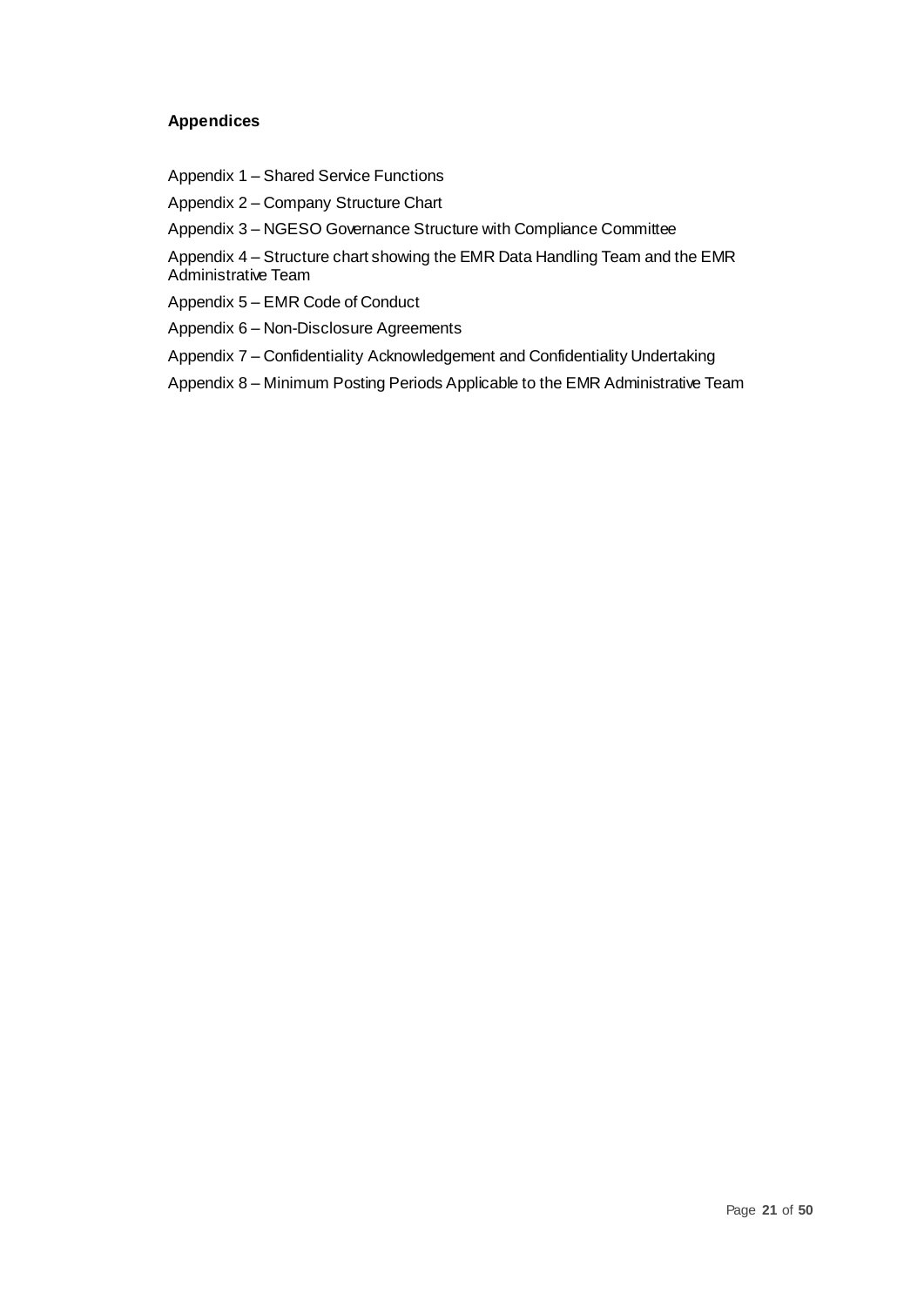**Appendices**

Appendix 1 – Shared Service Functions

Appendix 2 – Company Structure Chart

Appendix 3 – NGESO Governance Structure with Compliance Committee

Appendix 4 – Structure chart showing the EMR Data Handling Team and the EMR Administrative Team

Appendix 5 – EMR Code of Conduct

Appendix 6 – Non-Disclosure Agreements

Appendix 7 – Confidentiality Acknowledgement and Confidentiality Undertaking

Appendix 8 – Minimum Posting Periods Applicable to the EMR Administrative Team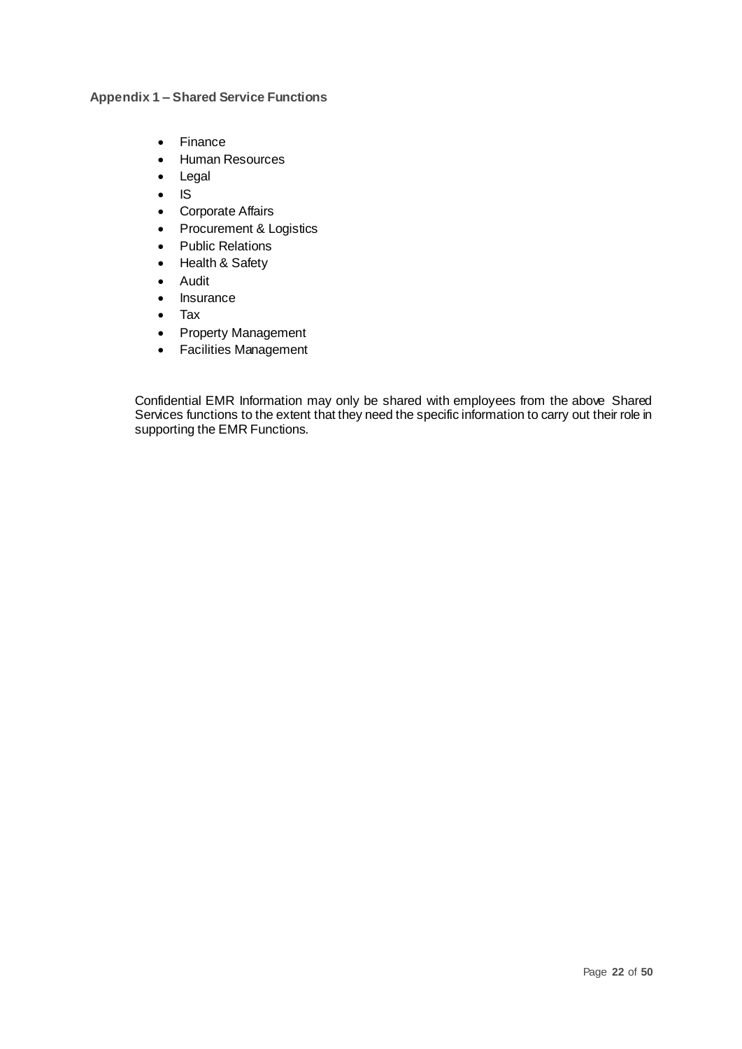## Appendix 1 – Shared Service Functions

- Finance
- Human Resources
- Legal
- IS
- Corporate Affairs
- Procurement & Logistics
- Public Relations
- Health & Safety
- Audit
- Insurance
- Tax
- Property Management
- Facilities Management

Confidential EMR Information may only be shared with employees from the above Shared Services functions to the extent that they need the specific information to carry out their role in supporting the EMR Functions.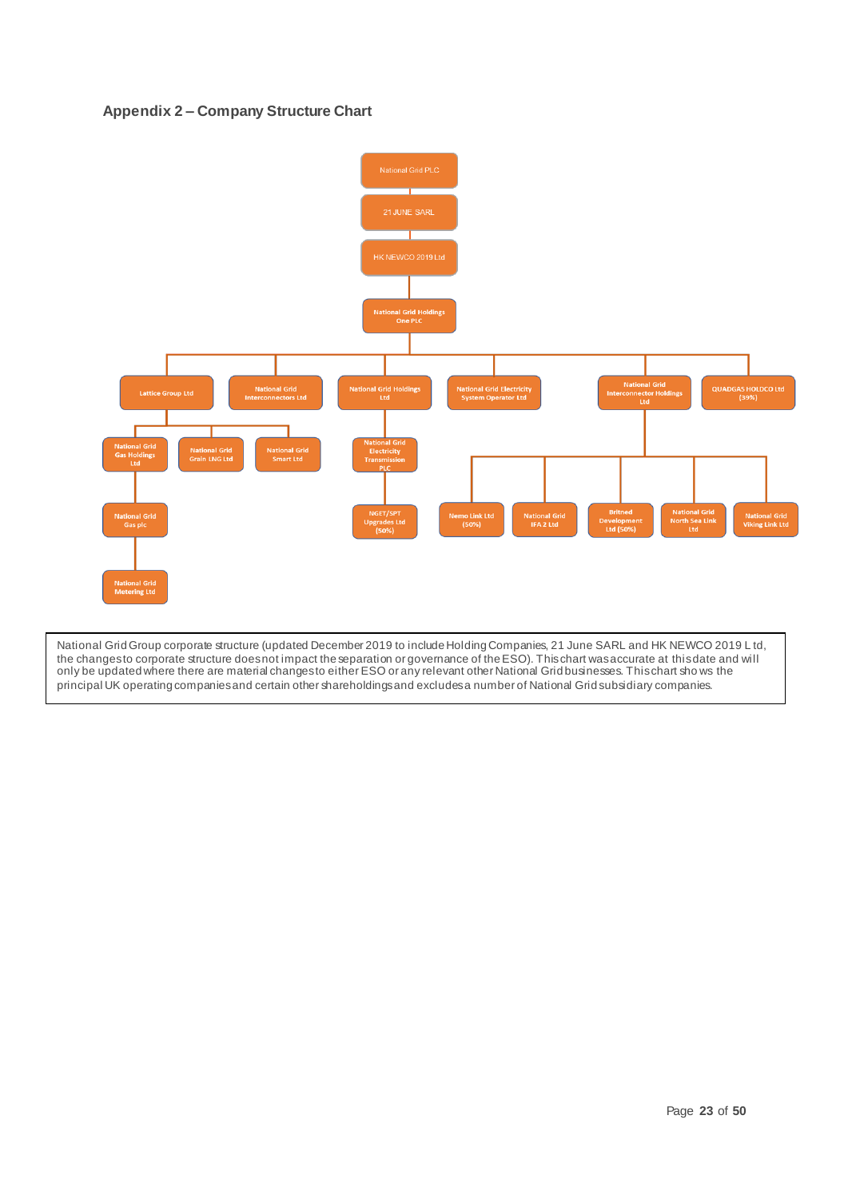## Appendix 2 – Company Structure Chart

- National Grid PLC
  - 21 JUNE SARL
    - HK NEWCO 2019 Ltd
      - National Grid Holdings One PLC
        - Lattice Group Ltd
          - National Grid Gas Holdings Ltd
            - National Grid Gas plc
              - National Grid Metering Ltd
          - National Grid Grain LNG Ltd
          - National Grid Smart Ltd
        - National Grid Interconnectors Ltd
        - National Grid Holdings Ltd
          - National Grid Electricity Transmission PLC
            - NGET/SPT Upgrades Ltd (50%)
        - National Grid Electricity System Operator Ltd
        - National Grid Interconnector Holdings Ltd
          - Nemo Link Ltd (50%)
          - National Grid IFA 2 Ltd
          - Britned Development Ltd (50%)
          - National Grid North Sea Link Ltd
          - National Grid Viking Link Ltd
        - QUADGAS HOLDCO Ltd (39%)

National Grid Group corporate structure (updated December 2019 to include Holding Companies, 21 June SARL and HK NEWCO 2019 Ltd, the changes to corporate structure does not impact the separation or governance of the ESO). This chart was accurate at this date and will only be updated where there are material changes to either ESO or any relevant other National Grid businesses. This chart shows the principal UK operating companies and certain other shareholdings and excludes a number of National Grid subsidiary companies.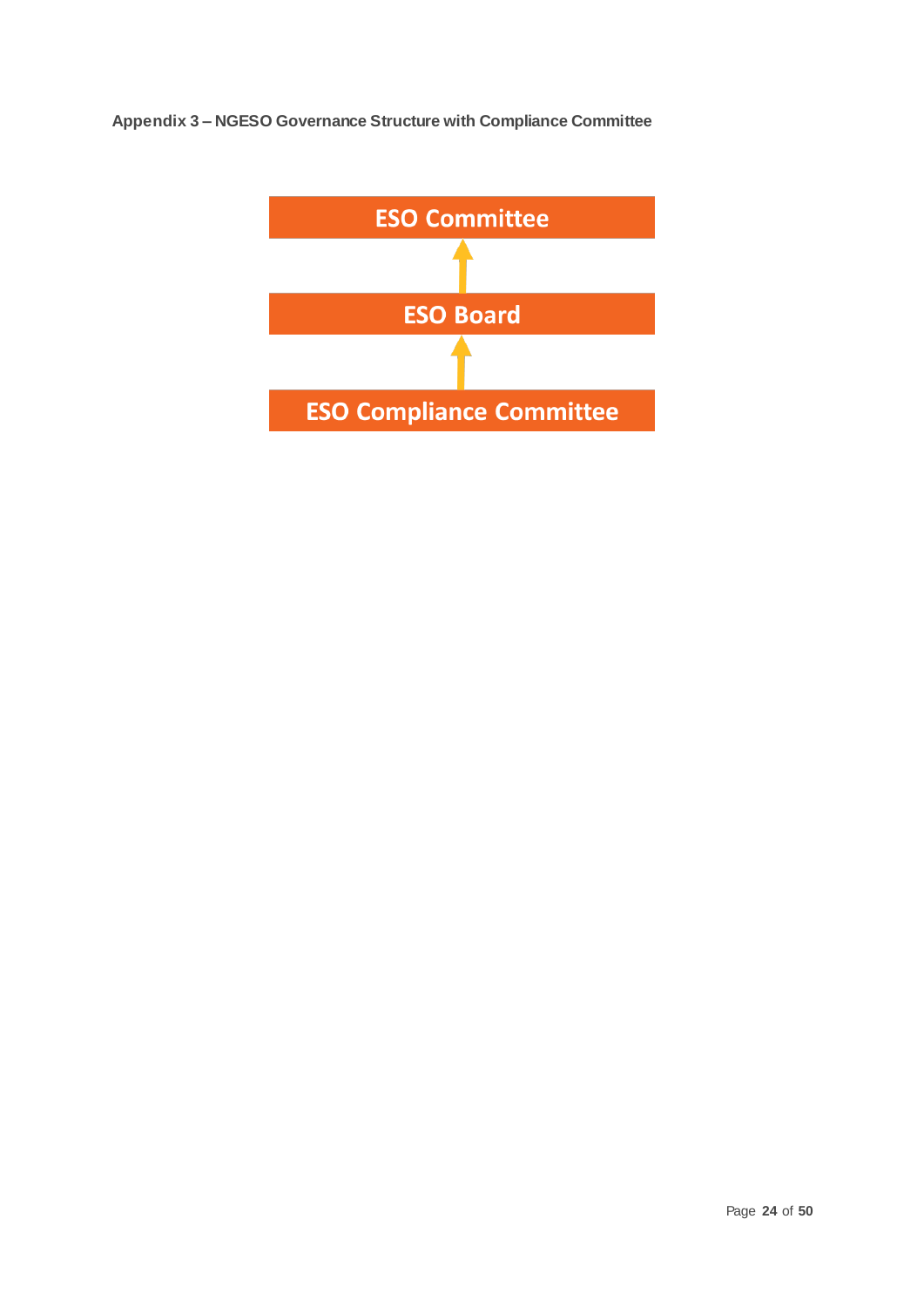**Appendix 3 – NGESO Governance Structure with Compliance Committee**

ESO Committee

↑

ESO Board

↑

ESO Compliance Committee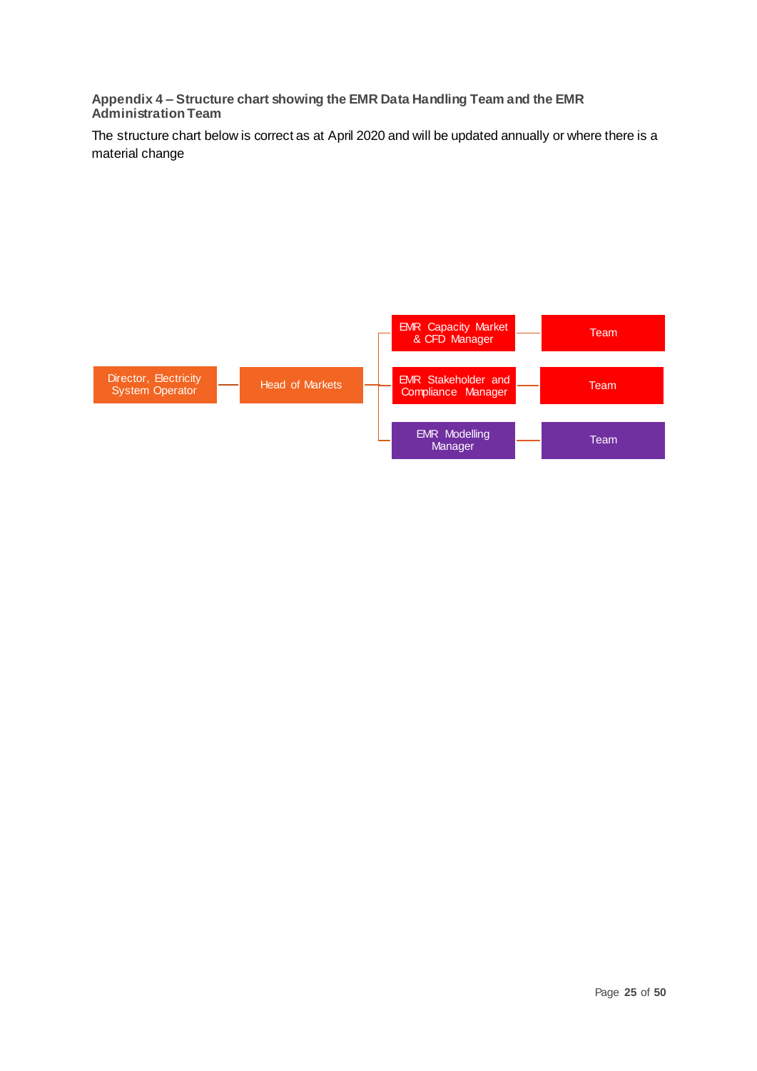### Appendix 4 – Structure chart showing the EMR Data Handling Team and the EMR Administration Team

The structure chart below is correct as at April 2020 and will be updated annually or where there is a material change

- Director, Electricity System Operator
  - Head of Markets
    - EMR Capacity Market & CFD Manager
      - Team
    - EMR Stakeholder and Compliance Manager
      - Team
    - EMR Modelling Manager
      - Team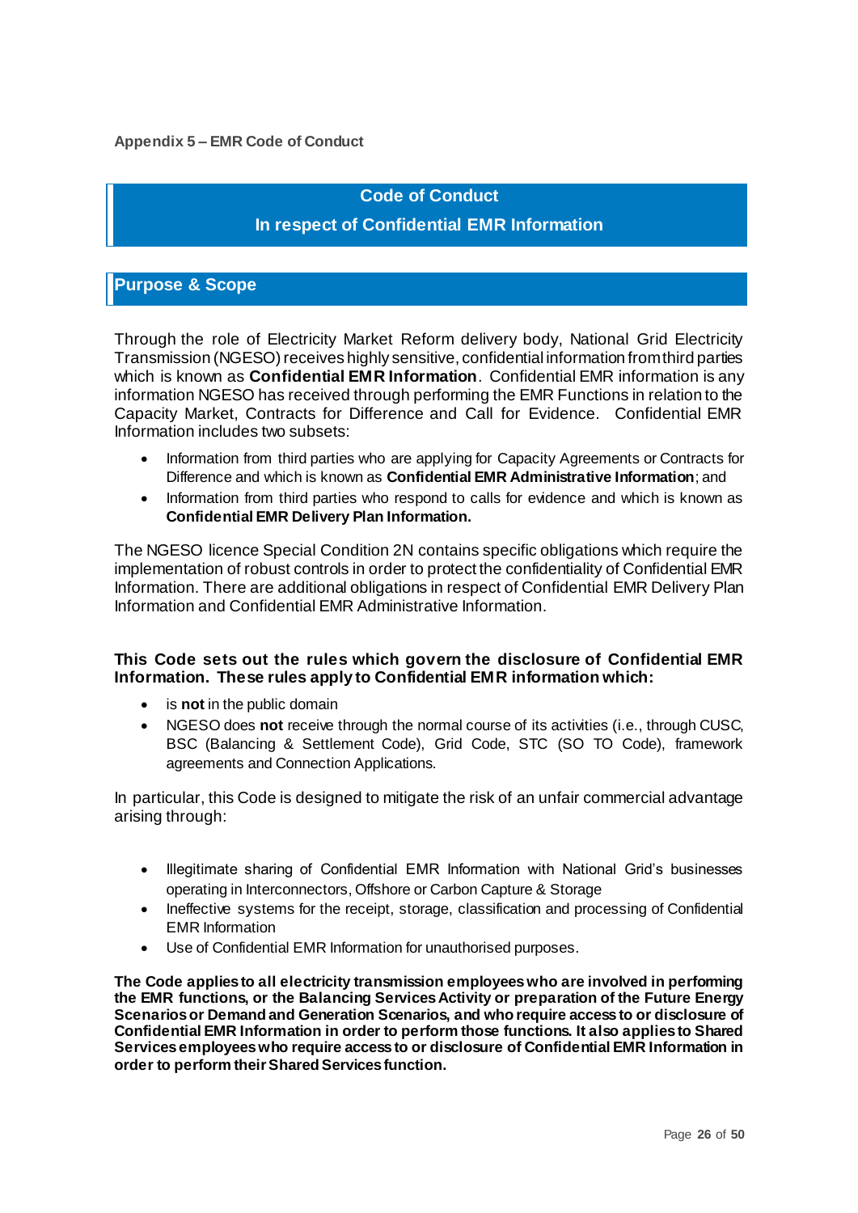**Appendix 5 – EMR Code of Conduct**

# Code of Conduct

## In respect of Confidential EMR Information

## Purpose & Scope

Through the role of Electricity Market Reform delivery body, National Grid Electricity Transmission (NGESO) receives highly sensitive, confidential information from third parties which is known as **Confidential EMR Information**. Confidential EMR information is any information NGESO has received through performing the EMR Functions in relation to the Capacity Market, Contracts for Difference and Call for Evidence. Confidential EMR Information includes two subsets:

- Information from third parties who are applying for Capacity Agreements or Contracts for Difference and which is known as **Confidential EMR Administrative Information**; and
- Information from third parties who respond to calls for evidence and which is known as **Confidential EMR Delivery Plan Information.**

The NGESO licence Special Condition 2N contains specific obligations which require the implementation of robust controls in order to protect the confidentiality of Confidential EMR Information. There are additional obligations in respect of Confidential EMR Delivery Plan Information and Confidential EMR Administrative Information.

**This Code sets out the rules which govern the disclosure of Confidential EMR Information. These rules apply to Confidential EMR information which:**

- is **not** in the public domain
- NGESO does **not** receive through the normal course of its activities (i.e., through CUSC, BSC (Balancing & Settlement Code), Grid Code, STC (SO TO Code), framework agreements and Connection Applications.

In particular, this Code is designed to mitigate the risk of an unfair commercial advantage arising through:

- Illegitimate sharing of Confidential EMR Information with National Grid's businesses operating in Interconnectors, Offshore or Carbon Capture & Storage
- Ineffective systems for the receipt, storage, classification and processing of Confidential EMR Information
- Use of Confidential EMR Information for unauthorised purposes.

**The Code applies to all electricity transmission employees who are involved in performing the EMR functions, or the Balancing Services Activity or preparation of the Future Energy Scenarios or Demand and Generation Scenarios, and who require access to or disclosure of Confidential EMR Information in order to perform those functions. It also applies to Shared Services employees who require access to or disclosure of Confidential EMR Information in order to perform their Shared Services function.**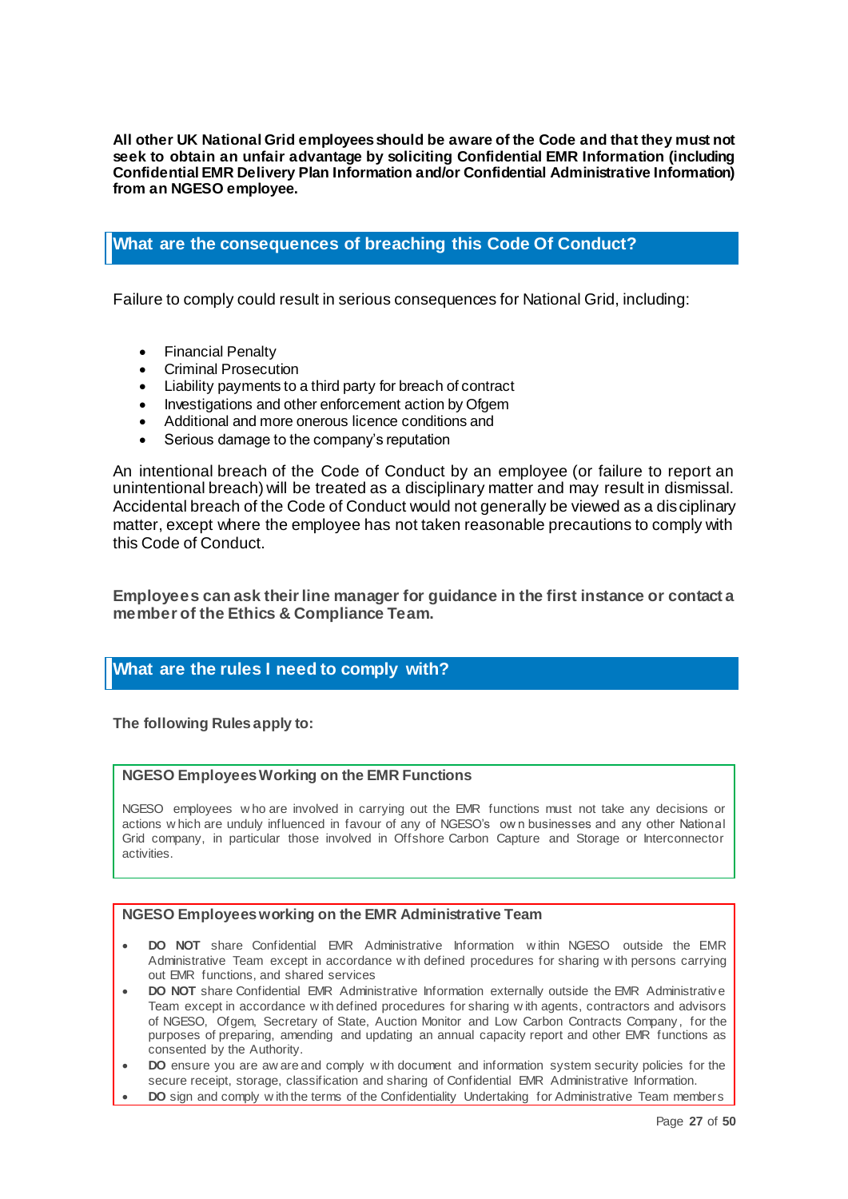**All other UK National Grid employees should be aware of the Code and that they must not seek to obtain an unfair advantage by soliciting Confidential EMR Information (including Confidential EMR Delivery Plan Information and/or Confidential Administrative Information) from an NGESO employee.**

## What are the consequences of breaching this Code Of Conduct?

Failure to comply could result in serious consequences for National Grid, including:

- Financial Penalty
- Criminal Prosecution
- Liability payments to a third party for breach of contract
- Investigations and other enforcement action by Ofgem
- Additional and more onerous licence conditions and
- Serious damage to the company's reputation

An intentional breach of the Code of Conduct by an employee (or failure to report an unintentional breach) will be treated as a disciplinary matter and may result in dismissal. Accidental breach of the Code of Conduct would not generally be viewed as a disciplinary matter, except where the employee has not taken reasonable precautions to comply with this Code of Conduct.

**Employees can ask their line manager for guidance in the first instance or contact a member of the Ethics & Compliance Team.**

## What are the rules I need to comply with?

**The following Rules apply to:**

### NGESO Employees Working on the EMR Functions

NGESO employees who are involved in carrying out the EMR functions must not take any decisions or actions which are unduly influenced in favour of any of NGESO's own businesses and any other National Grid company, in particular those involved in Offshore Carbon Capture and Storage or Interconnector activities.

### NGESO Employees working on the EMR Administrative Team

- **DO NOT** share Confidential EMR Administrative Information within NGESO outside the EMR Administrative Team except in accordance with defined procedures for sharing with persons carrying out EMR functions, and shared services
- **DO NOT** share Confidential EMR Administrative Information externally outside the EMR Administrative Team except in accordance with defined procedures for sharing with agents, contractors and advisors of NGESO, Ofgem, Secretary of State, Auction Monitor and Low Carbon Contracts Company, for the purposes of preparing, amending and updating an annual capacity report and other EMR functions as consented by the Authority.
- **DO** ensure you are aware and comply with document and information system security policies for the secure receipt, storage, classification and sharing of Confidential EMR Administrative Information.
- **DO** sign and comply with the terms of the Confidentiality Undertaking for Administrative Team members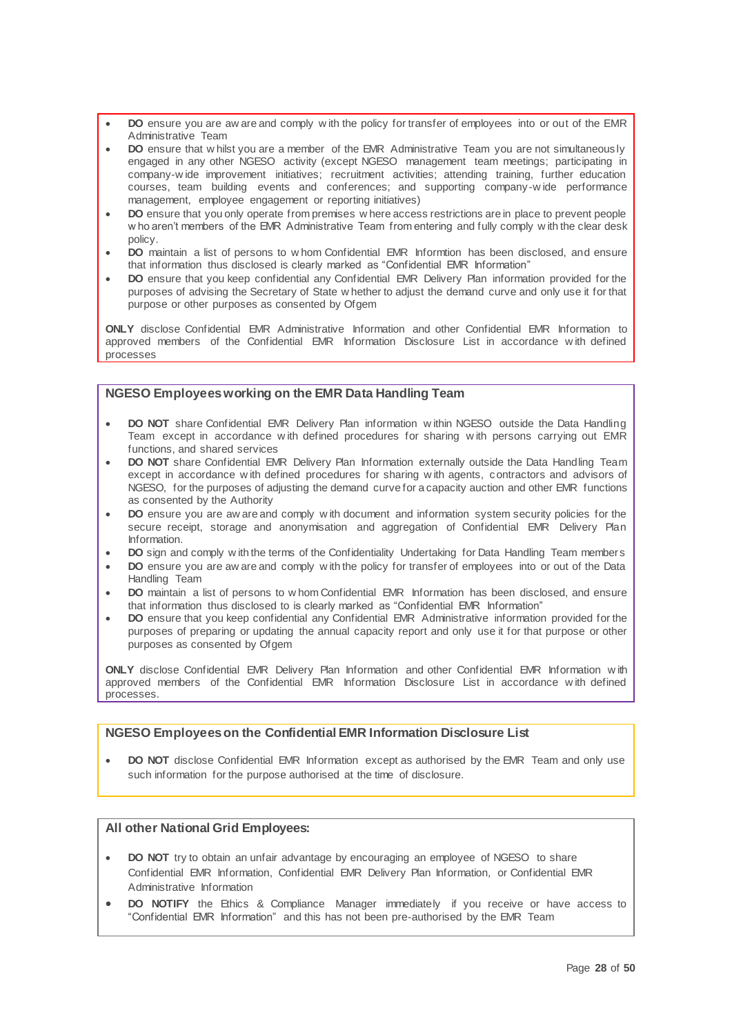- **DO** ensure you are aware and comply with the policy for transfer of employees into or out of the EMR Administrative Team
- **DO** ensure that whilst you are a member of the EMR Administrative Team you are not simultaneously engaged in any other NGESO activity (except NGESO management team meetings; participating in company-wide improvement initiatives; recruitment activities; attending training, further education courses, team building events and conferences; and supporting company-wide performance management, employee engagement or reporting initiatives)
- **DO** ensure that you only operate from premises where access restrictions are in place to prevent people who aren't members of the EMR Administrative Team from entering and fully comply with the clear desk policy.
- **DO** maintain a list of persons to whom Confidential EMR Informtion has been disclosed, and ensure that information thus disclosed is clearly marked as "Confidential EMR Information"
- **DO** ensure that you keep confidential any Confidential EMR Delivery Plan information provided for the purposes of advising the Secretary of State whether to adjust the demand curve and only use it for that purpose or other purposes as consented by Ofgem

**ONLY** disclose Confidential EMR Administrative Information and other Confidential EMR Information to approved members of the Confidential EMR Information Disclosure List in accordance with defined processes

### NGESO Employees working on the EMR Data Handling Team

- **DO NOT** share Confidential EMR Delivery Plan information within NGESO outside the Data Handling Team except in accordance with defined procedures for sharing with persons carrying out EMR functions, and shared services
- **DO NOT** share Confidential EMR Delivery Plan Information externally outside the Data Handling Team except in accordance with defined procedures for sharing with agents, contractors and advisors of NGESO, for the purposes of adjusting the demand curve for a capacity auction and other EMR functions as consented by the Authority
- **DO** ensure you are aware and comply with document and information system security policies for the secure receipt, storage and anonymisation and aggregation of Confidential EMR Delivery Plan Information.
- **DO** sign and comply with the terms of the Confidentiality Undertaking for Data Handling Team members
- **DO** ensure you are aware and comply with the policy for transfer of employees into or out of the Data Handling Team
- **DO** maintain a list of persons to whom Confidential EMR Information has been disclosed, and ensure that information thus disclosed to is clearly marked as "Confidential EMR Information"
- **DO** ensure that you keep confidential any Confidential EMR Administrative information provided for the purposes of preparing or updating the annual capacity report and only use it for that purpose or other purposes as consented by Ofgem

**ONLY** disclose Confidential EMR Delivery Plan Information and other Confidential EMR Information with approved members of the Confidential EMR Information Disclosure List in accordance with defined processes.

### NGESO Employees on the Confidential EMR Information Disclosure List

- **DO NOT** disclose Confidential EMR Information except as authorised by the EMR Team and only use such information for the purpose authorised at the time of disclosure.

### All other National Grid Employees:

- **DO NOT** try to obtain an unfair advantage by encouraging an employee of NGESO to share Confidential EMR Information, Confidential EMR Delivery Plan Information, or Confidential EMR Administrative Information
- **DO NOTIFY** the Ethics & Compliance Manager immediately if you receive or have access to "Confidential EMR Information" and this has not been pre-authorised by the EMR Team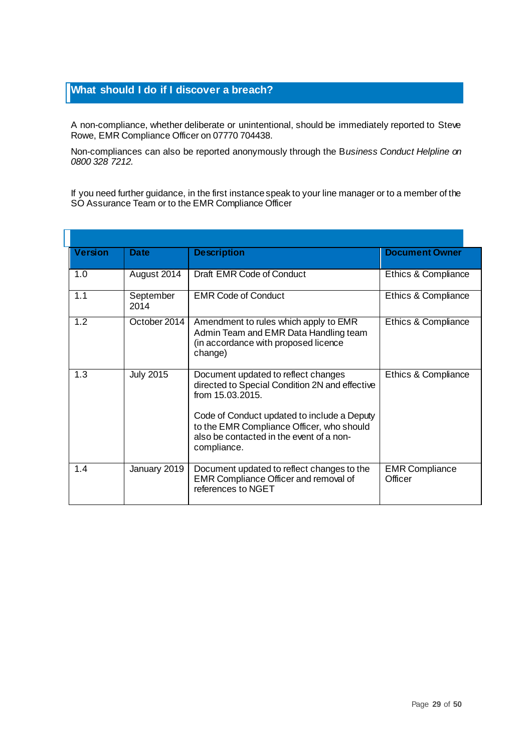## What should I do if I discover a breach?

A non-compliance, whether deliberate or unintentional, should be immediately reported to Steve Rowe, EMR Compliance Officer on 07770 704438.

Non-compliances can also be reported anonymously through the B*usiness Conduct Helpline on 0800 328 7212.*

If you need further guidance, in the first instance speak to your line manager or to a member of the SO Assurance Team or to the EMR Compliance Officer

| Version | Date | Description | Document Owner |
|---|---|---|---|
| 1.0 | August 2014 | Draft EMR Code of Conduct | Ethics & Compliance |
| 1.1 | September 2014 | EMR Code of Conduct | Ethics & Compliance |
| 1.2 | October 2014 | Amendment to rules which apply to EMR Admin Team and EMR Data Handling team (in accordance with proposed licence change) | Ethics & Compliance |
| 1.3 | July 2015 | Document updated to reflect changes directed to Special Condition 2N and effective from 15.03.2015.<br><br>Code of Conduct updated to include a Deputy to the EMR Compliance Officer, who should also be contacted in the event of a non-compliance. | Ethics & Compliance |
| 1.4 | January 2019 | Document updated to reflect changes to the EMR Compliance Officer and removal of references to NGET | EMR Compliance Officer |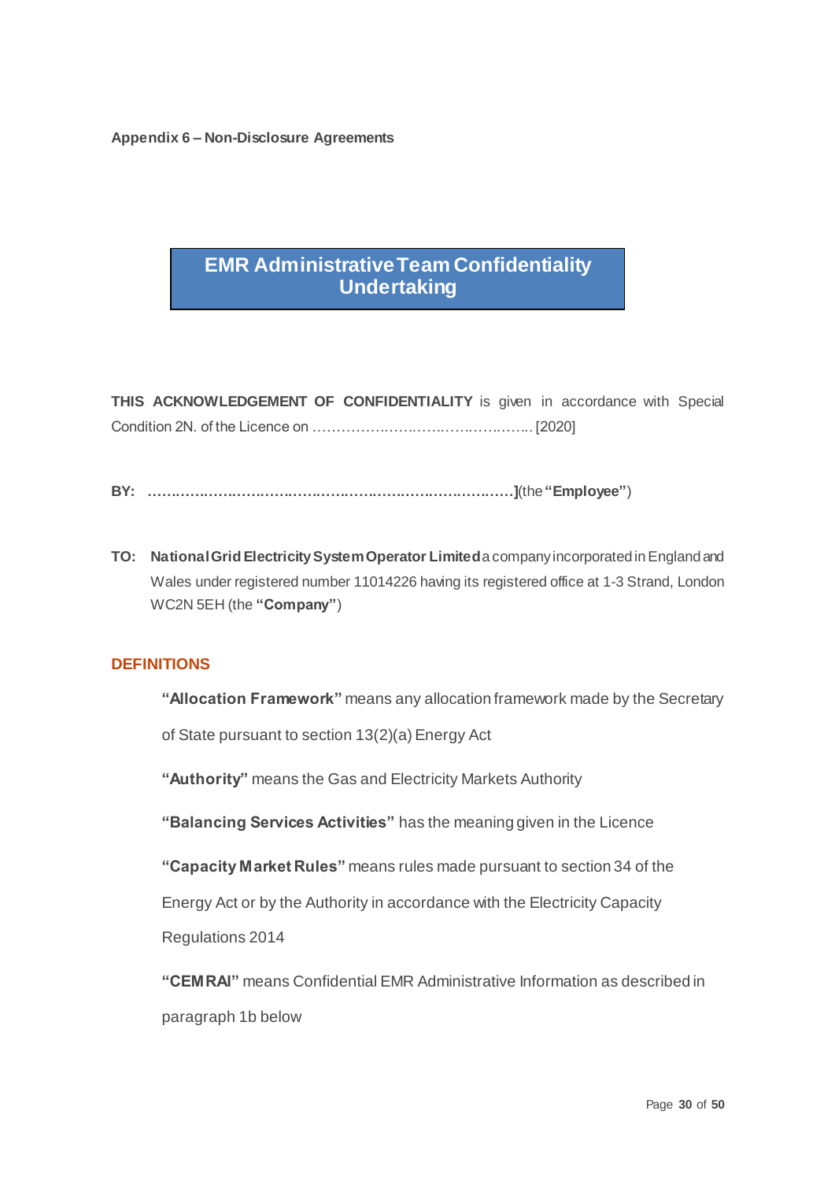**Appendix 6 – Non-Disclosure Agreements**

## EMR Administrative Team Confidentiality Undertaking

**THIS ACKNOWLEDGEMENT OF CONFIDENTIALITY** is given in accordance with Special Condition 2N. of the Licence on ………………………………………….. [2020]

**BY: ……………………………………………………………………]**(the **"Employee"**)

**TO: National Grid Electricity System Operator Limited** a company incorporated in England and Wales under registered number 11014226 having its registered office at 1-3 Strand, London WC2N 5EH (the **"Company"**)

**DEFINITIONS**

**"Allocation Framework"** means any allocation framework made by the Secretary of State pursuant to section 13(2)(a) Energy Act

**"Authority"** means the Gas and Electricity Markets Authority

**"Balancing Services Activities"** has the meaning given in the Licence

**"Capacity Market Rules"** means rules made pursuant to section 34 of the Energy Act or by the Authority in accordance with the Electricity Capacity Regulations 2014

**"CEMRAI"** means Confidential EMR Administrative Information as described in paragraph 1b below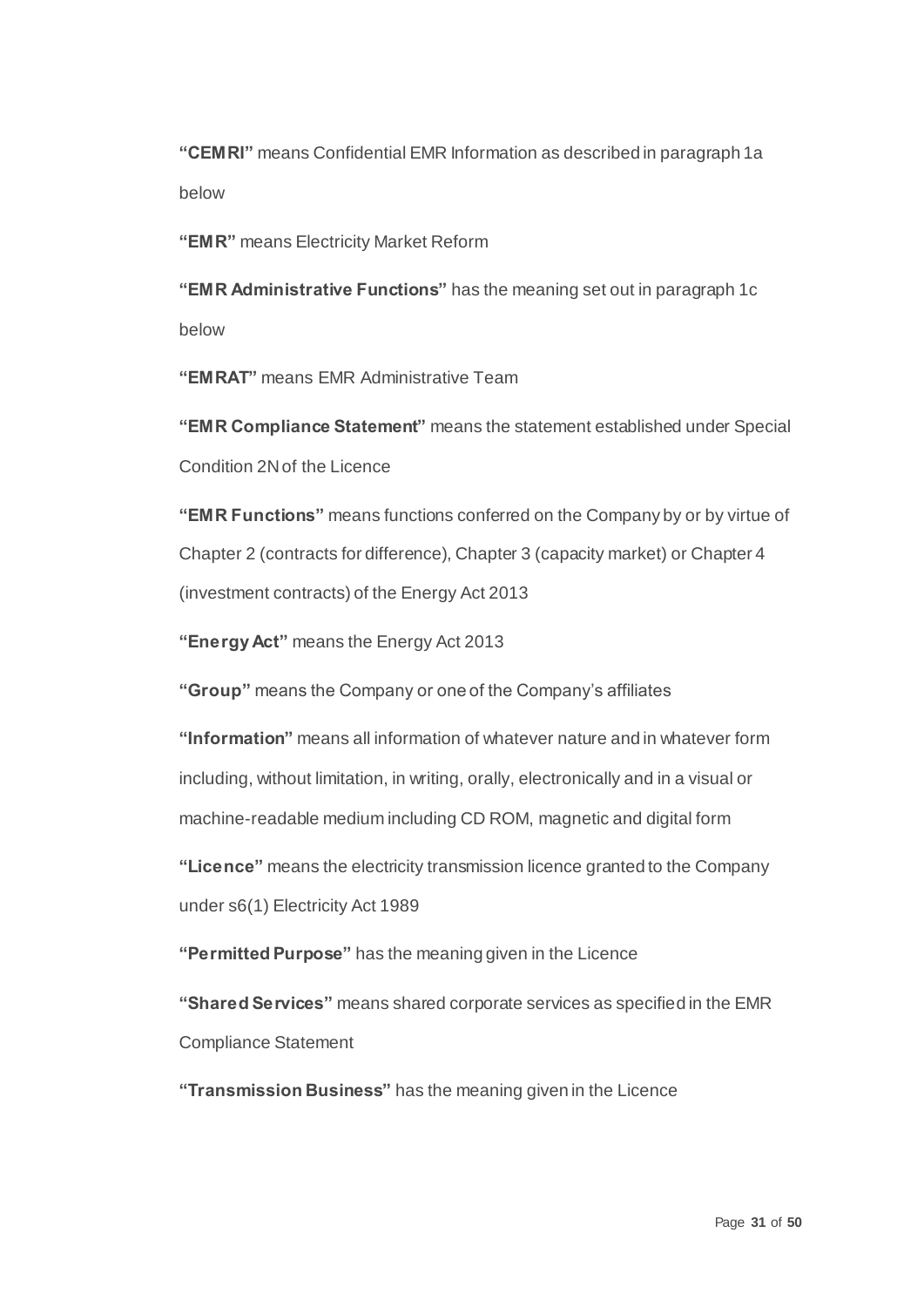**"CEMRI"** means Confidential EMR Information as described in paragraph 1a below

**"EMR"** means Electricity Market Reform

**"EMR Administrative Functions"** has the meaning set out in paragraph 1c below

**"EMRAT"** means EMR Administrative Team

**"EMR Compliance Statement"** means the statement established under Special Condition 2N of the Licence

**"EMR Functions"** means functions conferred on the Company by or by virtue of Chapter 2 (contracts for difference), Chapter 3 (capacity market) or Chapter 4 (investment contracts) of the Energy Act 2013

**"Energy Act"** means the Energy Act 2013

**"Group"** means the Company or one of the Company's affiliates

**"Information"** means all information of whatever nature and in whatever form including, without limitation, in writing, orally, electronically and in a visual or machine-readable medium including CD ROM, magnetic and digital form

**"Licence"** means the electricity transmission licence granted to the Company under s6(1) Electricity Act 1989

**"Permitted Purpose"** has the meaning given in the Licence

**"Shared Services"** means shared corporate services as specified in the EMR Compliance Statement

**"Transmission Business"** has the meaning given in the Licence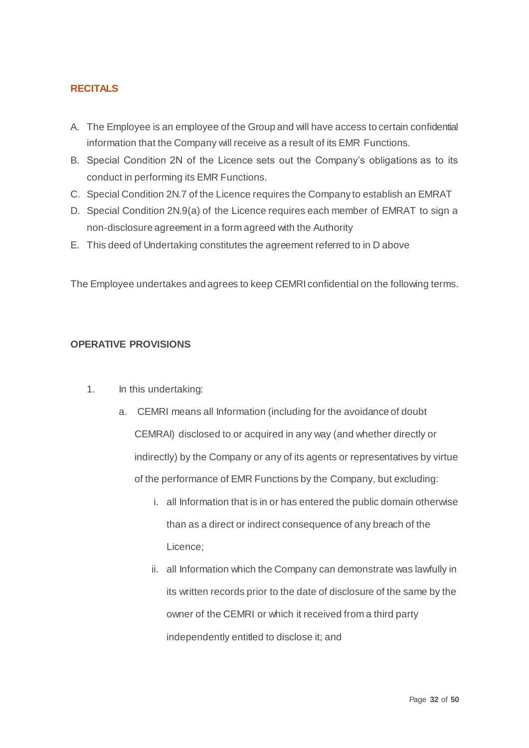## RECITALS

A. The Employee is an employee of the Group and will have access to certain confidential information that the Company will receive as a result of its EMR Functions.
B. Special Condition 2N of the Licence sets out the Company's obligations as to its conduct in performing its EMR Functions.
C. Special Condition 2N.7 of the Licence requires the Company to establish an EMRAT
D. Special Condition 2N.9(a) of the Licence requires each member of EMRAT to sign a non-disclosure agreement in a form agreed with the Authority
E. This deed of Undertaking constitutes the agreement referred to in D above

The Employee undertakes and agrees to keep CEMRI confidential on the following terms.

## OPERATIVE PROVISIONS

1. In this undertaking:
   a. CEMRI means all Information (including for the avoidance of doubt CEMRAI) disclosed to or acquired in any way (and whether directly or indirectly) by the Company or any of its agents or representatives by virtue of the performance of EMR Functions by the Company, but excluding:
      i. all Information that is in or has entered the public domain otherwise than as a direct or indirect consequence of any breach of the Licence;
      ii. all Information which the Company can demonstrate was lawfully in its written records prior to the date of disclosure of the same by the owner of the CEMRI or which it received from a third party independently entitled to disclose it; and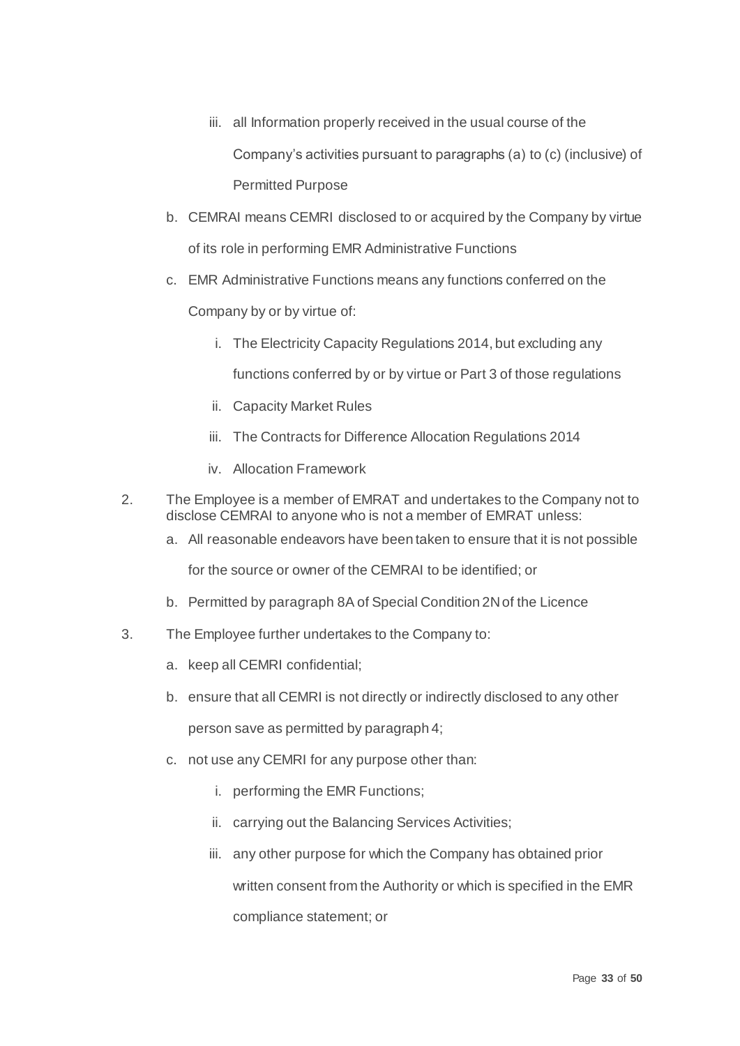iii. all Information properly received in the usual course of the Company's activities pursuant to paragraphs (a) to (c) (inclusive) of Permitted Purpose

b. CEMRAI means CEMRI disclosed to or acquired by the Company by virtue of its role in performing EMR Administrative Functions

c. EMR Administrative Functions means any functions conferred on the Company by or by virtue of:

    i. The Electricity Capacity Regulations 2014, but excluding any functions conferred by or by virtue or Part 3 of those regulations

    ii. Capacity Market Rules

    iii. The Contracts for Difference Allocation Regulations 2014

    iv. Allocation Framework

2. The Employee is a member of EMRAT and undertakes to the Company not to disclose CEMRAI to anyone who is not a member of EMRAT unless:

    a. All reasonable endeavors have been taken to ensure that it is not possible for the source or owner of the CEMRAI to be identified; or

    b. Permitted by paragraph 8A of Special Condition 2N of the Licence

3. The Employee further undertakes to the Company to:

    a. keep all CEMRI confidential;

    b. ensure that all CEMRI is not directly or indirectly disclosed to any other person save as permitted by paragraph 4;

    c. not use any CEMRI for any purpose other than:

        i. performing the EMR Functions;

        ii. carrying out the Balancing Services Activities;

        iii. any other purpose for which the Company has obtained prior written consent from the Authority or which is specified in the EMR compliance statement; or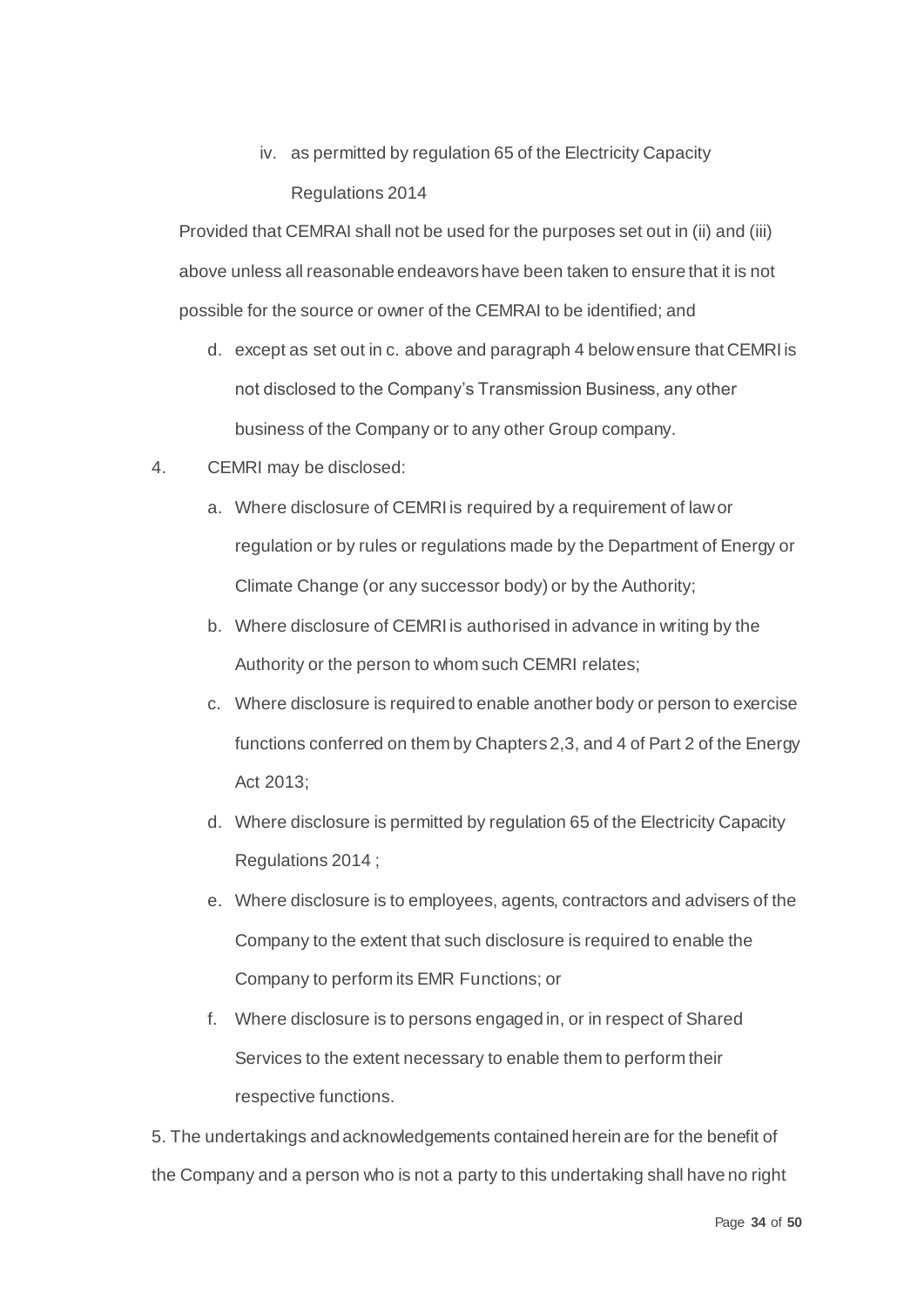iv. as permitted by regulation 65 of the Electricity Capacity Regulations 2014

Provided that CEMRAI shall not be used for the purposes set out in (ii) and (iii) above unless all reasonable endeavors have been taken to ensure that it is not possible for the source or owner of the CEMRAI to be identified; and

d. except as set out in c. above and paragraph 4 below ensure that CEMRI is not disclosed to the Company's Transmission Business, any other business of the Company or to any other Group company.

4. CEMRI may be disclosed:

    a. Where disclosure of CEMRI is required by a requirement of law or regulation or by rules or regulations made by the Department of Energy or Climate Change (or any successor body) or by the Authority;

    b. Where disclosure of CEMRI is authorised in advance in writing by the Authority or the person to whom such CEMRI relates;

    c. Where disclosure is required to enable another body or person to exercise functions conferred on them by Chapters 2,3, and 4 of Part 2 of the Energy Act 2013;

    d. Where disclosure is permitted by regulation 65 of the Electricity Capacity Regulations 2014 ;

    e. Where disclosure is to employees, agents, contractors and advisers of the Company to the extent that such disclosure is required to enable the Company to perform its EMR Functions; or

    f. Where disclosure is to persons engaged in, or in respect of Shared Services to the extent necessary to enable them to perform their respective functions.

5. The undertakings and acknowledgements contained herein are for the benefit of the Company and a person who is not a party to this undertaking shall have no right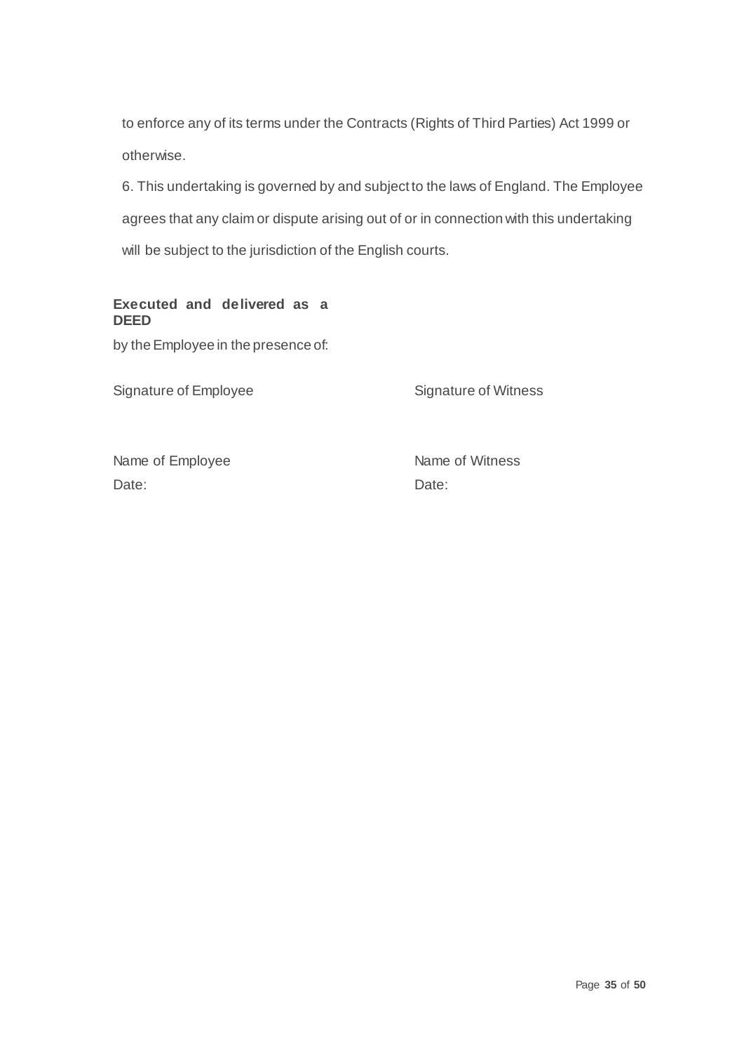to enforce any of its terms under the Contracts (Rights of Third Parties) Act 1999 or otherwise.

6. This undertaking is governed by and subject to the laws of England. The Employee agrees that any claim or dispute arising out of or in connection with this undertaking will be subject to the jurisdiction of the English courts.

**Executed and delivered as a DEED**

by the Employee in the presence of:

| Signature of Employee | Signature of Witness |
| --- | --- |
| | |
| Name of Employee | Name of Witness |
| Date: | Date: |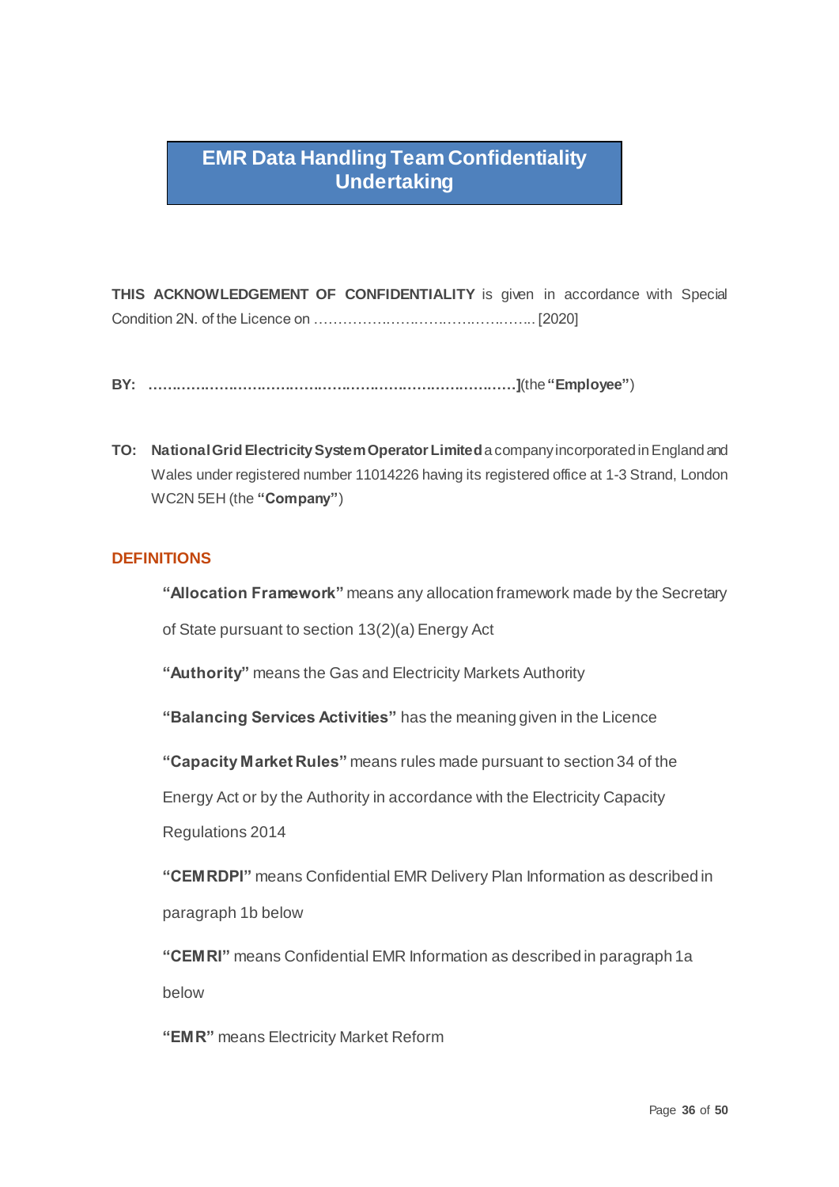# EMR Data Handling Team Confidentiality Undertaking

**THIS ACKNOWLEDGEMENT OF CONFIDENTIALITY** is given in accordance with Special Condition 2N. of the Licence on ……………………………………………. [2020]

**BY: ……………………………………………………………………](**the **"Employee"**)

**TO: National Grid Electricity System Operator Limited** a company incorporated in England and Wales under registered number 11014226 having its registered office at 1-3 Strand, London WC2N 5EH (the **"Company"**)

## DEFINITIONS

**"Allocation Framework"** means any allocation framework made by the Secretary of State pursuant to section 13(2)(a) Energy Act

**"Authority"** means the Gas and Electricity Markets Authority

**"Balancing Services Activities"** has the meaning given in the Licence

**"Capacity Market Rules"** means rules made pursuant to section 34 of the Energy Act or by the Authority in accordance with the Electricity Capacity Regulations 2014

**"CEMRDPI"** means Confidential EMR Delivery Plan Information as described in paragraph 1b below

**"CEMRI"** means Confidential EMR Information as described in paragraph 1a below

**"EMR"** means Electricity Market Reform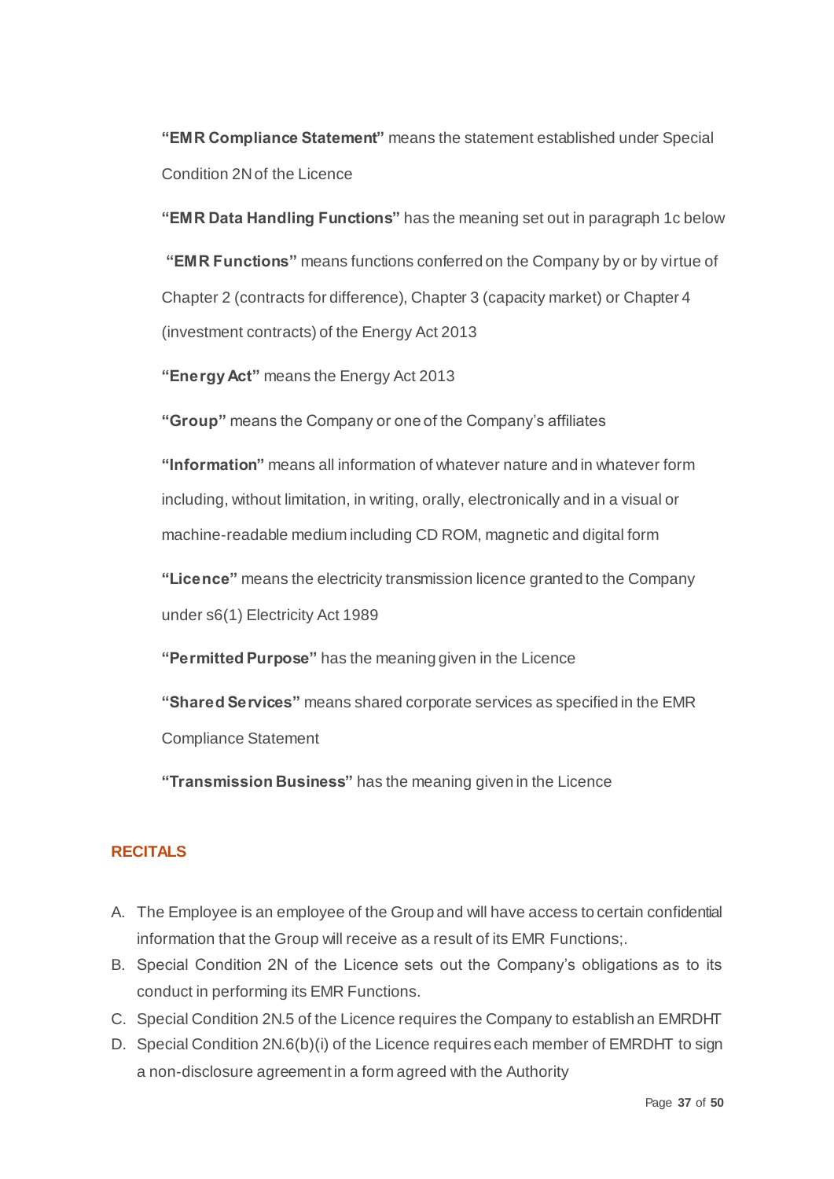**"EMR Compliance Statement"** means the statement established under Special Condition 2N of the Licence

**"EMR Data Handling Functions"** has the meaning set out in paragraph 1c below

**"EMR Functions"** means functions conferred on the Company by or by virtue of Chapter 2 (contracts for difference), Chapter 3 (capacity market) or Chapter 4 (investment contracts) of the Energy Act 2013

**"Energy Act"** means the Energy Act 2013

**"Group"** means the Company or one of the Company's affiliates

**"Information"** means all information of whatever nature and in whatever form including, without limitation, in writing, orally, electronically and in a visual or machine-readable medium including CD ROM, magnetic and digital form

**"Licence"** means the electricity transmission licence granted to the Company under s6(1) Electricity Act 1989

**"Permitted Purpose"** has the meaning given in the Licence

**"Shared Services"** means shared corporate services as specified in the EMR Compliance Statement

**"Transmission Business"** has the meaning given in the Licence

## RECITALS

A. The Employee is an employee of the Group and will have access to certain confidential information that the Group will receive as a result of its EMR Functions;.
B. Special Condition 2N of the Licence sets out the Company's obligations as to its conduct in performing its EMR Functions.
C. Special Condition 2N.5 of the Licence requires the Company to establish an EMRDHT
D. Special Condition 2N.6(b)(i) of the Licence requires each member of EMRDHT to sign a non-disclosure agreement in a form agreed with the Authority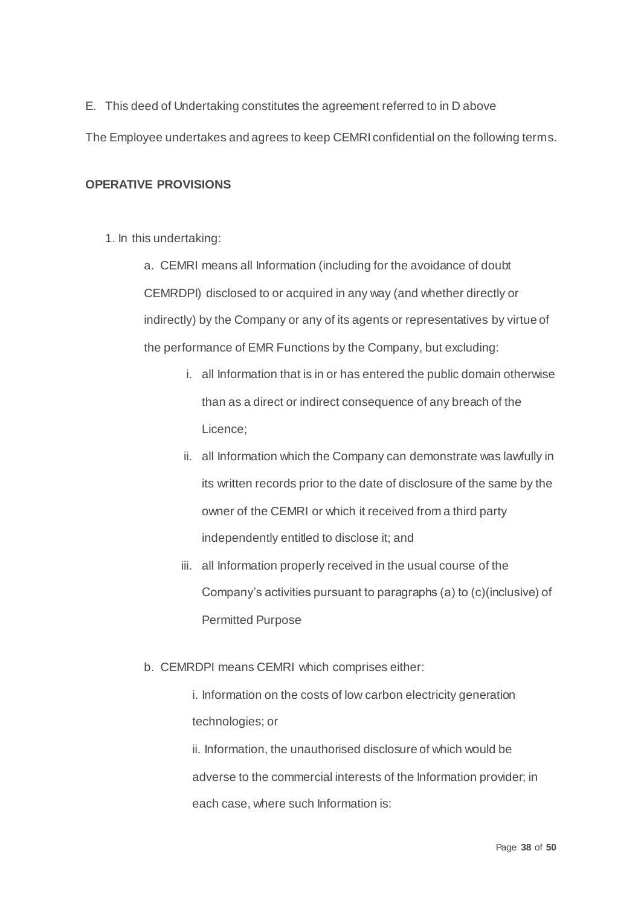E. This deed of Undertaking constitutes the agreement referred to in D above

The Employee undertakes and agrees to keep CEMRI confidential on the following terms.

**OPERATIVE PROVISIONS**

1. In this undertaking:

   a. CEMRI means all Information (including for the avoidance of doubt CEMRDPI) disclosed to or acquired in any way (and whether directly or indirectly) by the Company or any of its agents or representatives by virtue of the performance of EMR Functions by the Company, but excluding:

      i. all Information that is in or has entered the public domain otherwise than as a direct or indirect consequence of any breach of the Licence;

      ii. all Information which the Company can demonstrate was lawfully in its written records prior to the date of disclosure of the same by the owner of the CEMRI or which it received from a third party independently entitled to disclose it; and

      iii. all Information properly received in the usual course of the Company's activities pursuant to paragraphs (a) to (c)(inclusive) of Permitted Purpose

   b. CEMRDPI means CEMRI which comprises either:

      i. Information on the costs of low carbon electricity generation technologies; or

      ii. Information, the unauthorised disclosure of which would be adverse to the commercial interests of the Information provider; in each case, where such Information is: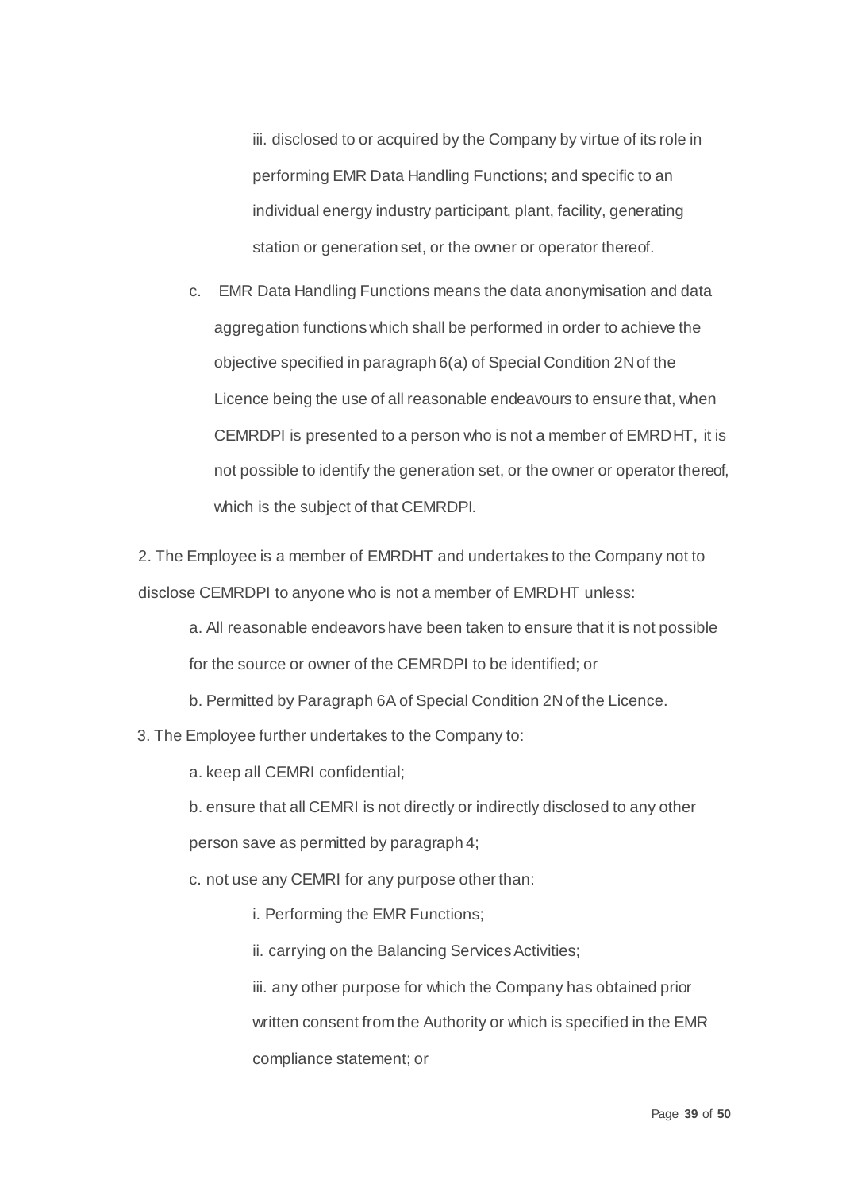iii. disclosed to or acquired by the Company by virtue of its role in performing EMR Data Handling Functions; and specific to an individual energy industry participant, plant, facility, generating station or generation set, or the owner or operator thereof.

c. EMR Data Handling Functions means the data anonymisation and data aggregation functions which shall be performed in order to achieve the objective specified in paragraph 6(a) of Special Condition 2N of the Licence being the use of all reasonable endeavours to ensure that, when CEMRDPI is presented to a person who is not a member of EMRDHT, it is not possible to identify the generation set, or the owner or operator thereof, which is the subject of that CEMRDPI.

2. The Employee is a member of EMRDHT and undertakes to the Company not to disclose CEMRDPI to anyone who is not a member of EMRDHT unless:

a. All reasonable endeavors have been taken to ensure that it is not possible for the source or owner of the CEMRDPI to be identified; or

b. Permitted by Paragraph 6A of Special Condition 2N of the Licence.

3. The Employee further undertakes to the Company to:

a. keep all CEMRI confidential;

b. ensure that all CEMRI is not directly or indirectly disclosed to any other person save as permitted by paragraph 4;

c. not use any CEMRI for any purpose other than:

i. Performing the EMR Functions;

ii. carrying on the Balancing Services Activities;

iii. any other purpose for which the Company has obtained prior written consent from the Authority or which is specified in the EMR compliance statement; or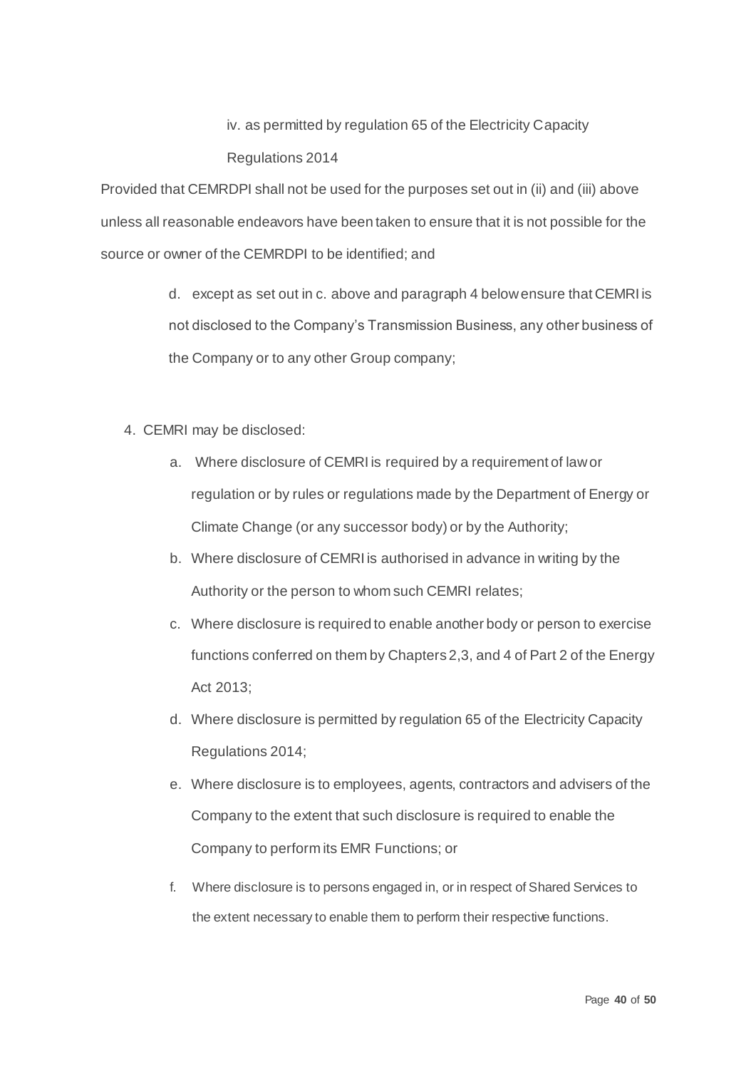iv. as permitted by regulation 65 of the Electricity Capacity Regulations 2014

Provided that CEMRDPI shall not be used for the purposes set out in (ii) and (iii) above unless all reasonable endeavors have been taken to ensure that it is not possible for the source or owner of the CEMRDPI to be identified; and

d. except as set out in c. above and paragraph 4 below ensure that CEMRI is not disclosed to the Company's Transmission Business, any other business of the Company or to any other Group company;

4. CEMRI may be disclosed:

   a. Where disclosure of CEMRI is required by a requirement of law or regulation or by rules or regulations made by the Department of Energy or Climate Change (or any successor body) or by the Authority;

   b. Where disclosure of CEMRI is authorised in advance in writing by the Authority or the person to whom such CEMRI relates;

   c. Where disclosure is required to enable another body or person to exercise functions conferred on them by Chapters 2,3, and 4 of Part 2 of the Energy Act 2013;

   d. Where disclosure is permitted by regulation 65 of the Electricity Capacity Regulations 2014;

   e. Where disclosure is to employees, agents, contractors and advisers of the Company to the extent that such disclosure is required to enable the Company to perform its EMR Functions; or

   f. Where disclosure is to persons engaged in, or in respect of Shared Services to the extent necessary to enable them to perform their respective functions.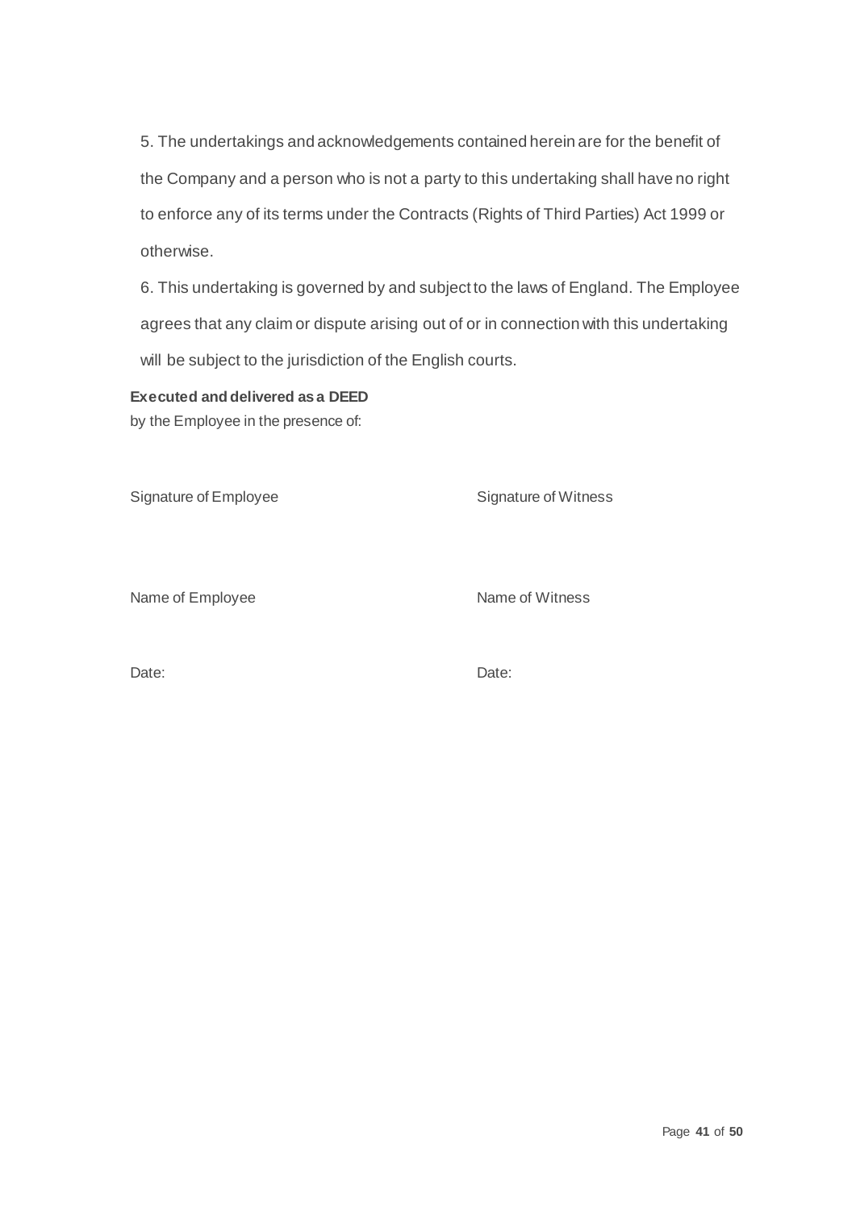5. The undertakings and acknowledgements contained herein are for the benefit of the Company and a person who is not a party to this undertaking shall have no right to enforce any of its terms under the Contracts (Rights of Third Parties) Act 1999 or otherwise.

6. This undertaking is governed by and subject to the laws of England. The Employee agrees that any claim or dispute arising out of or in connection with this undertaking will be subject to the jurisdiction of the English courts.

**Executed and delivered as a DEED**
by the Employee in the presence of:

| | |
|---|---|
| Signature of Employee | Signature of Witness |
| Name of Employee | Name of Witness |
| Date: | Date: |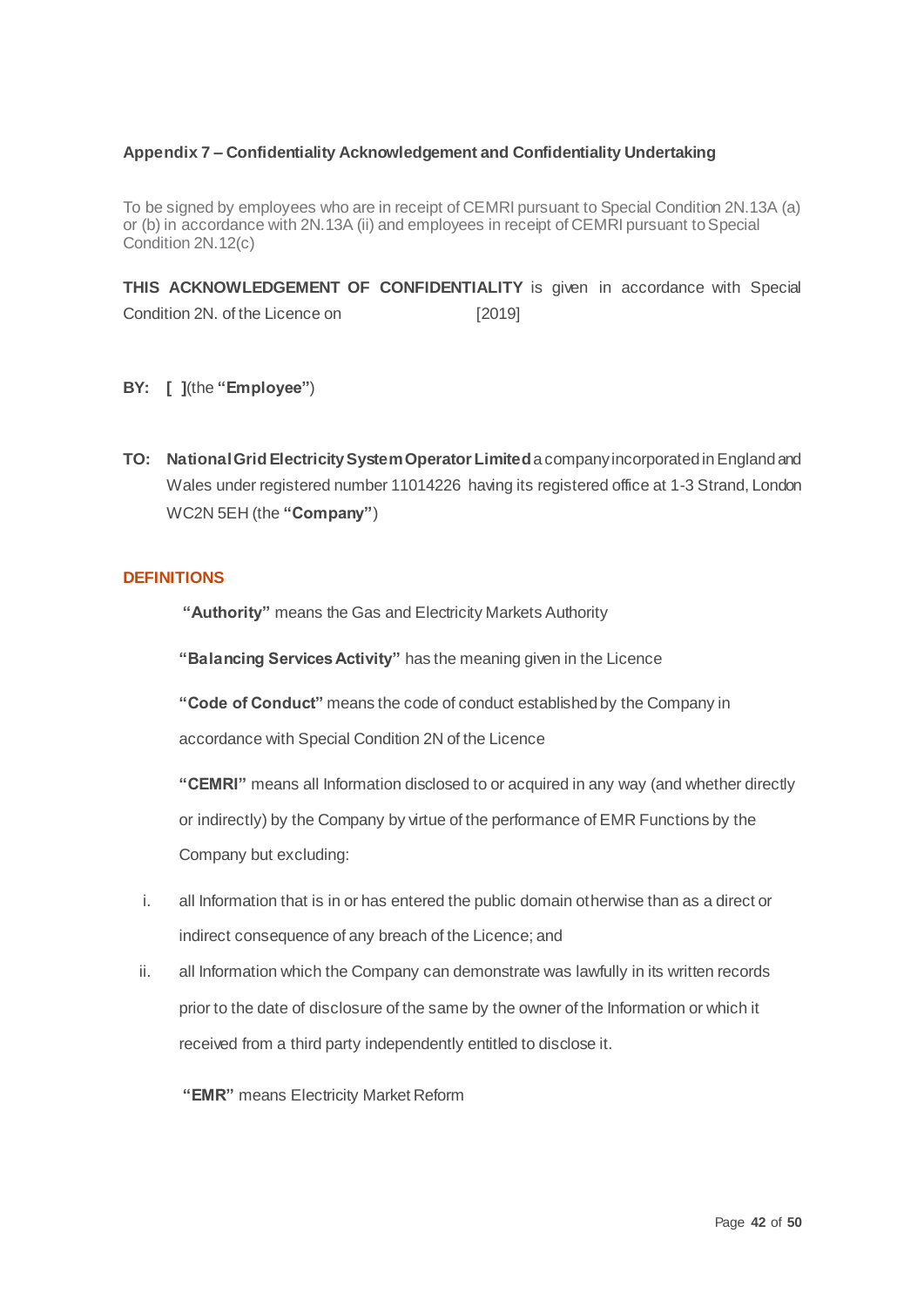**Appendix 7 – Confidentiality Acknowledgement and Confidentiality Undertaking**

To be signed by employees who are in receipt of CEMRI pursuant to Special Condition 2N.13A (a) or (b) in accordance with 2N.13A (ii) and employees in receipt of CEMRI pursuant to Special Condition 2N.12(c)

**THIS ACKNOWLEDGEMENT OF CONFIDENTIALITY** is given in accordance with Special Condition 2N. of the Licence on [2019]

**BY: [ ]**(the **"Employee"**)

**TO: National Grid Electricity System Operator Limited** a company incorporated in England and Wales under registered number 11014226 having its registered office at 1-3 Strand, London WC2N 5EH (the **"Company"**)

**DEFINITIONS**

**"Authority"** means the Gas and Electricity Markets Authority

**"Balancing Services Activity"** has the meaning given in the Licence

**"Code of Conduct"** means the code of conduct established by the Company in accordance with Special Condition 2N of the Licence

**"CEMRI"** means all Information disclosed to or acquired in any way (and whether directly or indirectly) by the Company by virtue of the performance of EMR Functions by the Company but excluding:

i. all Information that is in or has entered the public domain otherwise than as a direct or indirect consequence of any breach of the Licence; and

ii. all Information which the Company can demonstrate was lawfully in its written records prior to the date of disclosure of the same by the owner of the Information or which it received from a third party independently entitled to disclose it.

**"EMR"** means Electricity Market Reform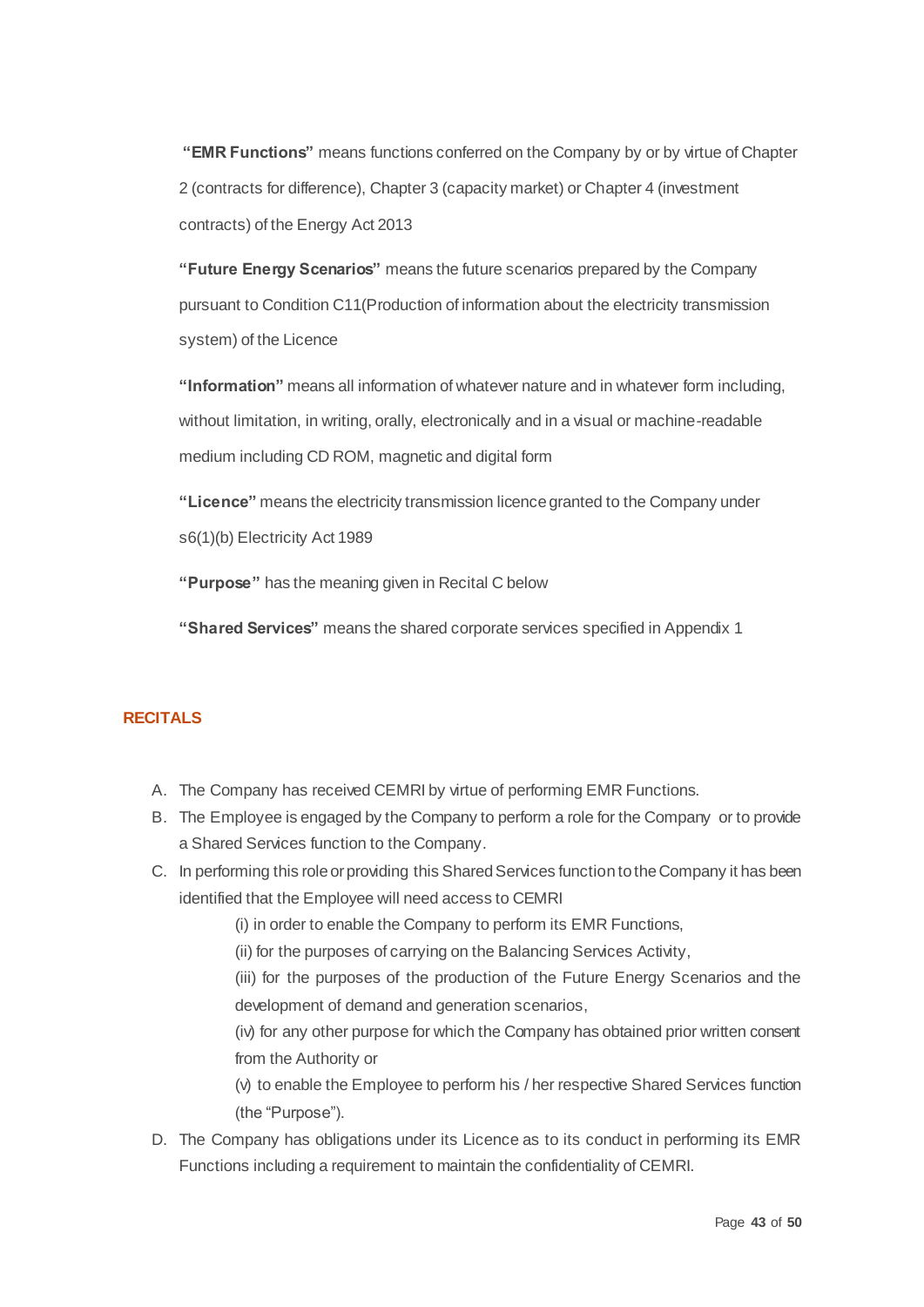**"EMR Functions"** means functions conferred on the Company by or by virtue of Chapter 2 (contracts for difference), Chapter 3 (capacity market) or Chapter 4 (investment contracts) of the Energy Act 2013

**"Future Energy Scenarios"** means the future scenarios prepared by the Company pursuant to Condition C11(Production of information about the electricity transmission system) of the Licence

**"Information"** means all information of whatever nature and in whatever form including, without limitation, in writing, orally, electronically and in a visual or machine-readable medium including CD ROM, magnetic and digital form

**"Licence"** means the electricity transmission licence granted to the Company under s6(1)(b) Electricity Act 1989

**"Purpose"** has the meaning given in Recital C below

**"Shared Services"** means the shared corporate services specified in Appendix 1

## RECITALS

A. The Company has received CEMRI by virtue of performing EMR Functions.

B. The Employee is engaged by the Company to perform a role for the Company or to provide a Shared Services function to the Company.

C. In performing this role or providing this Shared Services function to the Company it has been identified that the Employee will need access to CEMRI

   (i) in order to enable the Company to perform its EMR Functions,

   (ii) for the purposes of carrying on the Balancing Services Activity,

   (iii) for the purposes of the production of the Future Energy Scenarios and the development of demand and generation scenarios,

   (iv) for any other purpose for which the Company has obtained prior written consent from the Authority or

   (v) to enable the Employee to perform his / her respective Shared Services function (the "Purpose").

D. The Company has obligations under its Licence as to its conduct in performing its EMR Functions including a requirement to maintain the confidentiality of CEMRI.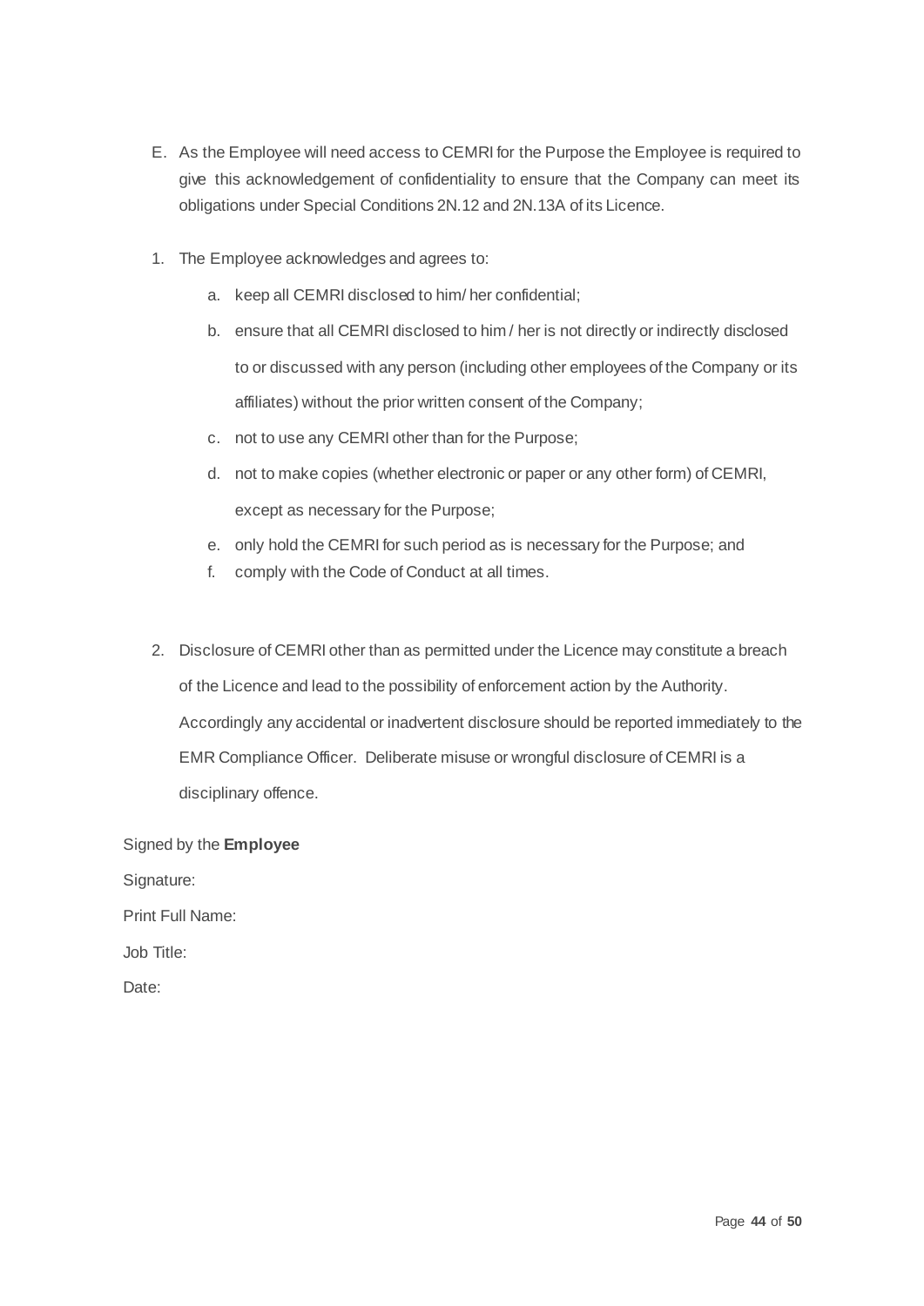E. As the Employee will need access to CEMRI for the Purpose the Employee is required to give this acknowledgement of confidentiality to ensure that the Company can meet its obligations under Special Conditions 2N.12 and 2N.13A of its Licence.

1. The Employee acknowledges and agrees to:

   a. keep all CEMRI disclosed to him/ her confidential;

   b. ensure that all CEMRI disclosed to him / her is not directly or indirectly disclosed to or discussed with any person (including other employees of the Company or its affiliates) without the prior written consent of the Company;

   c. not to use any CEMRI other than for the Purpose;

   d. not to make copies (whether electronic or paper or any other form) of CEMRI, except as necessary for the Purpose;

   e. only hold the CEMRI for such period as is necessary for the Purpose; and

   f. comply with the Code of Conduct at all times.

2. Disclosure of CEMRI other than as permitted under the Licence may constitute a breach of the Licence and lead to the possibility of enforcement action by the Authority. Accordingly any accidental or inadvertent disclosure should be reported immediately to the EMR Compliance Officer. Deliberate misuse or wrongful disclosure of CEMRI is a disciplinary offence.

Signed by the **Employee**

Signature:

Print Full Name:

Job Title:

Date: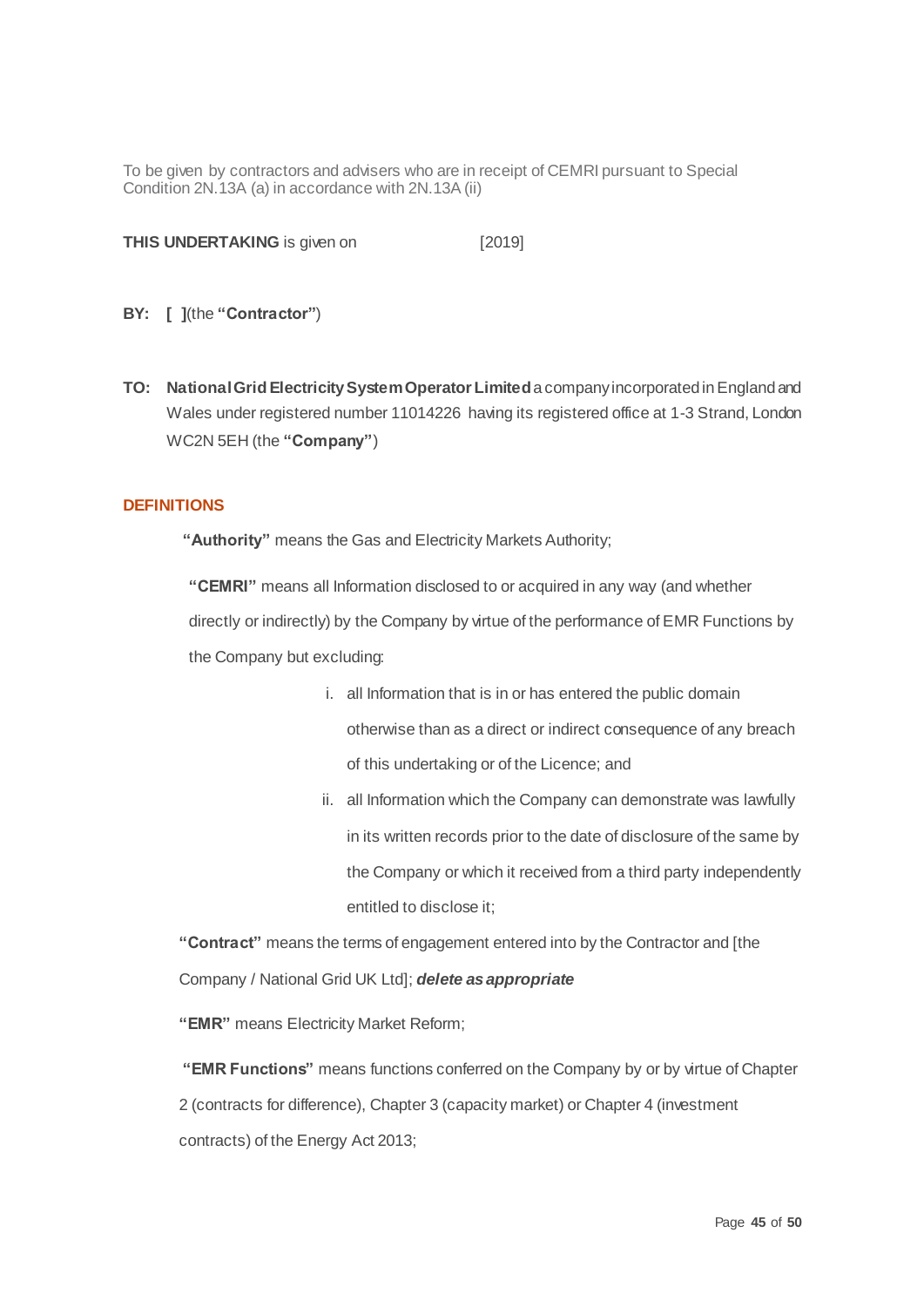To be given by contractors and advisers who are in receipt of CEMRI pursuant to Special Condition 2N.13A (a) in accordance with 2N.13A (ii)

**THIS UNDERTAKING** is given on [2019]

**BY:** **[ ]**(the **"Contractor"**)

**TO:** **National Grid Electricity System Operator Limited** a company incorporated in England and Wales under registered number 11014226 having its registered office at 1-3 Strand, London WC2N 5EH (the **"Company"**)

## DEFINITIONS

**"Authority"** means the Gas and Electricity Markets Authority;

**"CEMRI"** means all Information disclosed to or acquired in any way (and whether directly or indirectly) by the Company by virtue of the performance of EMR Functions by the Company but excluding:

i. all Information that is in or has entered the public domain otherwise than as a direct or indirect consequence of any breach of this undertaking or of the Licence; and

ii. all Information which the Company can demonstrate was lawfully in its written records prior to the date of disclosure of the same by the Company or which it received from a third party independently entitled to disclose it;

**"Contract"** means the terms of engagement entered into by the Contractor and [the Company / National Grid UK Ltd]; ***delete as appropriate***

**"EMR"** means Electricity Market Reform;

**"EMR Functions"** means functions conferred on the Company by or by virtue of Chapter 2 (contracts for difference), Chapter 3 (capacity market) or Chapter 4 (investment contracts) of the Energy Act 2013;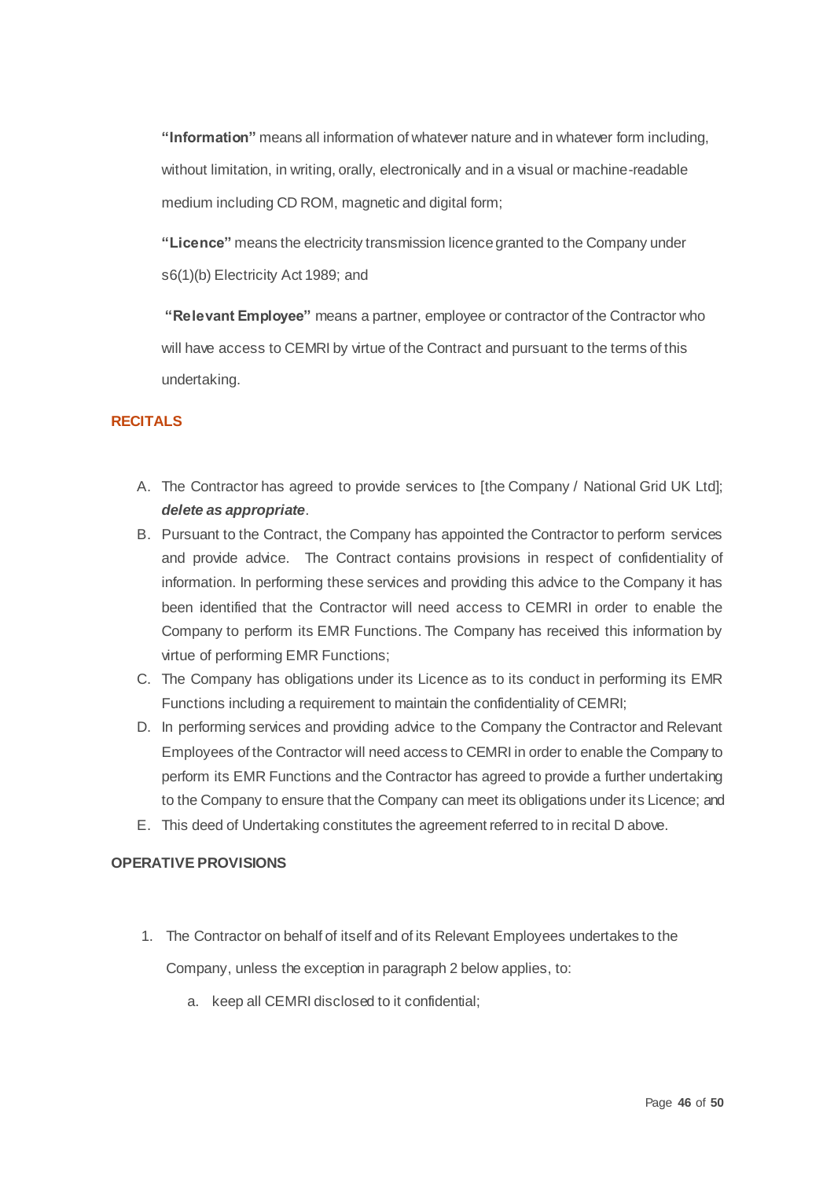**"Information"** means all information of whatever nature and in whatever form including, without limitation, in writing, orally, electronically and in a visual or machine-readable medium including CD ROM, magnetic and digital form;

**"Licence"** means the electricity transmission licence granted to the Company under s6(1)(b) Electricity Act 1989; and

**"Relevant Employee"** means a partner, employee or contractor of the Contractor who will have access to CEMRI by virtue of the Contract and pursuant to the terms of this undertaking.

## RECITALS

A. The Contractor has agreed to provide services to [the Company / National Grid UK Ltd]; ***delete as appropriate***.

B. Pursuant to the Contract, the Company has appointed the Contractor to perform services and provide advice. The Contract contains provisions in respect of confidentiality of information. In performing these services and providing this advice to the Company it has been identified that the Contractor will need access to CEMRI in order to enable the Company to perform its EMR Functions. The Company has received this information by virtue of performing EMR Functions;

C. The Company has obligations under its Licence as to its conduct in performing its EMR Functions including a requirement to maintain the confidentiality of CEMRI;

D. In performing services and providing advice to the Company the Contractor and Relevant Employees of the Contractor will need access to CEMRI in order to enable the Company to perform its EMR Functions and the Contractor has agreed to provide a further undertaking to the Company to ensure that the Company can meet its obligations under its Licence; and

E. This deed of Undertaking constitutes the agreement referred to in recital D above.

## OPERATIVE PROVISIONS

1. The Contractor on behalf of itself and of its Relevant Employees undertakes to the Company, unless the exception in paragraph 2 below applies, to:

   a. keep all CEMRI disclosed to it confidential;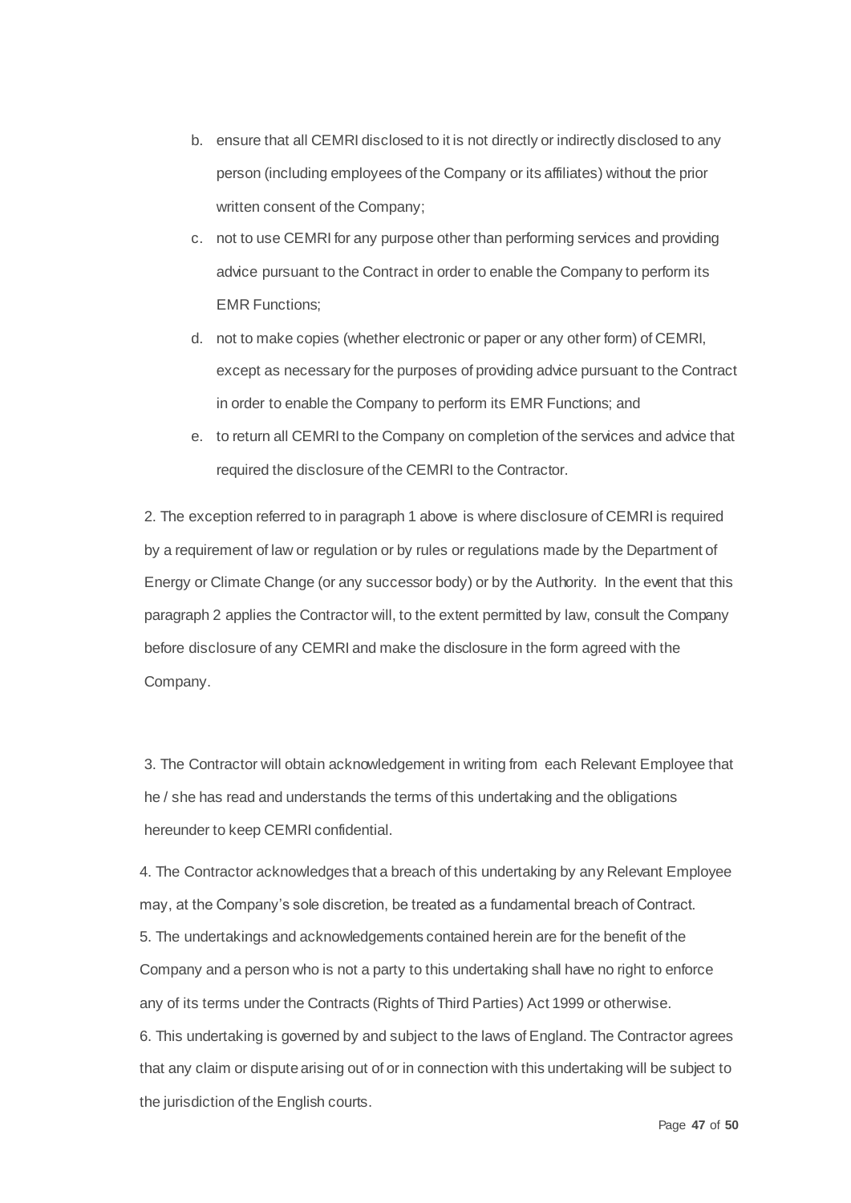b. ensure that all CEMRI disclosed to it is not directly or indirectly disclosed to any person (including employees of the Company or its affiliates) without the prior written consent of the Company;

c. not to use CEMRI for any purpose other than performing services and providing advice pursuant to the Contract in order to enable the Company to perform its EMR Functions;

d. not to make copies (whether electronic or paper or any other form) of CEMRI, except as necessary for the purposes of providing advice pursuant to the Contract in order to enable the Company to perform its EMR Functions; and

e. to return all CEMRI to the Company on completion of the services and advice that required the disclosure of the CEMRI to the Contractor.

2. The exception referred to in paragraph 1 above is where disclosure of CEMRI is required by a requirement of law or regulation or by rules or regulations made by the Department of Energy or Climate Change (or any successor body) or by the Authority. In the event that this paragraph 2 applies the Contractor will, to the extent permitted by law, consult the Company before disclosure of any CEMRI and make the disclosure in the form agreed with the Company.

3. The Contractor will obtain acknowledgement in writing from each Relevant Employee that he / she has read and understands the terms of this undertaking and the obligations hereunder to keep CEMRI confidential.

4. The Contractor acknowledges that a breach of this undertaking by any Relevant Employee may, at the Company's sole discretion, be treated as a fundamental breach of Contract.

5. The undertakings and acknowledgements contained herein are for the benefit of the Company and a person who is not a party to this undertaking shall have no right to enforce any of its terms under the Contracts (Rights of Third Parties) Act 1999 or otherwise.

6. This undertaking is governed by and subject to the laws of England. The Contractor agrees that any claim or dispute arising out of or in connection with this undertaking will be subject to the jurisdiction of the English courts.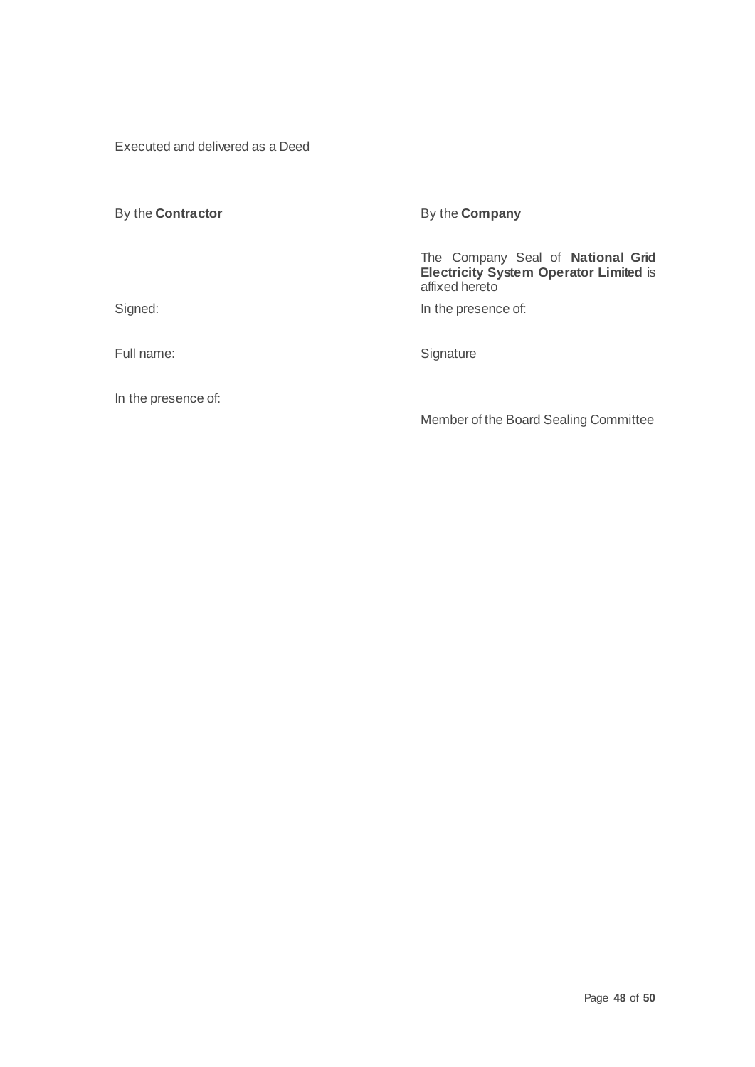Executed and delivered as a Deed

| By the **Contractor** | By the **Company** |
| --- | --- |
| | The Company Seal of **National Grid Electricity System Operator Limited** is affixed hereto |
| Signed: | In the presence of: |
| Full name: | Signature |
| In the presence of: | |
| | Member of the Board Sealing Committee |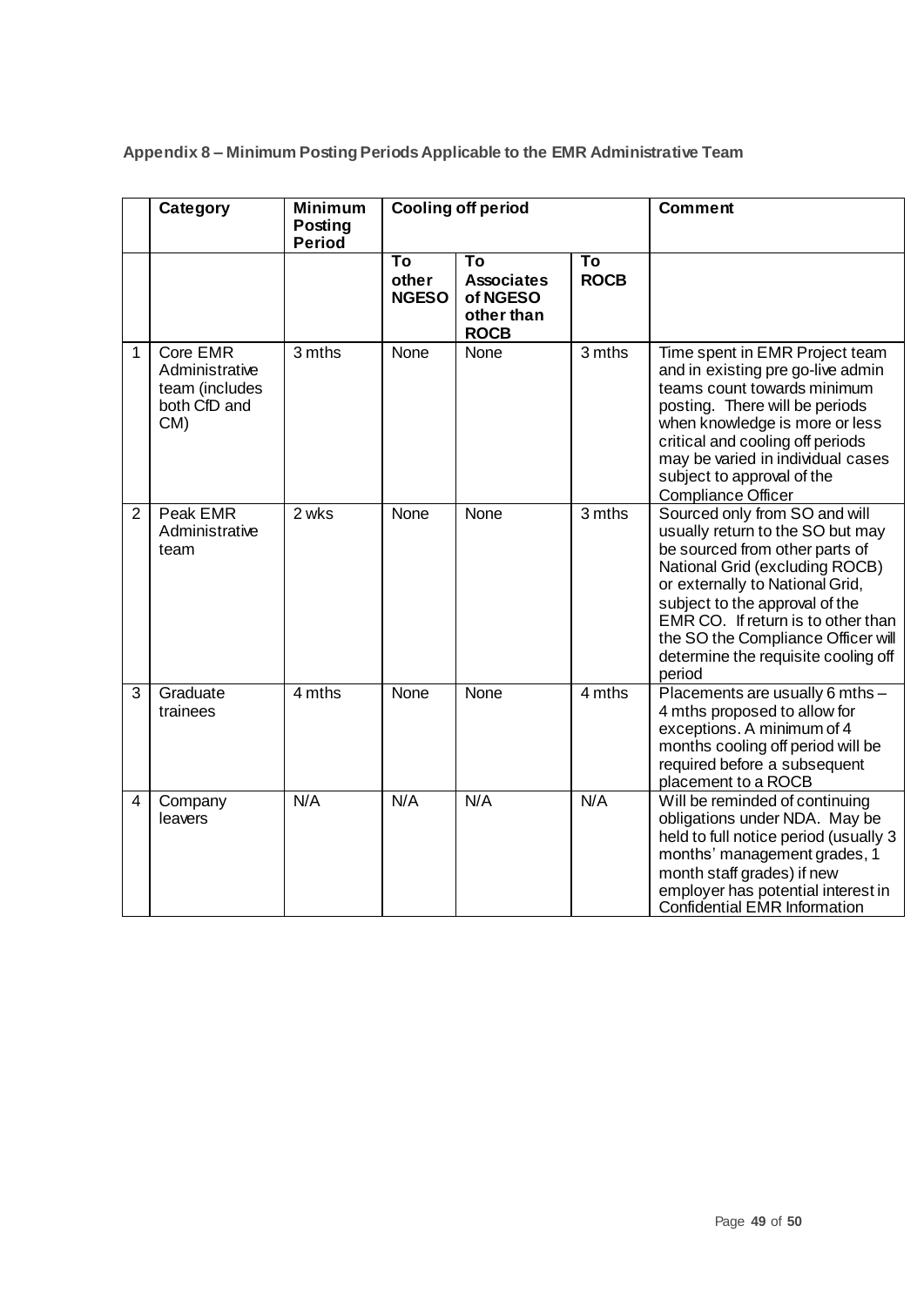**Appendix 8 – Minimum Posting Periods Applicable to the EMR Administrative Team**

| | Category | Minimum Posting Period | Cooling off period | | | Comment |
|---|---|---|---|---|---|---|
| | | | To other NGESO | To Associates of NGESO other than ROCB | To ROCB | |
| 1 | Core EMR Administrative team (includes both CfD and CM) | 3 mths | None | None | 3 mths | Time spent in EMR Project team and in existing pre go-live admin teams count towards minimum posting. There will be periods when knowledge is more or less critical and cooling off periods may be varied in individual cases subject to approval of the Compliance Officer |
| 2 | Peak EMR Administrative team | 2 wks | None | None | 3 mths | Sourced only from SO and will usually return to the SO but may be sourced from other parts of National Grid (excluding ROCB) or externally to National Grid, subject to the approval of the EMR CO. If return is to other than the SO the Compliance Officer will determine the requisite cooling off period |
| 3 | Graduate trainees | 4 mths | None | None | 4 mths | Placements are usually 6 mths – 4 mths proposed to allow for exceptions. A minimum of 4 months cooling off period will be required before a subsequent placement to a ROCB |
| 4 | Company leavers | N/A | N/A | N/A | N/A | Will be reminded of continuing obligations under NDA. May be held to full notice period (usually 3 months' management grades, 1 month staff grades) if new employer has potential interest in Confidential EMR Information |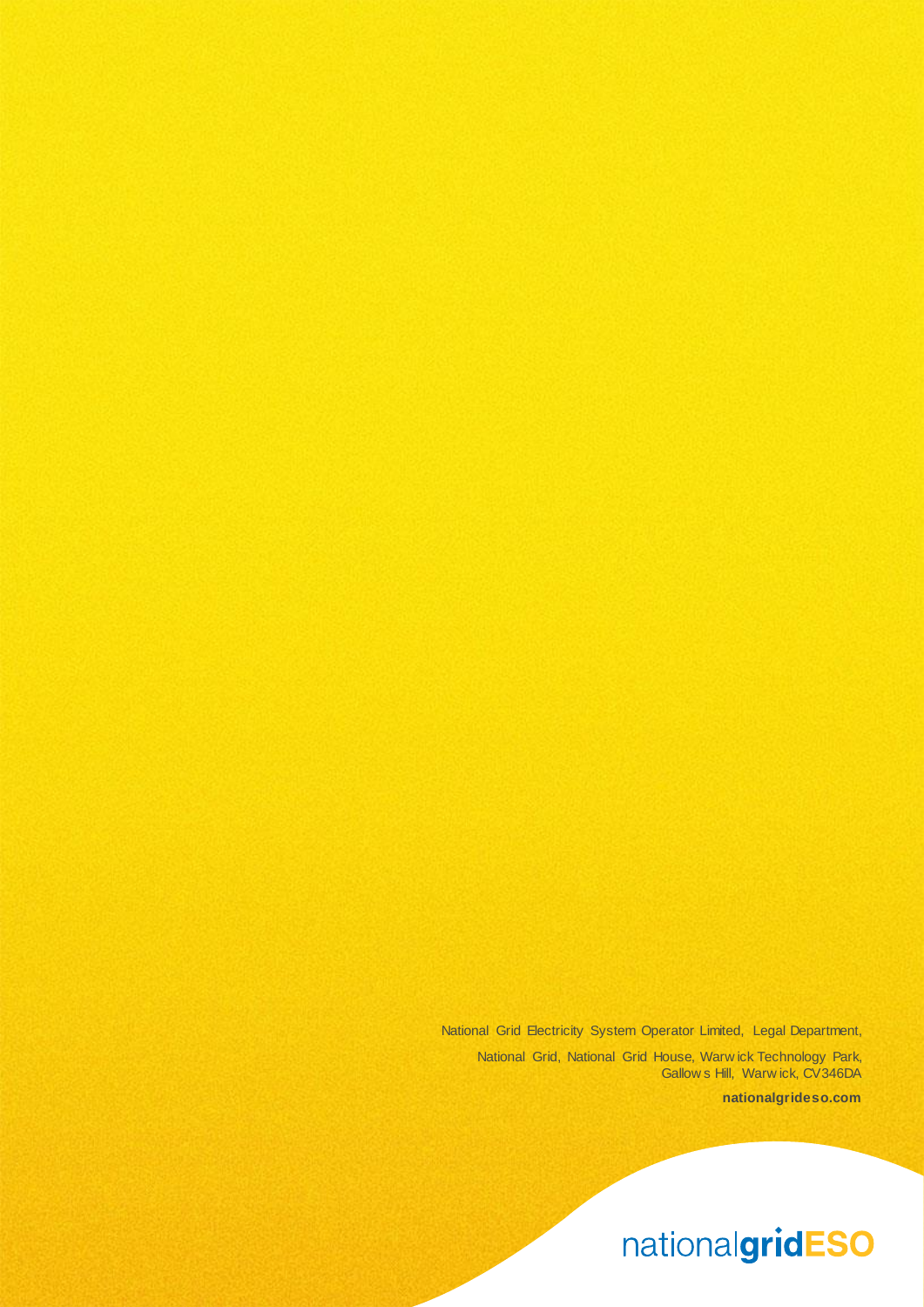National Grid Electricity System Operator Limited, Legal Department,

National Grid, National Grid House, Warwick Technology Park, Gallows Hill, Warwick, CV346DA

**nationalgrideso.com**

nationalgridESO